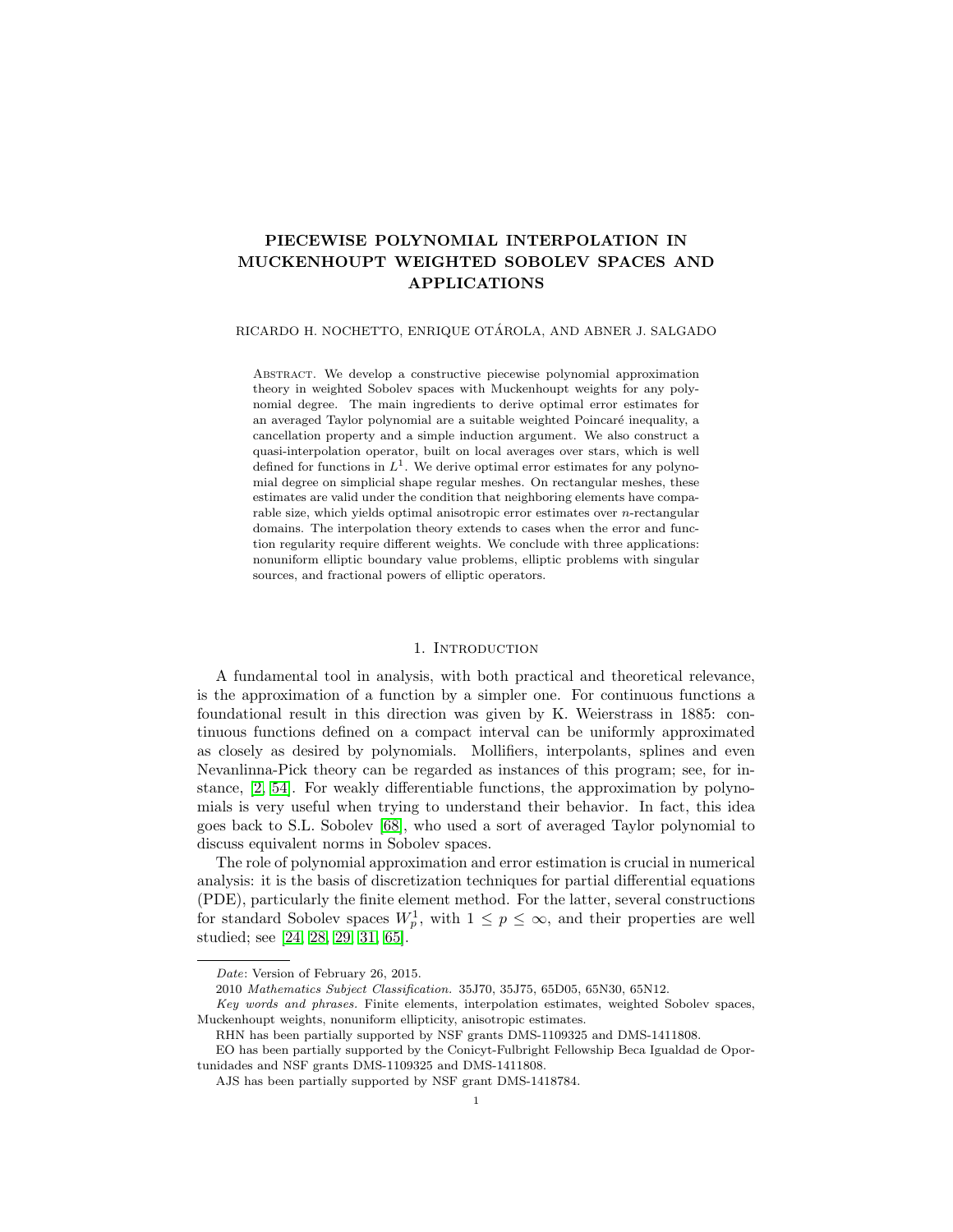# PIECEWISE POLYNOMIAL INTERPOLATION IN MUCKENHOUPT WEIGHTED SOBOLEV SPACES AND APPLICATIONS

RICARDO H. NOCHETTO, ENRIQUE OTÁROLA, AND ABNER J. SALGADO

Abstract. We develop a constructive piecewise polynomial approximation theory in weighted Sobolev spaces with Muckenhoupt weights for any polynomial degree. The main ingredients to derive optimal error estimates for an averaged Taylor polynomial are a suitable weighted Poincaré inequality, a cancellation property and a simple induction argument. We also construct a quasi-interpolation operator, built on local averages over stars, which is well defined for functions in $L^1$. We derive optimal error estimates for any polynomial degree on simplicial shape regular meshes. On rectangular meshes, these estimates are valid under the condition that neighboring elements have comparable size, which yields optimal anisotropic error estimates over $n$-rectangular domains. The interpolation theory extends to cases when the error and function regularity require different weights. We conclude with three applications: nonuniform elliptic boundary value problems, elliptic problems with singular sources, and fractional powers of elliptic operators.

## 1. Introduction

A fundamental tool in analysis, with both practical and theoretical relevance, is the approximation of a function by a simpler one. For continuous functions a foundational result in this direction was given by K. Weierstrass in 1885: continuous functions defined on a compact interval can be uniformly approximated as closely as desired by polynomials. Mollifiers, interpolants, splines and even Nevanlinna-Pick theory can be regarded as instances of this program; see, for instance, [2, 54]. For weakly differentiable functions, the approximation by polynomials is very useful when trying to understand their behavior. In fact, this idea goes back to S.L. Sobolev [68], who used a sort of averaged Taylor polynomial to discuss equivalent norms in Sobolev spaces.

The role of polynomial approximation and error estimation is crucial in numerical analysis: it is the basis of discretization techniques for partial differential equations (PDE), particularly the finite element method. For the latter, several constructions for standard Sobolev spaces $W^1_p$, with $1 \leq p \leq \infty$, and their properties are well studied; see [24, 28, 29, 31, 65].

*Date*: Version of February 26, 2015.

2010 *Mathematics Subject Classification.* 35J70, 35J75, 65D05, 65N30, 65N12.

*Key words and phrases.* Finite elements, interpolation estimates, weighted Sobolev spaces, Muckenhoupt weights, nonuniform ellipticity, anisotropic estimates.

RHN has been partially supported by NSF grants DMS-1109325 and DMS-1411808.

EO has been partially supported by the Conicyt-Fulbright Fellowship Beca Igualdad de Oportunidades and NSF grants DMS-1109325 and DMS-1411808.

AJS has been partially supported by NSF grant DMS-1418784.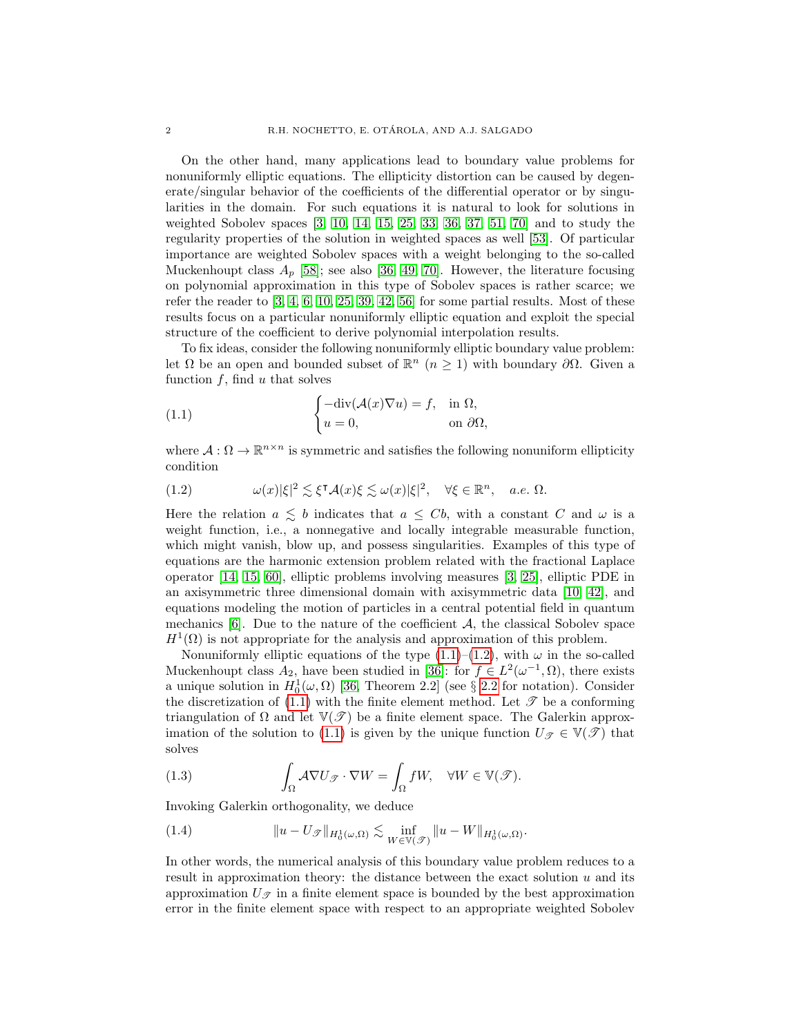On the other hand, many applications lead to boundary value problems for nonuniformly elliptic equations. The ellipticity distortion can be caused by degenerate/singular behavior of the coefficients of the differential operator or by singularities in the domain. For such equations it is natural to look for solutions in weighted Sobolev spaces [3, 10, 14, 15, 25, 33, 36, 37, 51, 70] and to study the regularity properties of the solution in weighted spaces as well [53]. Of particular importance are weighted Sobolev spaces with a weight belonging to the so-called Muckenhoupt class $A_p$ [58]; see also [36, 49, 70]. However, the literature focusing on polynomial approximation in this type of Sobolev spaces is rather scarce; we refer the reader to [3, 4, 6, 10, 25, 39, 42, 56] for some partial results. Most of these results focus on a particular nonuniformly elliptic equation and exploit the special structure of the coefficient to derive polynomial interpolation results.

To fix ideas, consider the following nonuniformly elliptic boundary value problem: let $\Omega$ be an open and bounded subset of $\mathbb{R}^n$ ($n \geq 1$) with boundary $\partial\Omega$. Given a function $f$, find $u$ that solves

$$
\begin{cases} -\mathrm{div}(\mathcal{A}(x)\nabla u) = f, & \text{in } \Omega, \\ u = 0, & \text{on } \partial\Omega, \end{cases} \tag{1.1}
$$

where $\mathcal{A} : \Omega \to \mathbb{R}^{n\times n}$ is symmetric and satisfies the following nonuniform ellipticity condition

$$
\omega(x)|\xi|^2 \lesssim \xi^{\intercal}\mathcal{A}(x)\xi \lesssim \omega(x)|\xi|^2, \quad \forall \xi \in \mathbb{R}^n, \quad a.e.\ \Omega. \tag{1.2}
$$

Here the relation $a \lesssim b$ indicates that $a \leq Cb$, with a constant $C$ and $\omega$ is a weight function, i.e., a nonnegative and locally integrable measurable function, which might vanish, blow up, and possess singularities. Examples of this type of equations are the harmonic extension problem related with the fractional Laplace operator [14, 15, 60], elliptic problems involving measures [3, 25], elliptic PDE in an axisymmetric three dimensional domain with axisymmetric data [10, 42], and equations modeling the motion of particles in a central potential field in quantum mechanics [6]. Due to the nature of the coefficient $\mathcal{A}$, the classical Sobolev space $H^1(\Omega)$ is not appropriate for the analysis and approximation of this problem.

Nonuniformly elliptic equations of the type (1.1)–(1.2), with $\omega$ in the so-called Muckenhoupt class $A_2$, have been studied in [36]: for $f \in L^2(\omega^{-1}, \Omega)$, there exists a unique solution in $H_0^1(\omega, \Omega)$ [36, Theorem 2.2] (see § 2.2 for notation). Consider the discretization of (1.1) with the finite element method. Let $\mathscr{T}$ be a conforming triangulation of $\Omega$ and let $\mathbb{V}(\mathscr{T})$ be a finite element space. The Galerkin approximation of the solution to (1.1) is given by the unique function $U_{\mathscr{T}} \in \mathbb{V}(\mathscr{T})$ that solves

$$
\int_{\Omega} \mathcal{A}\nabla U_{\mathscr{T}} \cdot \nabla W = \int_{\Omega} fW, \quad \forall W \in \mathbb{V}(\mathscr{T}). \tag{1.3}
$$

Invoking Galerkin orthogonality, we deduce

$$
\|u - U_{\mathscr{T}}\|_{H_0^1(\omega,\Omega)} \lesssim \inf_{W\in\mathbb{V}(\mathscr{T})} \|u - W\|_{H_0^1(\omega,\Omega)}. \tag{1.4}
$$

In other words, the numerical analysis of this boundary value problem reduces to a result in approximation theory: the distance between the exact solution $u$ and its approximation $U_{\mathscr{T}}$ in a finite element space is bounded by the best approximation error in the finite element space with respect to an appropriate weighted Sobolev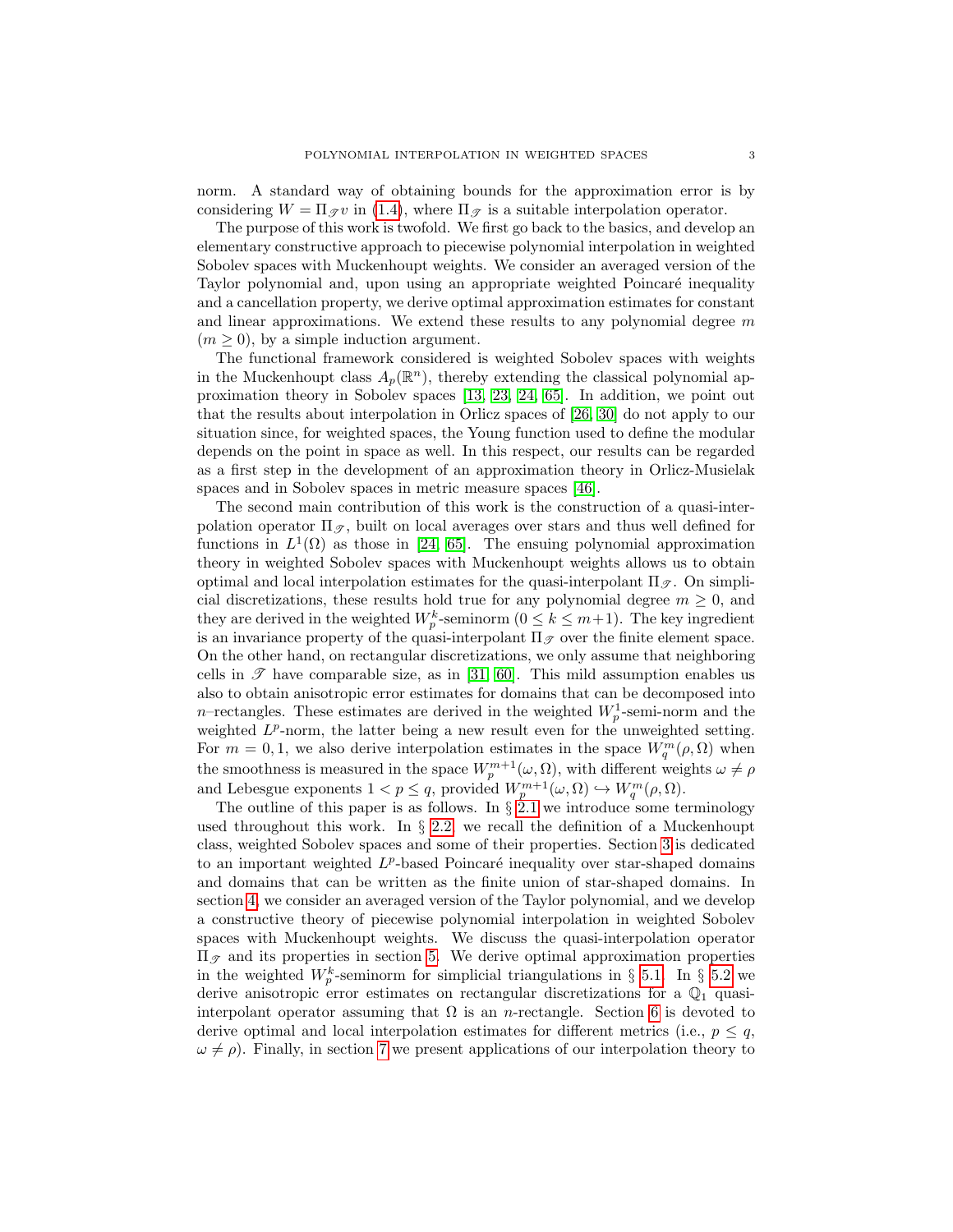norm. A standard way of obtaining bounds for the approximation error is by considering $W = \Pi_{\mathscr{T}} v$ in (1.4), where $\Pi_{\mathscr{T}}$ is a suitable interpolation operator.

The purpose of this work is twofold. We first go back to the basics, and develop an elementary constructive approach to piecewise polynomial interpolation in weighted Sobolev spaces with Muckenhoupt weights. We consider an averaged version of the Taylor polynomial and, upon using an appropriate weighted Poincaré inequality and a cancellation property, we derive optimal approximation estimates for constant and linear approximations. We extend these results to any polynomial degree $m$ ($m \geq 0$), by a simple induction argument.

The functional framework considered is weighted Sobolev spaces with weights in the Muckenhoupt class $A_p(\mathbb{R}^n)$, thereby extending the classical polynomial approximation theory in Sobolev spaces [13, 23, 24, 65]. In addition, we point out that the results about interpolation in Orlicz spaces of [26, 30] do not apply to our situation since, for weighted spaces, the Young function used to define the modular depends on the point in space as well. In this respect, our results can be regarded as a first step in the development of an approximation theory in Orlicz-Musielak spaces and in Sobolev spaces in metric measure spaces [46].

The second main contribution of this work is the construction of a quasi-interpolation operator $\Pi_{\mathscr{T}}$, built on local averages over stars and thus well defined for functions in $L^1(\Omega)$ as those in [24, 65]. The ensuing polynomial approximation theory in weighted Sobolev spaces with Muckenhoupt weights allows us to obtain optimal and local interpolation estimates for the quasi-interpolant $\Pi_{\mathscr{T}}$. On simplicial discretizations, these results hold true for any polynomial degree $m \geq 0$, and they are derived in the weighted $W^k_p$-seminorm ($0 \leq k \leq m+1$). The key ingredient is an invariance property of the quasi-interpolant $\Pi_{\mathscr{T}}$ over the finite element space. On the other hand, on rectangular discretizations, we only assume that neighboring cells in $\mathscr{T}$ have comparable size, as in [31, 60]. This mild assumption enables us also to obtain anisotropic error estimates for domains that can be decomposed into $n$–rectangles. These estimates are derived in the weighted $W^1_p$-semi-norm and the weighted $L^p$-norm, the latter being a new result even for the unweighted setting. For $m = 0, 1$, we also derive interpolation estimates in the space $W^m_q(\rho, \Omega)$ when the smoothness is measured in the space $W^{m+1}_p(\omega, \Omega)$, with different weights $\omega \neq \rho$ and Lebesgue exponents $1 < p \leq q$, provided $W^{m+1}_p(\omega, \Omega) \hookrightarrow W^m_q(\rho, \Omega)$.

The outline of this paper is as follows. In § 2.1 we introduce some terminology used throughout this work. In § 2.2 we recall the definition of a Muckenhoupt class, weighted Sobolev spaces and some of their properties. Section 3 is dedicated to an important weighted $L^p$-based Poincaré inequality over star-shaped domains and domains that can be written as the finite union of star-shaped domains. In section 4, we consider an averaged version of the Taylor polynomial, and we develop a constructive theory of piecewise polynomial interpolation in weighted Sobolev spaces with Muckenhoupt weights. We discuss the quasi-interpolation operator $\Pi_{\mathscr{T}}$ and its properties in section 5. We derive optimal approximation properties in the weighted $W^k_p$-seminorm for simplicial triangulations in § 5.1. In § 5.2 we derive anisotropic error estimates on rectangular discretizations for a $\mathbb{Q}_1$ quasi-interpolant operator assuming that $\Omega$ is an $n$-rectangle. Section 6 is devoted to derive optimal and local interpolation estimates for different metrics (i.e., $p \leq q$, $\omega \neq \rho$). Finally, in section 7 we present applications of our interpolation theory to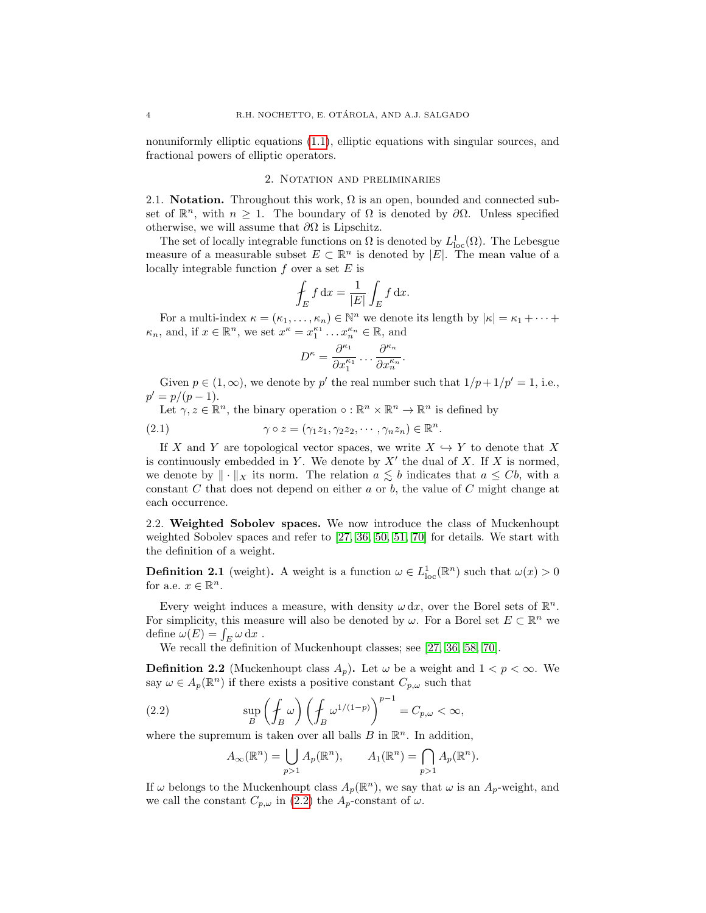nonuniformly elliptic equations (1.1), elliptic equations with singular sources, and fractional powers of elliptic operators.

## 2. Notation and preliminaries

2.1. **Notation.** Throughout this work, $\Omega$ is an open, bounded and connected subset of $\mathbb{R}^n$, with $n \geq 1$. The boundary of $\Omega$ is denoted by $\partial\Omega$. Unless specified otherwise, we will assume that $\partial\Omega$ is Lipschitz.

The set of locally integrable functions on $\Omega$ is denoted by $L^1_{\mathrm{loc}}(\Omega)$. The Lebesgue measure of a measurable subset $E \subset \mathbb{R}^n$ is denoted by $|E|$. The mean value of a locally integrable function $f$ over a set $E$ is

$$\fint_E f \, \mathrm{d}x = \frac{1}{|E|} \int_E f \, \mathrm{d}x.$$

For a multi-index $\kappa = (\kappa_1, \ldots, \kappa_n) \in \mathbb{N}^n$ we denote its length by $|\kappa| = \kappa_1 + \cdots + \kappa_n$, and, if $x \in \mathbb{R}^n$, we set $x^\kappa = x_1^{\kappa_1} \ldots x_n^{\kappa_n} \in \mathbb{R}$, and

$$D^\kappa = \frac{\partial^{\kappa_1}}{\partial x_1^{\kappa_1}} \cdots \frac{\partial^{\kappa_n}}{\partial x_n^{\kappa_n}}.$$

Given $p \in (1, \infty)$, we denote by $p'$ the real number such that $1/p + 1/p' = 1$, i.e., $p' = p/(p-1)$.

Let $\gamma, z \in \mathbb{R}^n$, the binary operation $\circ : \mathbb{R}^n \times \mathbb{R}^n \to \mathbb{R}^n$ is defined by

$$\gamma \circ z = (\gamma_1 z_1, \gamma_2 z_2, \cdots, \gamma_n z_n) \in \mathbb{R}^n. \tag{2.1}$$

If $X$ and $Y$ are topological vector spaces, we write $X \hookrightarrow Y$ to denote that $X$ is continuously embedded in $Y$. We denote by $X'$ the dual of $X$. If $X$ is normed, we denote by $\| \cdot \|_X$ its norm. The relation $a \lesssim b$ indicates that $a \leq Cb$, with a constant $C$ that does not depend on either $a$ or $b$, the value of $C$ might change at each occurrence.

2.2. **Weighted Sobolev spaces.** We now introduce the class of Muckenhoupt weighted Sobolev spaces and refer to [27, 36, 50, 51, 70] for details. We start with the definition of a weight.

**Definition 2.1** (weight)**.** A weight is a function $\omega \in L^1_{\mathrm{loc}}(\mathbb{R}^n)$ such that $\omega(x) > 0$ for a.e. $x \in \mathbb{R}^n$.

Every weight induces a measure, with density $\omega \, \mathrm{d}x$, over the Borel sets of $\mathbb{R}^n$. For simplicity, this measure will also be denoted by $\omega$. For a Borel set $E \subset \mathbb{R}^n$ we define $\omega(E) = \int_E \omega \, \mathrm{d}x$ .

We recall the definition of Muckenhoupt classes; see [27, 36, 58, 70].

**Definition 2.2** (Muckenhoupt class $A_p$)**.** Let $\omega$ be a weight and $1 < p < \infty$. We say $\omega \in A_p(\mathbb{R}^n)$ if there exists a positive constant $C_{p,\omega}$ such that

$$\sup_B \left( \fint_B \omega \right) \left( \fint_B \omega^{1/(1-p)} \right)^{p-1} = C_{p,\omega} < \infty, \tag{2.2}$$

where the supremum is taken over all balls $B$ in $\mathbb{R}^n$. In addition,

$$A_\infty(\mathbb{R}^n) = \bigcup_{p>1} A_p(\mathbb{R}^n), \qquad A_1(\mathbb{R}^n) = \bigcap_{p>1} A_p(\mathbb{R}^n).$$

If $\omega$ belongs to the Muckenhoupt class $A_p(\mathbb{R}^n)$, we say that $\omega$ is an $A_p$-weight, and we call the constant $C_{p,\omega}$ in (2.2) the $A_p$-constant of $\omega$.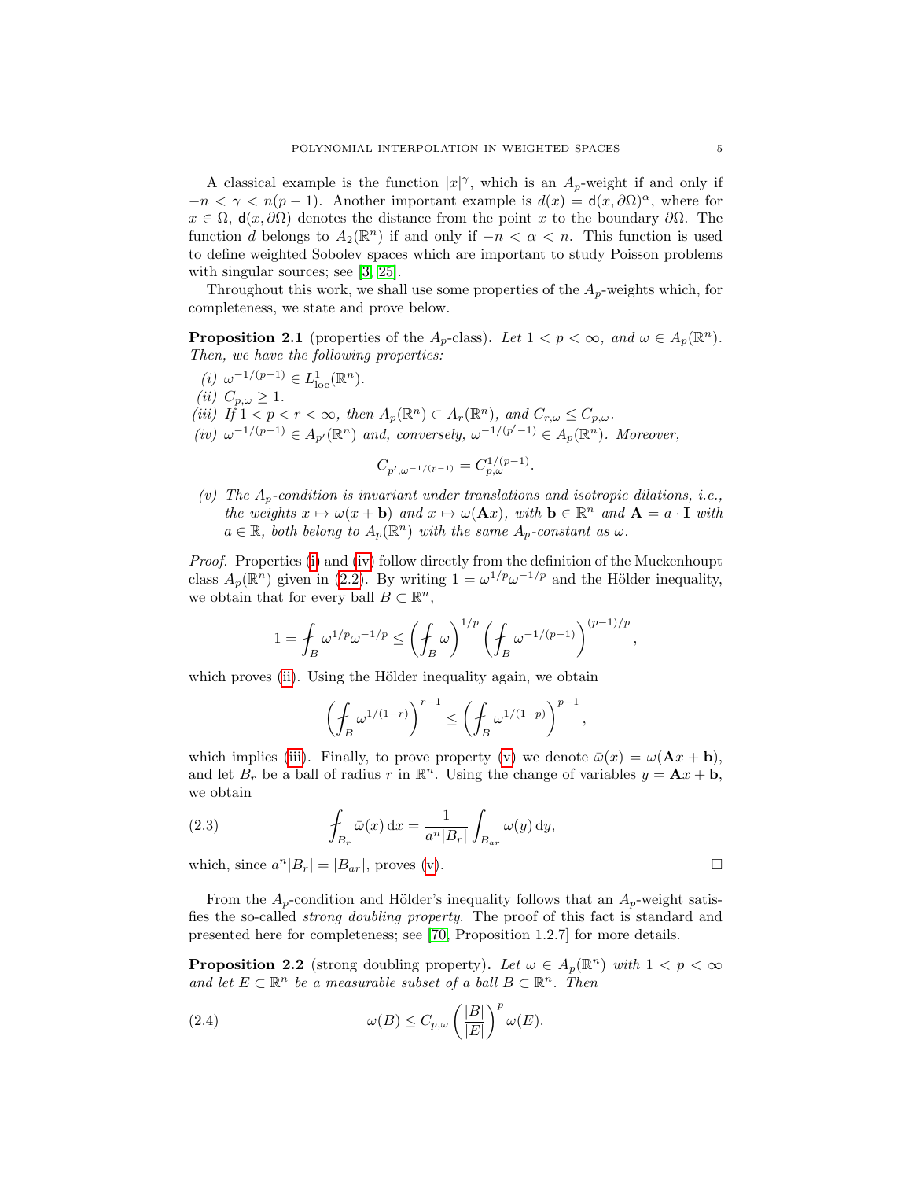A classical example is the function $|x|^\gamma$, which is an $A_p$-weight if and only if $-n < \gamma < n(p-1)$. Another important example is $d(x) = \mathsf{d}(x, \partial\Omega)^\alpha$, where for $x \in \Omega$, $\mathsf{d}(x, \partial\Omega)$ denotes the distance from the point $x$ to the boundary $\partial\Omega$. The function $d$ belongs to $A_2(\mathbb{R}^n)$ if and only if $-n < \alpha < n$. This function is used to define weighted Sobolev spaces which are important to study Poisson problems with singular sources; see [3, 25].

Throughout this work, we shall use some properties of the $A_p$-weights which, for completeness, we state and prove below.

**Proposition 2.1** (properties of the $A_p$-class)**.** *Let $1 < p < \infty$, and $\omega \in A_p(\mathbb{R}^n)$. Then, we have the following properties:*

*(i)* $\omega^{-1/(p-1)} \in L^1_{\mathrm{loc}}(\mathbb{R}^n)$.

*(ii)* $C_{p,\omega} \geq 1$.

*(iii)* *If $1 < p < r < \infty$, then $A_p(\mathbb{R}^n) \subset A_r(\mathbb{R}^n)$, and $C_{r,\omega} \leq C_{p,\omega}$.*

*(iv)* *$\omega^{-1/(p-1)} \in A_{p'}(\mathbb{R}^n)$ and, conversely, $\omega^{-1/(p'-1)} \in A_p(\mathbb{R}^n)$. Moreover,*

$$C_{p',\omega^{-1/(p-1)}} = C_{p,\omega}^{1/(p-1)}.$$

*(v)* *The $A_p$-condition is invariant under translations and isotropic dilations, i.e., the weights $x \mapsto \omega(x + \mathbf{b})$ and $x \mapsto \omega(\mathbf{A}x)$, with $\mathbf{b} \in \mathbb{R}^n$ and $\mathbf{A} = a \cdot \mathbf{I}$ with $a \in \mathbb{R}$, both belong to $A_p(\mathbb{R}^n)$ with the same $A_p$-constant as $\omega$.*

*Proof.* Properties (i) and (iv) follow directly from the definition of the Muckenhoupt class $A_p(\mathbb{R}^n)$ given in (2.2). By writing $1 = \omega^{1/p}\omega^{-1/p}$ and the Hölder inequality, we obtain that for every ball $B \subset \mathbb{R}^n$,

$$1 = \fint_B \omega^{1/p}\omega^{-1/p} \leq \left( \fint_B \omega \right)^{1/p} \left( \fint_B \omega^{-1/(p-1)} \right)^{(p-1)/p},$$

which proves (ii). Using the Hölder inequality again, we obtain

$$\left( \fint_B \omega^{1/(1-r)} \right)^{r-1} \leq \left( \fint_B \omega^{1/(1-p)} \right)^{p-1},$$

which implies (iii). Finally, to prove property (v) we denote $\bar{\omega}(x) = \omega(\mathbf{A}x + \mathbf{b})$, and let $B_r$ be a ball of radius $r$ in $\mathbb{R}^n$. Using the change of variables $y = \mathbf{A}x + \mathbf{b}$, we obtain

$$\fint_{B_r} \bar{\omega}(x) \, \mathrm{d}x = \frac{1}{a^n |B_r|} \int_{B_{ar}} \omega(y) \, \mathrm{d}y, \tag{2.3}$$

which, since $a^n|B_r| = |B_{ar}|$, proves (v). $\square$

From the $A_p$-condition and Hölder's inequality follows that an $A_p$-weight satisfies the so-called *strong doubling property*. The proof of this fact is standard and presented here for completeness; see [70, Proposition 1.2.7] for more details.

**Proposition 2.2** (strong doubling property)**.** *Let $\omega \in A_p(\mathbb{R}^n)$ with $1 < p < \infty$ and let $E \subset \mathbb{R}^n$ be a measurable subset of a ball $B \subset \mathbb{R}^n$. Then*

$$\omega(B) \leq C_{p,\omega} \left( \frac{|B|}{|E|} \right)^p \omega(E). \tag{2.4}$$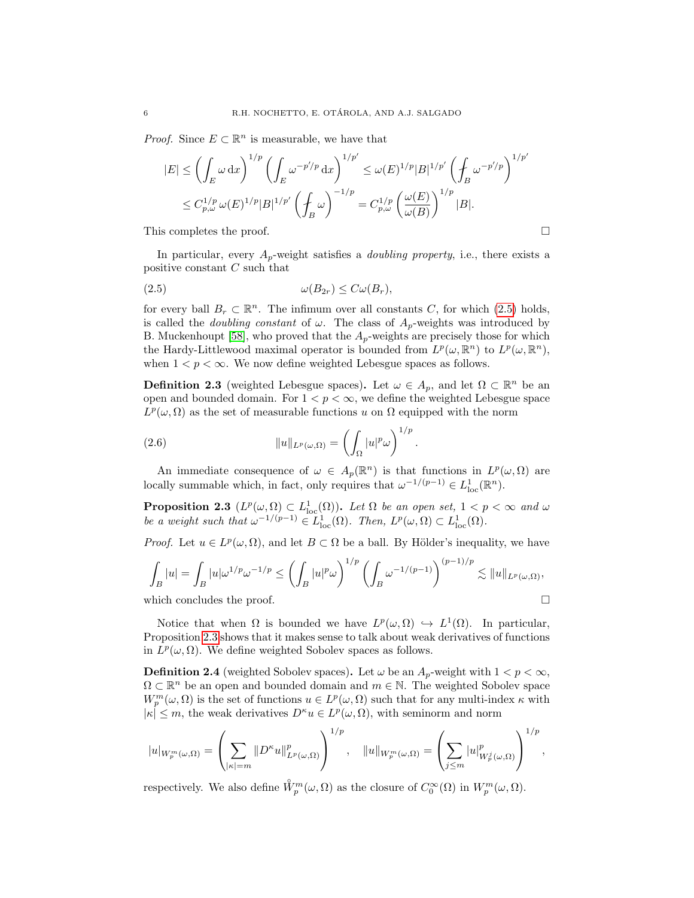*Proof.* Since $E \subset \mathbb{R}^n$ is measurable, we have that

$$
\begin{aligned}
|E| &\leq \left( \int_E \omega \, \mathrm{d}x \right)^{1/p} \left( \int_E \omega^{-p'/p} \, \mathrm{d}x \right)^{1/p'} \leq \omega(E)^{1/p} |B|^{1/p'} \left( \fint_B \omega^{-p'/p} \right)^{1/p'} \\
&\leq C_{p,\omega}^{1/p} \, \omega(E)^{1/p} |B|^{1/p'} \left( \fint_B \omega \right)^{-1/p} = C_{p,\omega}^{1/p} \left( \frac{\omega(E)}{\omega(B)} \right)^{1/p} |B|.
\end{aligned}
$$

This completes the proof. $\square$

In particular, every $A_p$-weight satisfies a *doubling property*, i.e., there exists a positive constant $C$ such that

$$
\omega(B_{2r}) \leq C \omega(B_r), \tag{2.5}
$$

for every ball $B_r \subset \mathbb{R}^n$. The infimum over all constants $C$, for which (2.5) holds, is called the *doubling constant* of $\omega$. The class of $A_p$-weights was introduced by B. Muckenhoupt [58], who proved that the $A_p$-weights are precisely those for which the Hardy-Littlewood maximal operator is bounded from $L^p(\omega, \mathbb{R}^n)$ to $L^p(\omega, \mathbb{R}^n)$, when $1 < p < \infty$. We now define weighted Lebesgue spaces as follows.

**Definition 2.3** (weighted Lebesgue spaces)**.** Let $\omega \in A_p$, and let $\Omega \subset \mathbb{R}^n$ be an open and bounded domain. For $1 < p < \infty$, we define the weighted Lebesgue space $L^p(\omega, \Omega)$ as the set of measurable functions $u$ on $\Omega$ equipped with the norm

$$
\|u\|_{L^p(\omega,\Omega)} = \left( \int_\Omega |u|^p \omega \right)^{1/p}. \tag{2.6}
$$

An immediate consequence of $\omega \in A_p(\mathbb{R}^n)$ is that functions in $L^p(\omega, \Omega)$ are locally summable which, in fact, only requires that $\omega^{-1/(p-1)} \in L^1_{\mathrm{loc}}(\mathbb{R}^n)$.

**Proposition 2.3** ($L^p(\omega, \Omega) \subset L^1_{\mathrm{loc}}(\Omega)$)**.** *Let $\Omega$ be an open set, $1 < p < \infty$ and $\omega$ be a weight such that $\omega^{-1/(p-1)} \in L^1_{\mathrm{loc}}(\Omega)$. Then, $L^p(\omega, \Omega) \subset L^1_{\mathrm{loc}}(\Omega)$.*

*Proof.* Let $u \in L^p(\omega, \Omega)$, and let $B \subset \Omega$ be a ball. By Hölder's inequality, we have

$$
\int_B |u| = \int_B |u| \omega^{1/p} \omega^{-1/p} \leq \left( \int_B |u|^p \omega \right)^{1/p} \left( \int_B \omega^{-1/(p-1)} \right)^{(p-1)/p} \lesssim \|u\|_{L^p(\omega,\Omega)},
$$

which concludes the proof. $\square$

Notice that when $\Omega$ is bounded we have $L^p(\omega, \Omega) \hookrightarrow L^1(\Omega)$. In particular, Proposition 2.3 shows that it makes sense to talk about weak derivatives of functions in $L^p(\omega, \Omega)$. We define weighted Sobolev spaces as follows.

**Definition 2.4** (weighted Sobolev spaces)**.** Let $\omega$ be an $A_p$-weight with $1 < p < \infty$, $\Omega \subset \mathbb{R}^n$ be an open and bounded domain and $m \in \mathbb{N}$. The weighted Sobolev space $W^m_p(\omega, \Omega)$ is the set of functions $u \in L^p(\omega, \Omega)$ such that for any multi-index $\kappa$ with $|\kappa| \leq m$, the weak derivatives $D^\kappa u \in L^p(\omega, \Omega)$, with seminorm and norm

$$
|u|_{W^m_p(\omega,\Omega)} = \left( \sum_{|\kappa|=m} \|D^\kappa u\|^p_{L^p(\omega,\Omega)} \right)^{1/p}, \quad \|u\|_{W^m_p(\omega,\Omega)} = \left( \sum_{j \leq m} |u|^p_{W^j_p(\omega,\Omega)} \right)^{1/p},
$$

respectively. We also define $\mathring{W}^m_p(\omega, \Omega)$ as the closure of $C^\infty_0(\Omega)$ in $W^m_p(\omega, \Omega)$.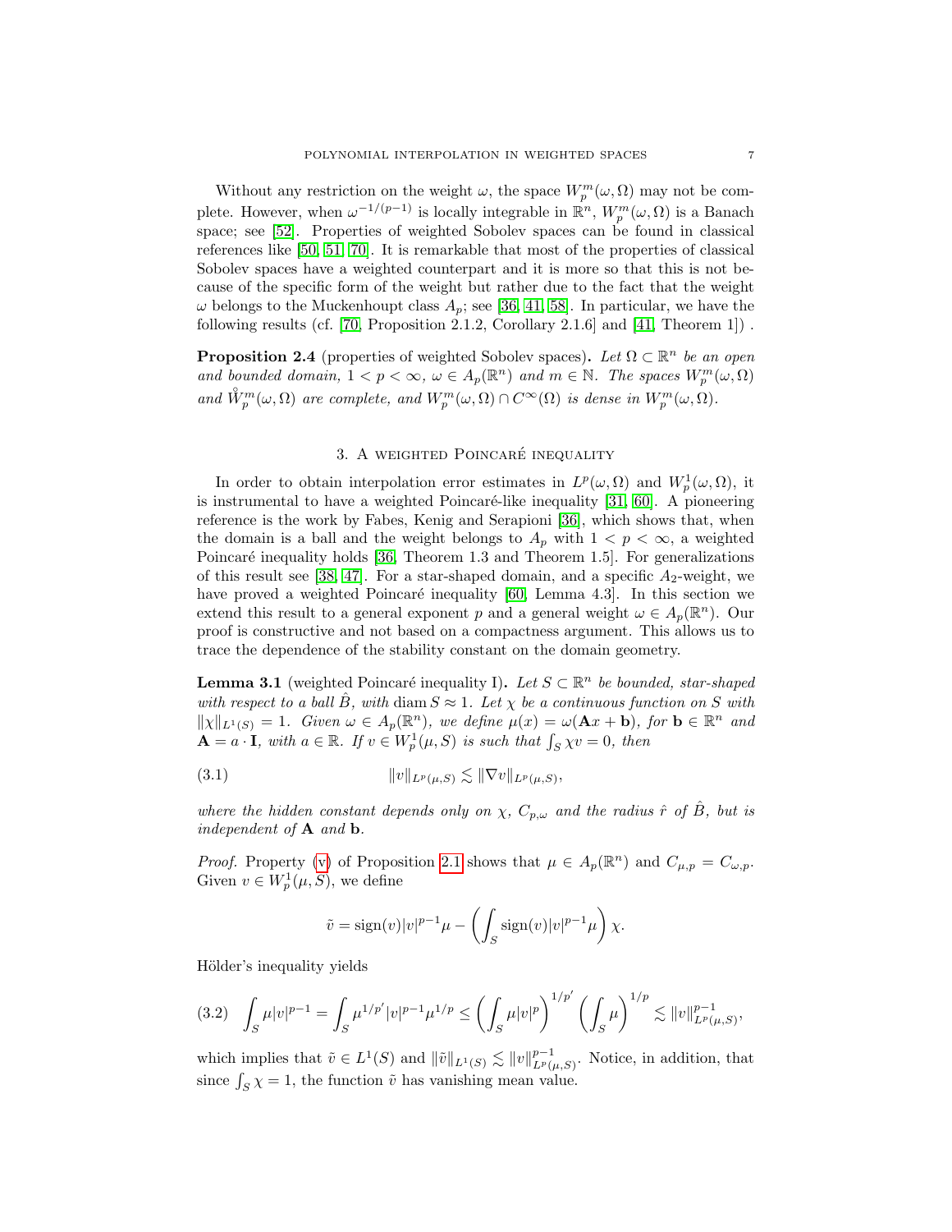Without any restriction on the weight $\omega$, the space $W^m_p(\omega, \Omega)$ may not be complete. However, when $\omega^{-1/(p-1)}$ is locally integrable in $\mathbb{R}^n$, $W^m_p(\omega, \Omega)$ is a Banach space; see [52]. Properties of weighted Sobolev spaces can be found in classical references like [50, 51, 70]. It is remarkable that most of the properties of classical Sobolev spaces have a weighted counterpart and it is more so that this is not because of the specific form of the weight but rather due to the fact that the weight $\omega$ belongs to the Muckenhoupt class $A_p$; see [36, 41, 58]. In particular, we have the following results (cf. [70, Proposition 2.1.2, Corollary 2.1.6] and [41, Theorem 1]) .

**Proposition 2.4** (properties of weighted Sobolev spaces)**.** *Let $\Omega \subset \mathbb{R}^n$ be an open and bounded domain, $1 < p < \infty$, $\omega \in A_p(\mathbb{R}^n)$ and $m \in \mathbb{N}$. The spaces $W^m_p(\omega, \Omega)$ and $\mathring{W}^m_p(\omega, \Omega)$ are complete, and $W^m_p(\omega, \Omega) \cap C^\infty(\Omega)$ is dense in $W^m_p(\omega, \Omega)$.*

## 3. A weighted Poincaré inequality

In order to obtain interpolation error estimates in $L^p(\omega, \Omega)$ and $W^1_p(\omega, \Omega)$, it is instrumental to have a weighted Poincaré-like inequality [31, 60]. A pioneering reference is the work by Fabes, Kenig and Serapioni [36], which shows that, when the domain is a ball and the weight belongs to $A_p$ with $1 < p < \infty$, a weighted Poincaré inequality holds [36, Theorem 1.3 and Theorem 1.5]. For generalizations of this result see [38, 47]. For a star-shaped domain, and a specific $A_2$-weight, we have proved a weighted Poincaré inequality [60, Lemma 4.3]. In this section we extend this result to a general exponent $p$ and a general weight $\omega \in A_p(\mathbb{R}^n)$. Our proof is constructive and not based on a compactness argument. This allows us to trace the dependence of the stability constant on the domain geometry.

**Lemma 3.1** (weighted Poincaré inequality I)**.** *Let $S \subset \mathbb{R}^n$ be bounded, star-shaped with respect to a ball $\hat{B}$, with $\operatorname{diam} S \approx 1$. Let $\chi$ be a continuous function on $S$ with $\|\chi\|_{L^1(S)} = 1$. Given $\omega \in A_p(\mathbb{R}^n)$, we define $\mu(x) = \omega(\mathbf{A}x + \mathbf{b})$, for $\mathbf{b} \in \mathbb{R}^n$ and $\mathbf{A} = a \cdot \mathbf{I}$, with $a \in \mathbb{R}$. If $v \in W^1_p(\mu, S)$ is such that $\int_S \chi v = 0$, then*

$$\|v\|_{L^p(\mu,S)} \lesssim \|\nabla v\|_{L^p(\mu,S)}, \tag{3.1}$$

*where the hidden constant depends only on $\chi$, $C_{p,\omega}$ and the radius $\hat{r}$ of $\hat{B}$, but is independent of $\mathbf{A}$ and $\mathbf{b}$.*

*Proof.* Property (v) of Proposition 2.1 shows that $\mu \in A_p(\mathbb{R}^n)$ and $C_{\mu,p} = C_{\omega,p}$. Given $v \in W^1_p(\mu, S)$, we define

$$\tilde{v} = \operatorname{sign}(v)|v|^{p-1}\mu - \left( \int_S \operatorname{sign}(v)|v|^{p-1}\mu \right) \chi.$$

Hölder's inequality yields

$$\int_S \mu |v|^{p-1} = \int_S \mu^{1/p'} |v|^{p-1} \mu^{1/p} \le \left( \int_S \mu |v|^p \right)^{1/p'} \left( \int_S \mu \right)^{1/p} \lesssim \|v\|^{p-1}_{L^p(\mu,S)}, \tag{3.2}$$

which implies that $\tilde{v} \in L^1(S)$ and $\|\tilde{v}\|_{L^1(S)} \lesssim \|v\|^{p-1}_{L^p(\mu,S)}$. Notice, in addition, that since $\int_S \chi = 1$, the function $\tilde{v}$ has vanishing mean value.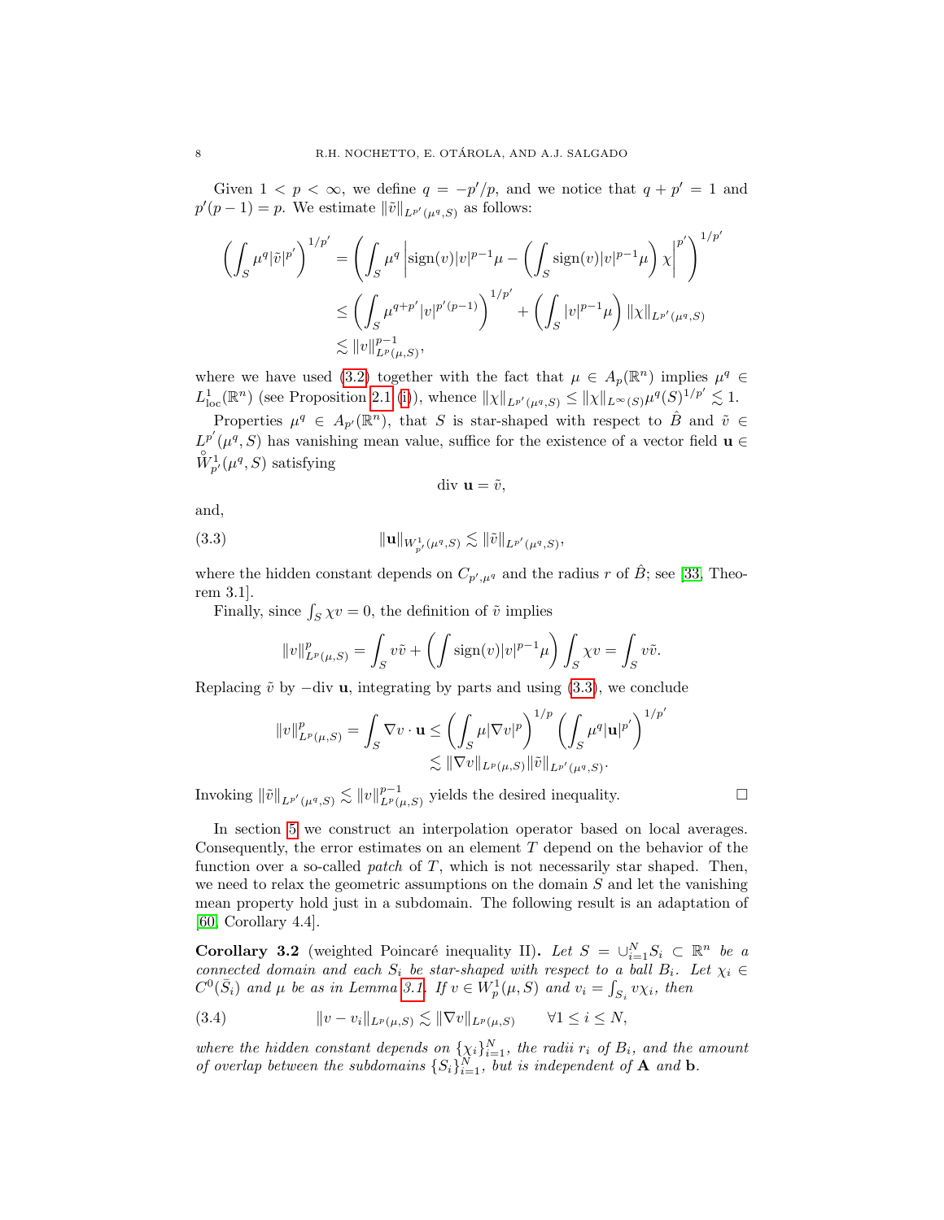Given $1 < p < \infty$, we define $q = -p'/p$, and we notice that $q + p' = 1$ and $p'(p-1) = p$. We estimate $\|\tilde{v}\|_{L^{p'}(\mu^q,S)}$ as follows:

$$
\begin{aligned}
\left( \int_S \mu^q |\tilde{v}|^{p'} \right)^{1/p'} &= \left( \int_S \mu^q \left| \operatorname{sign}(v)|v|^{p-1}\mu - \left( \int_S \operatorname{sign}(v)|v|^{p-1}\mu \right) \chi \right|^{p'} \right)^{1/p'} \\
&\leq \left( \int_S \mu^{q+p'} |v|^{p'(p-1)} \right)^{1/p'} + \left( \int_S |v|^{p-1}\mu \right) \|\chi\|_{L^{p'}(\mu^q,S)} \\
&\lesssim \|v\|^{p-1}_{L^p(\mu,S)},
\end{aligned}
$$

where we have used (3.2) together with the fact that $\mu \in A_p(\mathbb{R}^n)$ implies $\mu^q \in L^1_{\text{loc}}(\mathbb{R}^n)$ (see Proposition 2.1 (i)), whence $\|\chi\|_{L^{p'}(\mu^q,S)} \leq \|\chi\|_{L^\infty(S)} \mu^q(S)^{1/p'} \lesssim 1$.

Properties $\mu^q \in A_{p'}(\mathbb{R}^n)$, that $S$ is star-shaped with respect to $\hat{B}$ and $\tilde{v} \in L^{p'}(\mu^q, S)$ has vanishing mean value, suffice for the existence of a vector field $\mathbf{u} \in \mathring{W}^1_{p'}(\mu^q, S)$ satisfying

$$
\operatorname{div} \mathbf{u} = \tilde{v},
$$

and,

$$
\|\mathbf{u}\|_{W^1_{p'}(\mu^q,S)} \lesssim \|\tilde{v}\|_{L^{p'}(\mu^q,S)}, \tag{3.3}
$$

where the hidden constant depends on $C_{p',\mu^q}$ and the radius $r$ of $\hat{B}$; see [33, Theorem 3.1].

Finally, since $\int_S \chi v = 0$, the definition of $\tilde{v}$ implies

$$
\|v\|^p_{L^p(\mu,S)} = \int_S v\tilde{v} + \left( \int \operatorname{sign}(v)|v|^{p-1}\mu \right) \int_S \chi v = \int_S v\tilde{v}.
$$

Replacing $\tilde{v}$ by $-\operatorname{div} \mathbf{u}$, integrating by parts and using (3.3), we conclude

$$
\begin{aligned}
\|v\|^p_{L^p(\mu,S)} = \int_S \nabla v \cdot \mathbf{u} &\leq \left( \int_S \mu |\nabla v|^p \right)^{1/p} \left( \int_S \mu^q |\mathbf{u}|^{p'} \right)^{1/p'} \\
&\lesssim \|\nabla v\|_{L^p(\mu,S)} \|\tilde{v}\|_{L^{p'}(\mu^q,S)}.
\end{aligned}
$$

Invoking $\|\tilde{v}\|_{L^{p'}(\mu^q,S)} \lesssim \|v\|^{p-1}_{L^p(\mu,S)}$ yields the desired inequality. □

In section 5 we construct an interpolation operator based on local averages. Consequently, the error estimates on an element $T$ depend on the behavior of the function over a so-called *patch* of $T$, which is not necessarily star shaped. Then, we need to relax the geometric assumptions on the domain $S$ and let the vanishing mean property hold just in a subdomain. The following result is an adaptation of [60, Corollary 4.4].

**Corollary 3.2** (weighted Poincaré inequality II)**.** *Let $S = \cup_{i=1}^N S_i \subset \mathbb{R}^n$ be a connected domain and each $S_i$ be star-shaped with respect to a ball $B_i$. Let $\chi_i \in C^0(\bar{S}_i)$ and $\mu$ be as in Lemma 3.1. If $v \in W^1_p(\mu, S)$ and $v_i = \int_{S_i} v\chi_i$, then*

$$
\|v - v_i\|_{L^p(\mu,S)} \lesssim \|\nabla v\|_{L^p(\mu,S)} \qquad \forall 1 \leq i \leq N, \tag{3.4}
$$

*where the hidden constant depends on $\{\chi_i\}_{i=1}^N$, the radii $r_i$ of $B_i$, and the amount of overlap between the subdomains $\{S_i\}_{i=1}^N$, but is independent of $\mathbf{A}$ and $\mathbf{b}$.*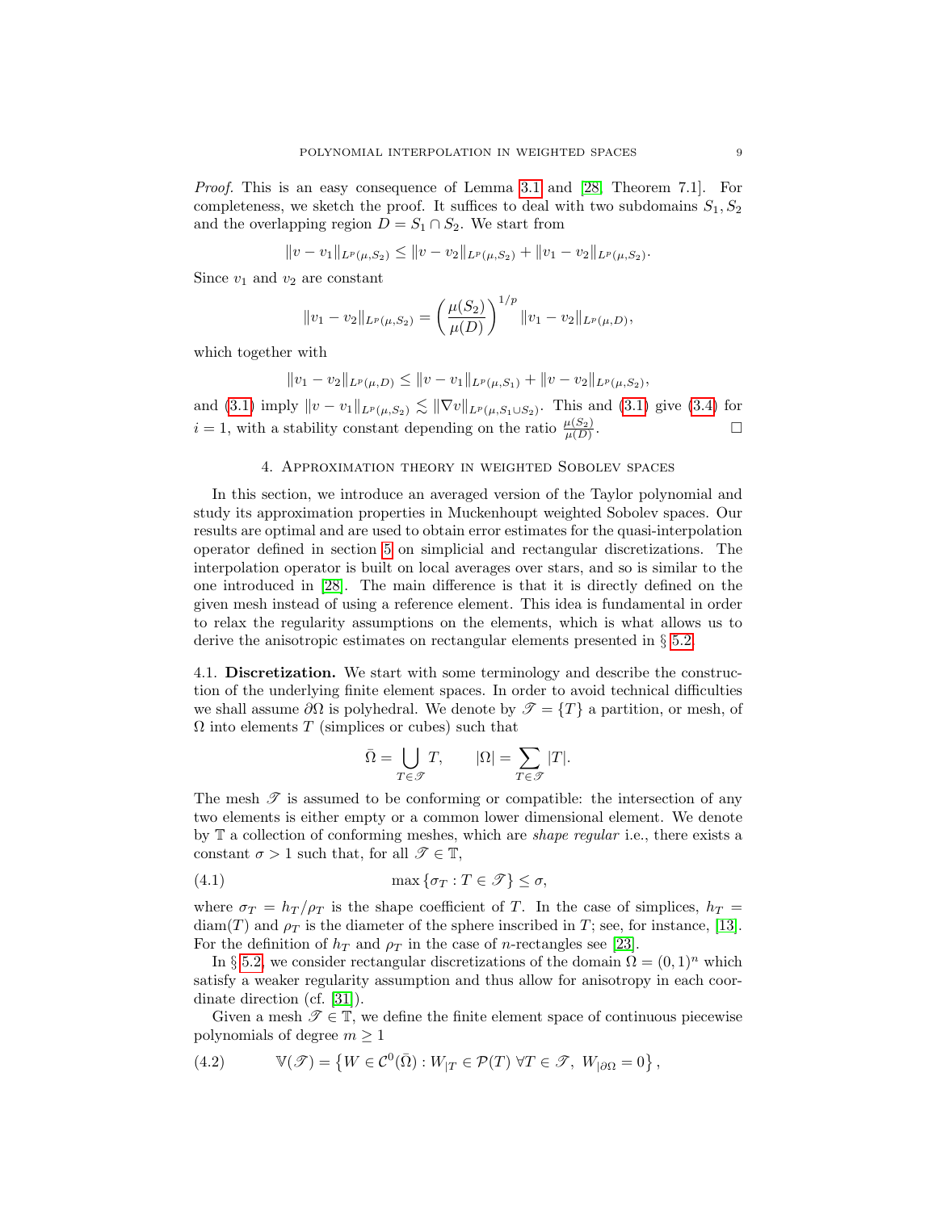*Proof.* This is an easy consequence of Lemma 3.1 and [28, Theorem 7.1]. For completeness, we sketch the proof. It suffices to deal with two subdomains $S_1, S_2$ and the overlapping region $D = S_1 \cap S_2$. We start from

$$\|v - v_1\|_{L^p(\mu,S_2)} \leq \|v - v_2\|_{L^p(\mu,S_2)} + \|v_1 - v_2\|_{L^p(\mu,S_2)}.$$

Since $v_1$ and $v_2$ are constant

$$\|v_1 - v_2\|_{L^p(\mu,S_2)} = \left(\frac{\mu(S_2)}{\mu(D)}\right)^{1/p} \|v_1 - v_2\|_{L^p(\mu,D)},$$

which together with

$$\|v_1 - v_2\|_{L^p(\mu,D)} \leq \|v - v_1\|_{L^p(\mu,S_1)} + \|v - v_2\|_{L^p(\mu,S_2)},$$

and (3.1) imply $\|v - v_1\|_{L^p(\mu,S_2)} \lesssim \|\nabla v\|_{L^p(\mu,S_1 \cup S_2)}$. This and (3.1) give (3.4) for $i = 1$, with a stability constant depending on the ratio $\frac{\mu(S_2)}{\mu(D)}$. □

## 4. Approximation theory in weighted Sobolev spaces

In this section, we introduce an averaged version of the Taylor polynomial and study its approximation properties in Muckenhoupt weighted Sobolev spaces. Our results are optimal and are used to obtain error estimates for the quasi-interpolation operator defined in section 5 on simplicial and rectangular discretizations. The interpolation operator is built on local averages over stars, and so is similar to the one introduced in [28]. The main difference is that it is directly defined on the given mesh instead of using a reference element. This idea is fundamental in order to relax the regularity assumptions on the elements, which is what allows us to derive the anisotropic estimates on rectangular elements presented in § 5.2.

4.1. **Discretization.** We start with some terminology and describe the construction of the underlying finite element spaces. In order to avoid technical difficulties we shall assume $\partial\Omega$ is polyhedral. We denote by $\mathscr{T} = \{T\}$ a partition, or mesh, of $\Omega$ into elements $T$ (simplices or cubes) such that

$$\bar{\Omega} = \bigcup_{T \in \mathscr{T}} T, \qquad |\Omega| = \sum_{T \in \mathscr{T}} |T|.$$

The mesh $\mathscr{T}$ is assumed to be conforming or compatible: the intersection of any two elements is either empty or a common lower dimensional element. We denote by $\mathbb{T}$ a collection of conforming meshes, which are *shape regular* i.e., there exists a constant $\sigma > 1$ such that, for all $\mathscr{T} \in \mathbb{T}$,

$$\max\{\sigma_T : T \in \mathscr{T}\} \leq \sigma, \tag{4.1}$$

where $\sigma_T = h_T/\rho_T$ is the shape coefficient of $T$. In the case of simplices, $h_T = \operatorname{diam}(T)$ and $\rho_T$ is the diameter of the sphere inscribed in $T$; see, for instance, [13]. For the definition of $h_T$ and $\rho_T$ in the case of $n$-rectangles see [23].

In § 5.2, we consider rectangular discretizations of the domain $\Omega = (0,1)^n$ which satisfy a weaker regularity assumption and thus allow for anisotropy in each coordinate direction (cf. [31]).

Given a mesh $\mathscr{T} \in \mathbb{T}$, we define the finite element space of continuous piecewise polynomials of degree $m \geq 1$

$$\mathbb{V}(\mathscr{T}) = \left\{W \in \mathcal{C}^0(\bar{\Omega}) : W_{|T} \in \mathcal{P}(T)\ \forall T \in \mathscr{T},\ W_{|\partial\Omega} = 0\right\}, \tag{4.2}$$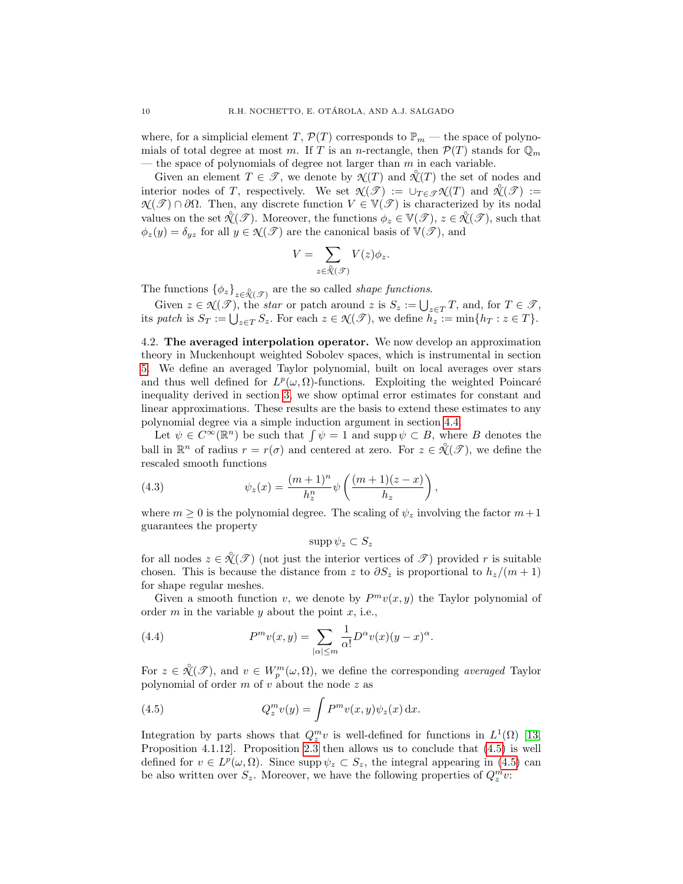where, for a simplicial element $T$, $\mathcal{P}(T)$ corresponds to $\mathbb{P}_m$ — the space of polynomials of total degree at most $m$. If $T$ is an $n$-rectangle, then $\mathcal{P}(T)$ stands for $\mathbb{Q}_m$ — the space of polynomials of degree not larger than $m$ in each variable.

Given an element $T \in \mathscr{T}$, we denote by $\mathcal{N}(T)$ and $\mathring{\mathcal{N}}(T)$ the set of nodes and interior nodes of $T$, respectively. We set $\mathcal{N}(\mathscr{T}) := \cup_{T\in\mathscr{T}}\mathcal{N}(T)$ and $\mathring{\mathcal{N}}(\mathscr{T}) := \mathcal{N}(\mathscr{T}) \cap \partial\Omega$. Then, any discrete function $V \in \mathbb{V}(\mathscr{T})$ is characterized by its nodal values on the set $\mathring{\mathcal{N}}(\mathscr{T})$. Moreover, the functions $\phi_z \in \mathbb{V}(\mathscr{T})$, $z \in \mathring{\mathcal{N}}(\mathscr{T})$, such that $\phi_z(y) = \delta_{yz}$ for all $y \in \mathcal{N}(\mathscr{T})$ are the canonical basis of $\mathbb{V}(\mathscr{T})$, and

$$
V = \sum_{z\in\mathring{\mathcal{N}}(\mathscr{T})} V(z)\phi_z.
$$

The functions $\{\phi_z\}_{z\in\mathring{\mathcal{N}}(\mathscr{T})}$ are the so called *shape functions*.

Given $z \in \mathcal{N}(\mathscr{T})$, the *star* or patch around $z$ is $S_z := \bigcup_{z\in T} T$, and, for $T \in \mathscr{T}$, its *patch* is $S_T := \bigcup_{z\in T} S_z$. For each $z \in \mathcal{N}(\mathscr{T})$, we define $h_z := \min\{h_T : z \in T\}$.

4.2. **The averaged interpolation operator.** We now develop an approximation theory in Muckenhoupt weighted Sobolev spaces, which is instrumental in section 5. We define an averaged Taylor polynomial, built on local averages over stars and thus well defined for $L^p(\omega,\Omega)$-functions. Exploiting the weighted Poincaré inequality derived in section 3, we show optimal error estimates for constant and linear approximations. These results are the basis to extend these estimates to any polynomial degree via a simple induction argument in section 4.4.

Let $\psi \in C^\infty(\mathbb{R}^n)$ be such that $\int \psi = 1$ and $\operatorname{supp}\psi \subset B$, where $B$ denotes the ball in $\mathbb{R}^n$ of radius $r = r(\sigma)$ and centered at zero. For $z \in \mathring{\mathcal{N}}(\mathscr{T})$, we define the rescaled smooth functions

$$
\psi_z(x) = \frac{(m+1)^n}{h_z^n}\psi\left(\frac{(m+1)(z-x)}{h_z}\right), \tag{4.3}
$$

where $m \geq 0$ is the polynomial degree. The scaling of $\psi_z$ involving the factor $m+1$ guarantees the property

$$
\operatorname{supp}\psi_z \subset S_z
$$

for all nodes $z \in \mathring{\mathcal{N}}(\mathscr{T})$ (not just the interior vertices of $\mathscr{T}$) provided $r$ is suitable chosen. This is because the distance from $z$ to $\partial S_z$ is proportional to $h_z/(m+1)$ for shape regular meshes.

Given a smooth function $v$, we denote by $P^m v(x,y)$ the Taylor polynomial of order $m$ in the variable $y$ about the point $x$, i.e.,

$$
P^m v(x,y) = \sum_{|\alpha|\leq m} \frac{1}{\alpha!} D^\alpha v(x)(y-x)^\alpha. \tag{4.4}
$$

For $z \in \mathring{\mathcal{N}}(\mathscr{T})$, and $v \in W^m_p(\omega,\Omega)$, we define the corresponding *averaged* Taylor polynomial of order $m$ of $v$ about the node $z$ as

$$
Q^m_z v(y) = \int P^m v(x,y)\psi_z(x)\,\mathrm{d}x. \tag{4.5}
$$

Integration by parts shows that $Q^m_z v$ is well-defined for functions in $L^1(\Omega)$ [13, Proposition 4.1.12]. Proposition 2.3 then allows us to conclude that (4.5) is well defined for $v \in L^p(\omega,\Omega)$. Since $\operatorname{supp}\psi_z \subset S_z$, the integral appearing in (4.5) can be also written over $S_z$. Moreover, we have the following properties of $Q^m_z v$: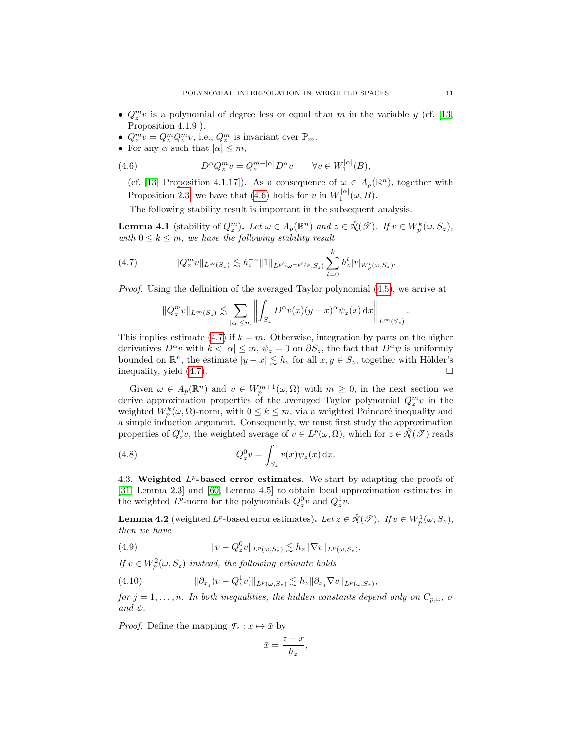- $Q_z^m v$ is a polynomial of degree less or equal than $m$ in the variable $y$ (cf. [13, Proposition 4.1.9]).
- $Q_z^m v = Q_z^m Q_z^m v$, i.e., $Q_z^m$ is invariant over $\mathbb{P}_m$.
- For any $\alpha$ such that $|\alpha| \leq m$,

$$D^\alpha Q_z^m v = Q_z^{m-|\alpha|} D^\alpha v \qquad \forall v \in W_1^{|\alpha|}(B), \tag{4.6}$$

  (cf. [13, Proposition 4.1.17]). As a consequence of $\omega \in A_p(\mathbb{R}^n)$, together with Proposition 2.3, we have that (4.6) holds for $v$ in $W_1^{|\alpha|}(\omega, B)$.

The following stability result is important in the subsequent analysis.

**Lemma 4.1** (stability of $Q_z^m$)**.** *Let $\omega \in A_p(\mathbb{R}^n)$ and $z \in \mathring{\mathscr{N}}(\mathscr{T})$. If $v \in W_p^k(\omega, S_z)$, with $0 \leq k \leq m$, we have the following stability result*

$$\|Q_z^m v\|_{L^\infty(S_z)} \lesssim h_z^{-n} \|1\|_{L^{p'}(\omega^{-p'/p}, S_z)} \sum_{l=0}^{k} h_z^l |v|_{W_p^l(\omega, S_z)}. \tag{4.7}$$

*Proof.* Using the definition of the averaged Taylor polynomial (4.5), we arrive at

$$\|Q_z^m v\|_{L^\infty(S_z)} \lesssim \sum_{|\alpha| \leq m} \left\| \int_{S_z} D^\alpha v(x)(y-x)^\alpha \psi_z(x) \, \mathrm{d}x \right\|_{L^\infty(S_z)}.$$

This implies estimate (4.7) if $k = m$. Otherwise, integration by parts on the higher derivatives $D^\alpha v$ with $k < |\alpha| \leq m$, $\psi_z = 0$ on $\partial S_z$, the fact that $D^\alpha \psi$ is uniformly bounded on $\mathbb{R}^n$, the estimate $|y - x| \lesssim h_z$ for all $x, y \in S_z$, together with Hölder's inequality, yield (4.7). $\square$

Given $\omega \in A_p(\mathbb{R}^n)$ and $v \in W_p^{m+1}(\omega, \Omega)$ with $m \geq 0$, in the next section we derive approximation properties of the averaged Taylor polynomial $Q_z^m v$ in the weighted $W_p^k(\omega, \Omega)$-norm, with $0 \leq k \leq m$, via a weighted Poincaré inequality and a simple induction argument. Consequently, we must first study the approximation properties of $Q_z^0 v$, the weighted average of $v \in L^p(\omega, \Omega)$, which for $z \in \mathring{\mathscr{N}}(\mathscr{T})$ reads

$$Q_z^0 v = \int_{S_z} v(x) \psi_z(x) \, \mathrm{d}x. \tag{4.8}$$

### 4.3. Weighted $L^p$-based error estimates.

We start by adapting the proofs of [31, Lemma 2.3] and [60, Lemma 4.5] to obtain local approximation estimates in the weighted $L^p$-norm for the polynomials $Q_z^0 v$ and $Q_z^1 v$.

**Lemma 4.2** (weighted $L^p$-based error estimates)**.** *Let $z \in \mathring{\mathscr{N}}(\mathscr{T})$. If $v \in W_p^1(\omega, S_z)$, then we have*

$$\|v - Q_z^0 v\|_{L^p(\omega, S_z)} \lesssim h_z \|\nabla v\|_{L^p(\omega, S_z)}. \tag{4.9}$$

*If $v \in W_p^2(\omega, S_z)$ instead, the following estimate holds*

$$\|\partial_{x_j}(v - Q_z^1 v)\|_{L^p(\omega, S_z)} \lesssim h_z \|\partial_{x_j} \nabla v\|_{L^p(\omega, S_z)}, \tag{4.10}$$

*for $j = 1, \ldots, n$. In both inequalities, the hidden constants depend only on $C_{p,\omega}$, $\sigma$ and $\psi$.*

*Proof.* Define the mapping $\mathscr{F}_z : x \mapsto \bar{x}$ by

$$\bar{x} = \frac{z - x}{h_z},$$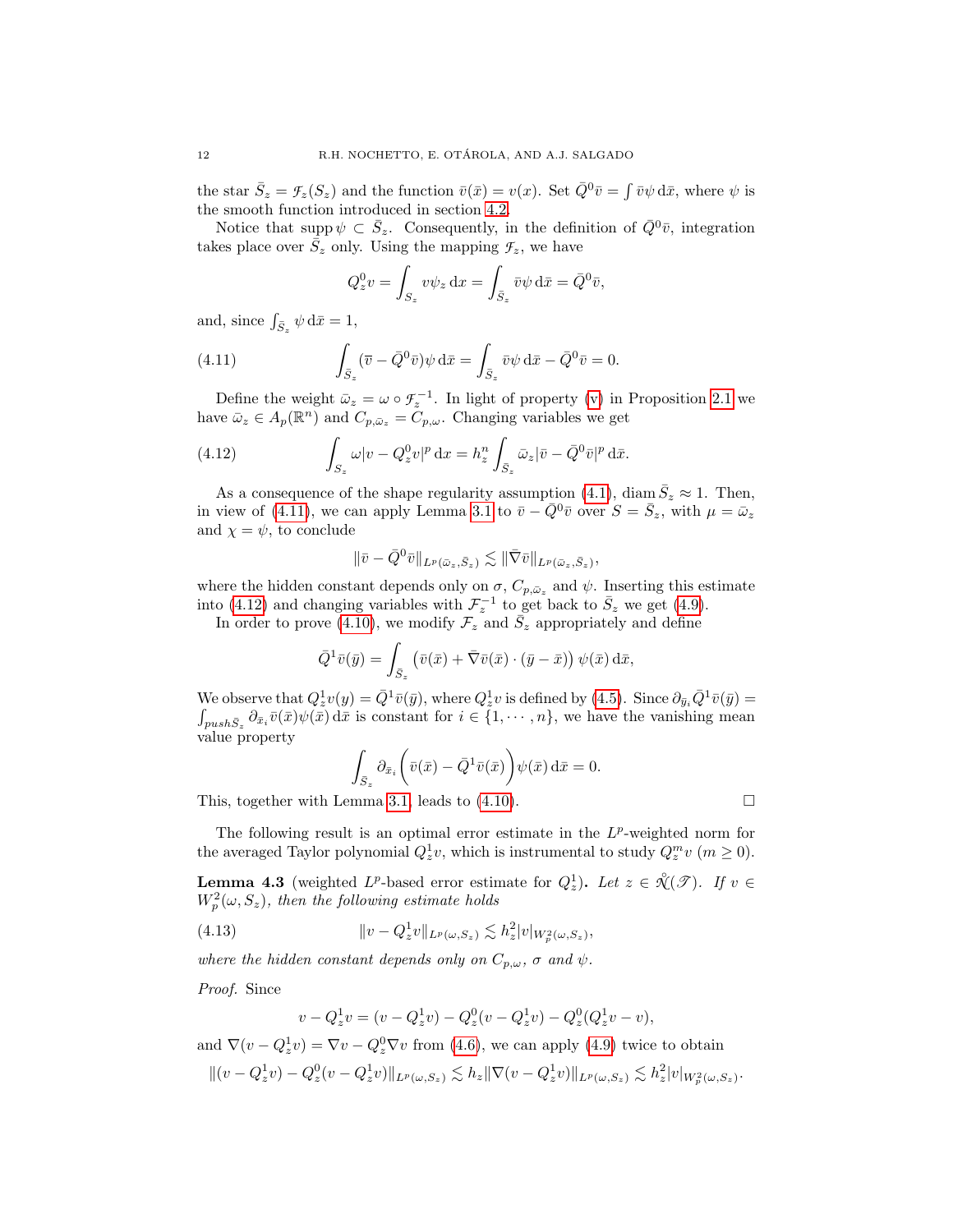the star $\bar{S}_z = \mathcal{F}_z(S_z)$ and the function $\bar{v}(\bar{x}) = v(x)$. Set $\bar{Q}^0\bar{v} = \int \bar{v}\psi \, \mathrm{d}\bar{x}$, where $\psi$ is the smooth function introduced in section 4.2.

Notice that $\operatorname{supp}\psi \subset \bar{S}_z$. Consequently, in the definition of $\bar{Q}^0\bar{v}$, integration takes place over $\bar{S}_z$ only. Using the mapping $\mathcal{F}_z$, we have

$$
Q_z^0 v = \int_{S_z} v\psi_z \, \mathrm{d}x = \int_{\bar{S}_z} \bar{v}\psi \, \mathrm{d}\bar{x} = \bar{Q}^0\bar{v},
$$

and, since $\int_{\bar{S}_z} \psi \, \mathrm{d}\bar{x} = 1$,

$$
\int_{\bar{S}_z} (\bar{v} - \bar{Q}^0\bar{v})\psi \, \mathrm{d}\bar{x} = \int_{\bar{S}_z} \bar{v}\psi \, \mathrm{d}\bar{x} - \bar{Q}^0\bar{v} = 0. \tag{4.11}
$$

Define the weight $\bar{\omega}_z = \omega \circ \mathcal{F}_z^{-1}$. In light of property (v) in Proposition 2.1 we have $\bar{\omega}_z \in A_p(\mathbb{R}^n)$ and $C_{p,\bar{\omega}_z} = C_{p,\omega}$. Changing variables we get

$$
\int_{S_z} \omega |v - Q_z^0 v|^p \, \mathrm{d}x = h_z^n \int_{\bar{S}_z} \bar{\omega}_z |\bar{v} - \bar{Q}^0\bar{v}|^p \, \mathrm{d}\bar{x}. \tag{4.12}
$$

As a consequence of the shape regularity assumption (4.1), $\operatorname{diam} \bar{S}_z \approx 1$. Then, in view of (4.11), we can apply Lemma 3.1 to $\bar{v} - \bar{Q}^0\bar{v}$ over $S = \bar{S}_z$, with $\mu = \bar{\omega}_z$ and $\chi = \psi$, to conclude

$$
\|\bar{v} - \bar{Q}^0\bar{v}\|_{L^p(\bar{\omega}_z, \bar{S}_z)} \lesssim \|\bar{\nabla}\bar{v}\|_{L^p(\bar{\omega}_z, \bar{S}_z)},
$$

where the hidden constant depends only on $\sigma$, $C_{p,\bar{\omega}_z}$ and $\psi$. Inserting this estimate into (4.12) and changing variables with $\mathcal{F}_z^{-1}$ to get back to $\bar{S}_z$ we get (4.9).

In order to prove (4.10), we modify $\mathcal{F}_z$ and $\bar{S}_z$ appropriately and define

$$
\bar{Q}^1\bar{v}(\bar{y}) = \int_{\bar{S}_z} \left( \bar{v}(\bar{x}) + \bar{\nabla}\bar{v}(\bar{x}) \cdot (\bar{y} - \bar{x}) \right) \psi(\bar{x}) \, \mathrm{d}\bar{x},
$$

We observe that $Q_z^1 v(y) = \bar{Q}^1\bar{v}(\bar{y})$, where $Q_z^1 v$ is defined by (4.5). Since $\partial_{\bar{y}_i}\bar{Q}^1\bar{v}(\bar{y}) = \int_{push\bar{S}_z} \partial_{\bar{x}_i}\bar{v}(\bar{x})\psi(\bar{x}) \, \mathrm{d}\bar{x}$ is constant for $i \in \{1, \cdots, n\}$, we have the vanishing mean value property

$$
\int_{\bar{S}_z} \partial_{\bar{x}_i} \Big( \bar{v}(\bar{x}) - \bar{Q}^1\bar{v}(\bar{x}) \Big) \psi(\bar{x}) \, \mathrm{d}\bar{x} = 0.
$$

This, together with Lemma 3.1, leads to (4.10). $\square$

The following result is an optimal error estimate in the $L^p$-weighted norm for the averaged Taylor polynomial $Q_z^1 v$, which is instrumental to study $Q_z^m v$ ($m \geq 0$).

**Lemma 4.3** (weighted $L^p$-based error estimate for $Q_z^1$). *Let $z \in \mathring{\mathcal{N}}(\mathscr{T})$. If $v \in W_p^2(\omega, S_z)$, then the following estimate holds*

$$
\|v - Q_z^1 v\|_{L^p(\omega, S_z)} \lesssim h_z^2 |v|_{W_p^2(\omega, S_z)}, \tag{4.13}
$$

*where the hidden constant depends only on $C_{p,\omega}$, $\sigma$ and $\psi$.*

*Proof.* Since

$$
v - Q_z^1 v = (v - Q_z^1 v) - Q_z^0(v - Q_z^1 v) - Q_z^0(Q_z^1 v - v),
$$

and $\nabla(v - Q_z^1 v) = \nabla v - Q_z^0 \nabla v$ from (4.6), we can apply (4.9) twice to obtain

$$
\|(v - Q_z^1 v) - Q_z^0(v - Q_z^1 v)\|_{L^p(\omega, S_z)} \lesssim h_z \|\nabla(v - Q_z^1 v)\|_{L^p(\omega, S_z)} \lesssim h_z^2 |v|_{W_p^2(\omega, S_z)}.
$$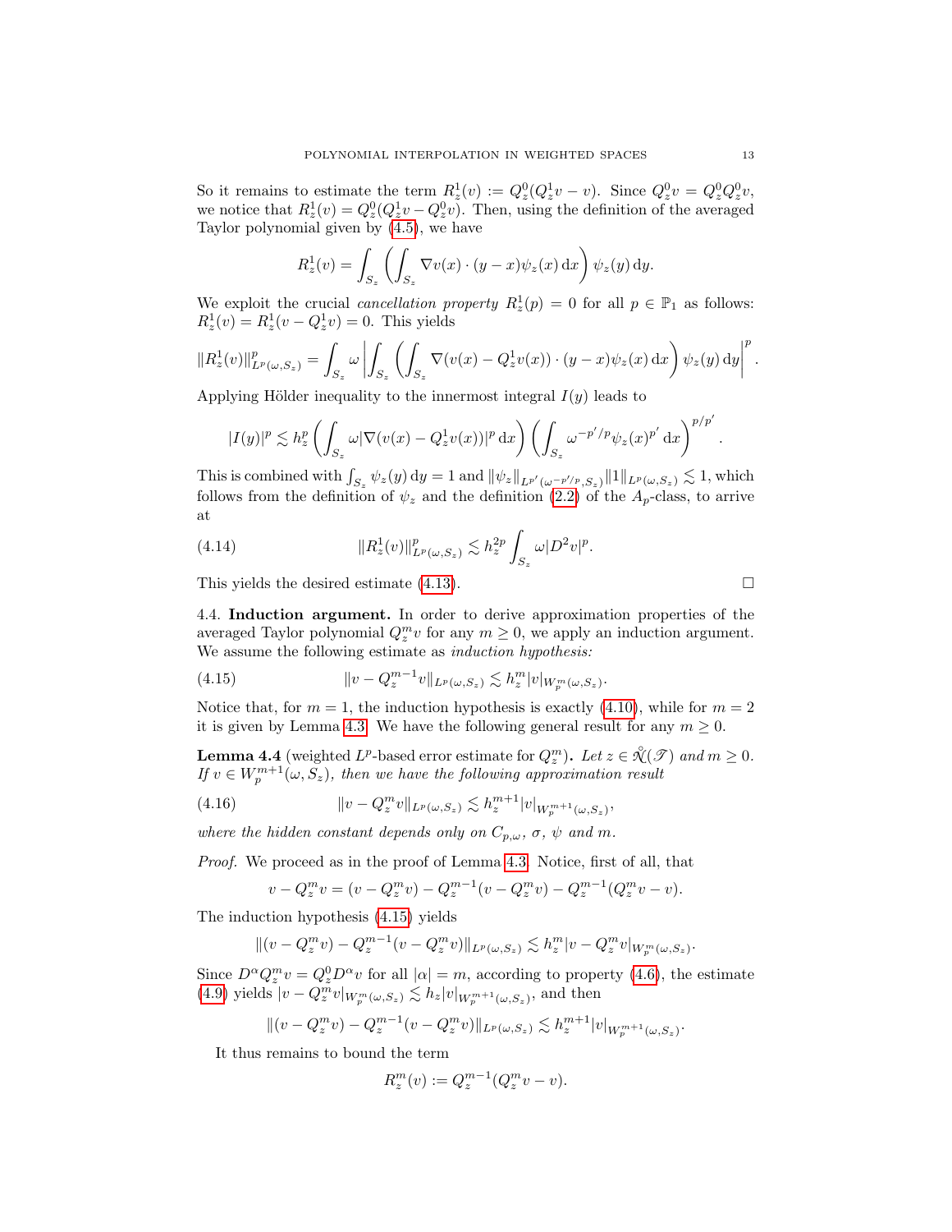So it remains to estimate the term $R_z^1(v) := Q_z^0(Q_z^1 v - v)$. Since $Q_z^0 v = Q_z^0 Q_z^0 v$, we notice that $R_z^1(v) = Q_z^0(Q_z^1 v - Q_z^0 v)$. Then, using the definition of the averaged Taylor polynomial given by (4.5), we have

$$R_z^1(v) = \int_{S_z} \left( \int_{S_z} \nabla v(x) \cdot (y - x) \psi_z(x) \, \mathrm{d}x \right) \psi_z(y) \, \mathrm{d}y.$$

We exploit the crucial *cancellation property* $R_z^1(p) = 0$ for all $p \in \mathbb{P}_1$ as follows: $R_z^1(v) = R_z^1(v - Q_z^1 v) = 0$. This yields

$$\|R_z^1(v)\|^p_{L^p(\omega,S_z)} = \int_{S_z} \omega \left| \int_{S_z} \left( \int_{S_z} \nabla(v(x) - Q_z^1 v(x)) \cdot (y - x) \psi_z(x) \, \mathrm{d}x \right) \psi_z(y) \, \mathrm{d}y \right|^p.$$

Applying Hölder inequality to the innermost integral $I(y)$ leads to

$$|I(y)|^p \lesssim h_z^p \left( \int_{S_z} \omega |\nabla(v(x) - Q_z^1 v(x))|^p \, \mathrm{d}x \right) \left( \int_{S_z} \omega^{-p'/p} \psi_z(x)^{p'} \, \mathrm{d}x \right)^{p/p'}.$$

This is combined with $\int_{S_z} \psi_z(y) \, \mathrm{d}y = 1$ and $\|\psi_z\|_{L^{p'}(\omega^{-p'/p},S_z)} \|1\|_{L^p(\omega,S_z)} \lesssim 1$, which follows from the definition of $\psi_z$ and the definition (2.2) of the $A_p$-class, to arrive at

$$\|R_z^1(v)\|^p_{L^p(\omega,S_z)} \lesssim h_z^{2p} \int_{S_z} \omega |D^2 v|^p. \tag{4.14}$$

This yields the desired estimate (4.13). □

**4.4. Induction argument.** In order to derive approximation properties of the averaged Taylor polynomial $Q_z^m v$ for any $m \geq 0$, we apply an induction argument. We assume the following estimate as *induction hypothesis:*

$$\|v - Q_z^{m-1} v\|_{L^p(\omega,S_z)} \lesssim h_z^m |v|_{W_p^m(\omega,S_z)}. \tag{4.15}$$

Notice that, for $m = 1$, the induction hypothesis is exactly (4.10), while for $m = 2$ it is given by Lemma 4.3. We have the following general result for any $m \geq 0$.

**Lemma 4.4** (weighted $L^p$-based error estimate for $Q_z^m$)**.** *Let $z \in \mathring{\mathcal{N}}(\mathscr{T})$ and $m \geq 0$. If $v \in W_p^{m+1}(\omega, S_z)$, then we have the following approximation result*

$$\|v - Q_z^m v\|_{L^p(\omega,S_z)} \lesssim h_z^{m+1} |v|_{W_p^{m+1}(\omega,S_z)}, \tag{4.16}$$

*where the hidden constant depends only on $C_{p,\omega}$, $\sigma$, $\psi$ and $m$.*

*Proof.* We proceed as in the proof of Lemma 4.3. Notice, first of all, that

$$v - Q_z^m v = (v - Q_z^m v) - Q_z^{m-1}(v - Q_z^m v) - Q_z^{m-1}(Q_z^m v - v).$$

The induction hypothesis (4.15) yields

$$\|(v - Q_z^m v) - Q_z^{m-1}(v - Q_z^m v)\|_{L^p(\omega,S_z)} \lesssim h_z^m |v - Q_z^m v|_{W_p^m(\omega,S_z)}.$$

Since $D^\alpha Q_z^m v = Q_z^0 D^\alpha v$ for all $|\alpha| = m$, according to property (4.6), the estimate (4.9) yields $|v - Q_z^m v|_{W_p^m(\omega,S_z)} \lesssim h_z |v|_{W_p^{m+1}(\omega,S_z)}$, and then

$$\|(v - Q_z^m v) - Q_z^{m-1}(v - Q_z^m v)\|_{L^p(\omega,S_z)} \lesssim h_z^{m+1} |v|_{W_p^{m+1}(\omega,S_z)}.$$

It thus remains to bound the term

$$R_z^m(v) := Q_z^{m-1}(Q_z^m v - v).$$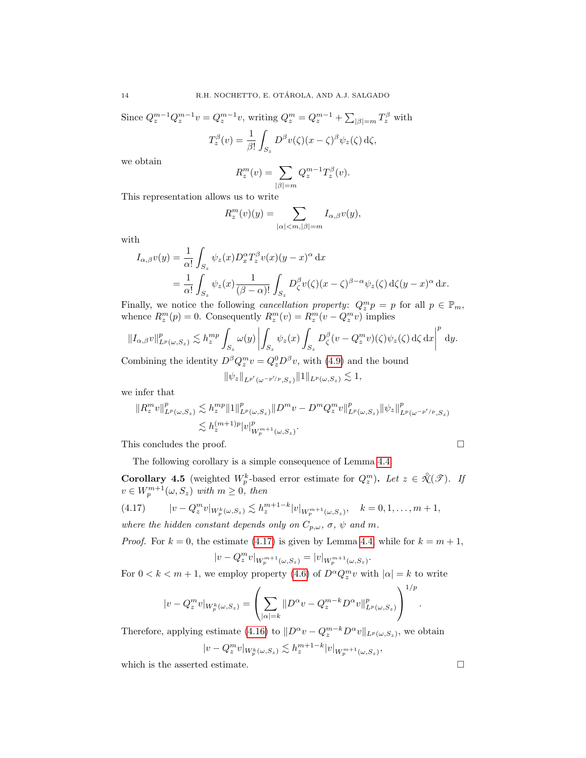Since $Q_z^{m-1}Q_z^{m-1}v = Q_z^{m-1}v$, writing $Q_z^m = Q_z^{m-1} + \sum_{|\beta|=m} T_z^\beta$ with

$$T_z^\beta(v) = \frac{1}{\beta!}\int_{S_z} D^\beta v(\zeta)(x-\zeta)^\beta \psi_z(\zeta)\,\mathrm{d}\zeta,$$

we obtain

$$R_z^m(v) = \sum_{|\beta|=m} Q_z^{m-1}T_z^\beta(v).$$

This representation allows us to write

$$R_z^m(v)(y) = \sum_{|\alpha|<m,|\beta|=m} I_{\alpha,\beta}v(y),$$

with

$$\begin{aligned}
I_{\alpha,\beta}v(y) &= \frac{1}{\alpha!}\int_{S_z}\psi_z(x)D_x^\alpha T_z^\beta v(x)(y-x)^\alpha\,\mathrm{d}x \\
&= \frac{1}{\alpha!}\int_{S_z}\psi_z(x)\frac{1}{(\beta-\alpha)!}\int_{S_z} D_\zeta^\beta v(\zeta)(x-\zeta)^{\beta-\alpha}\psi_z(\zeta)\,\mathrm{d}\zeta(y-x)^\alpha\,\mathrm{d}x.
\end{aligned}$$

Finally, we notice the following *cancellation property*: $Q_z^m p = p$ for all $p \in \mathbb{P}_m$, whence $R_z^m(p) = 0$. Consequently $R_z^m(v) = R_z^m(v - Q_z^m v)$ implies

$$\|I_{\alpha,\beta}v\|_{L^p(\omega,S_z)}^p \lesssim h_z^{mp}\int_{S_z}\omega(y)\left|\int_{S_z}\psi_z(x)\int_{S_z}D_\zeta^\beta(v-Q_z^m v)(\zeta)\psi_z(\zeta)\,\mathrm{d}\zeta\,\mathrm{d}x\right|^p\,\mathrm{d}y.$$

Combining the identity $D^\beta Q_z^m v = Q_z^0 D^\beta v$, with (4.9) and the bound

$$\|\psi_z\|_{L^{p'}(\omega^{-p'/p},S_z)}\|1\|_{L^p(\omega,S_z)} \lesssim 1,$$

we infer that

$$\begin{aligned}
\|R_z^m v\|_{L^p(\omega,S_z)}^p &\lesssim h_z^{mp}\|1\|_{L^p(\omega,S_z)}^p\|D^m v - D^m Q_z^m v\|_{L^p(\omega,S_z)}^p\|\psi_z\|_{L^p(\omega^{-p'/p},S_z)}^p \\
&\lesssim h_z^{(m+1)p}|v|_{W_p^{m+1}(\omega,S_z)}^p.
\end{aligned}$$

This concludes the proof. $\square$

The following corollary is a simple consequence of Lemma 4.4.

**Corollary 4.5** (weighted $W_p^k$-based error estimate for $Q_z^m$)**.** *Let $z \in \mathring{\mathcal{N}}(\mathscr{T})$. If $v \in W_p^{m+1}(\omega,S_z)$ with $m \geq 0$, then*

$$|v - Q_z^m v|_{W_p^k(\omega,S_z)} \lesssim h_z^{m+1-k}|v|_{W_p^{m+1}(\omega,S_z)}, \quad k = 0,1,\ldots,m+1, \tag{4.17}$$

*where the hidden constant depends only on $C_{p,\omega}$, $\sigma$, $\psi$ and $m$.*

*Proof.* For $k=0$, the estimate (4.17) is given by Lemma 4.4, while for $k = m+1$,

$$|v - Q_z^m v|_{W_p^{m+1}(\omega,S_z)} = |v|_{W_p^{m+1}(\omega,S_z)}.$$

For $0 < k < m+1$, we employ property (4.6) of $D^\alpha Q_z^m v$ with $|\alpha| = k$ to write

$$|v - Q_z^m v|_{W_p^k(\omega,S_z)} = \left(\sum_{|\alpha|=k}\|D^\alpha v - Q_z^{m-k}D^\alpha v\|_{L^p(\omega,S_z)}^p\right)^{1/p}.$$

Therefore, applying estimate (4.16) to $\|D^\alpha v - Q_z^{m-k}D^\alpha v\|_{L^p(\omega,S_z)}$, we obtain

$$|v - Q_z^m v|_{W_p^k(\omega,S_z)} \lesssim h_z^{m+1-k}|v|_{W_p^{m+1}(\omega,S_z)},$$

which is the asserted estimate. $\square$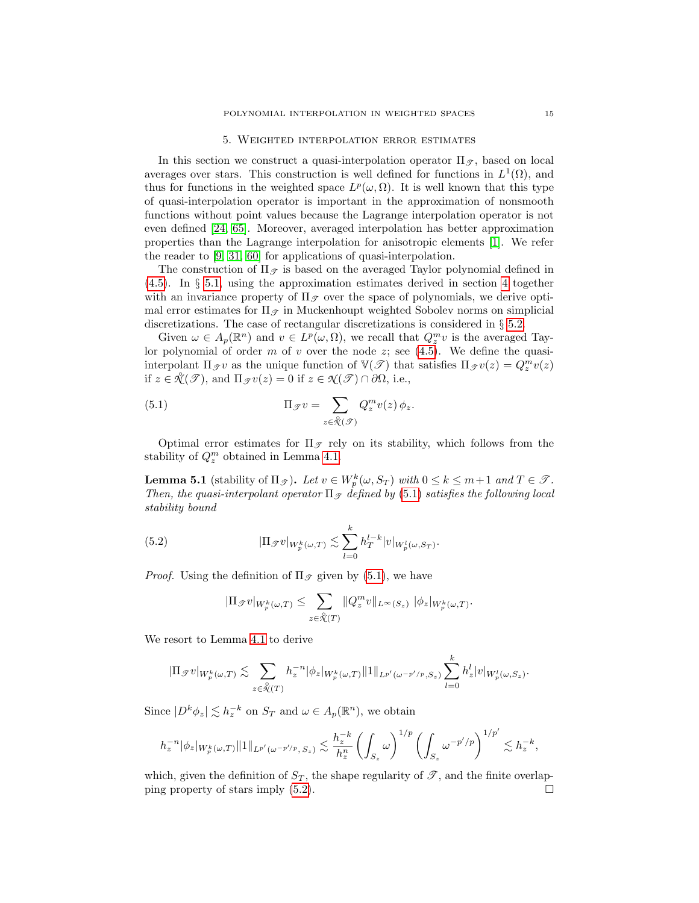## 5. Weighted interpolation error estimates

In this section we construct a quasi-interpolation operator $\Pi_{\mathscr{T}}$, based on local averages over stars. This construction is well defined for functions in $L^1(\Omega)$, and thus for functions in the weighted space $L^p(\omega, \Omega)$. It is well known that this type of quasi-interpolation operator is important in the approximation of nonsmooth functions without point values because the Lagrange interpolation operator is not even defined [24, 65]. Moreover, averaged interpolation has better approximation properties than the Lagrange interpolation for anisotropic elements [1]. We refer the reader to [9, 31, 60] for applications of quasi-interpolation.

The construction of $\Pi_{\mathscr{T}}$ is based on the averaged Taylor polynomial defined in (4.5). In § 5.1, using the approximation estimates derived in section 4 together with an invariance property of $\Pi_{\mathscr{T}}$ over the space of polynomials, we derive optimal error estimates for $\Pi_{\mathscr{T}}$ in Muckenhoupt weighted Sobolev norms on simplicial discretizations. The case of rectangular discretizations is considered in § 5.2.

Given $\omega \in A_p(\mathbb{R}^n)$ and $v \in L^p(\omega, \Omega)$, we recall that $Q_z^m v$ is the averaged Taylor polynomial of order $m$ of $v$ over the node $z$; see (4.5). We define the quasi-interpolant $\Pi_{\mathscr{T}} v$ as the unique function of $\mathbb{V}(\mathscr{T})$ that satisfies $\Pi_{\mathscr{T}} v(z) = Q_z^m v(z)$ if $z \in \mathring{\mathscr{N}}(\mathscr{T})$, and $\Pi_{\mathscr{T}} v(z) = 0$ if $z \in \mathscr{N}(\mathscr{T}) \cap \partial\Omega$, i.e.,

$$
\Pi_{\mathscr{T}} v = \sum_{z \in \mathring{\mathscr{N}}(\mathscr{T})} Q_z^m v(z)\, \phi_z. \tag{5.1}
$$

Optimal error estimates for $\Pi_{\mathscr{T}}$ rely on its stability, which follows from the stability of $Q_z^m$ obtained in Lemma 4.1.

**Lemma 5.1** (stability of $\Pi_{\mathscr{T}}$)**.** *Let $v \in W_p^k(\omega, S_T)$ with $0 \le k \le m+1$ and $T \in \mathscr{T}$. Then, the quasi-interpolant operator $\Pi_{\mathscr{T}}$ defined by (5.1) satisfies the following local stability bound*

$$
|\Pi_{\mathscr{T}} v|_{W_p^k(\omega, T)} \lesssim \sum_{l=0}^{k} h_T^{l-k} |v|_{W_p^l(\omega, S_T)}. \tag{5.2}
$$

*Proof.* Using the definition of $\Pi_{\mathscr{T}}$ given by (5.1), we have

$$
|\Pi_{\mathscr{T}} v|_{W_p^k(\omega, T)} \le \sum_{z \in \mathring{\mathscr{N}}(T)} \|Q_z^m v\|_{L^\infty(S_z)} \, |\phi_z|_{W_p^k(\omega, T)}.
$$

We resort to Lemma 4.1 to derive

$$
|\Pi_{\mathscr{T}} v|_{W_p^k(\omega, T)} \lesssim \sum_{z \in \mathring{\mathscr{N}}(T)} h_z^{-n} |\phi_z|_{W_p^k(\omega, T)} \|1\|_{L^{p'}(\omega^{-p'/p}, S_z)} \sum_{l=0}^{k} h_z^l |v|_{W_p^l(\omega, S_z)}.
$$

Since $|D^k \phi_z| \lesssim h_z^{-k}$ on $S_T$ and $\omega \in A_p(\mathbb{R}^n)$, we obtain

$$
h_z^{-n} |\phi_z|_{W_p^k(\omega, T)} \|1\|_{L^{p'}(\omega^{-p'/p},\, S_z)} \lesssim \frac{h_z^{-k}}{h_z^n} \left( \int_{S_z} \omega \right)^{1/p} \left( \int_{S_z} \omega^{-p'/p} \right)^{1/p'} \lesssim h_z^{-k},
$$

which, given the definition of $S_T$, the shape regularity of $\mathscr{T}$, and the finite overlapping property of stars imply (5.2). □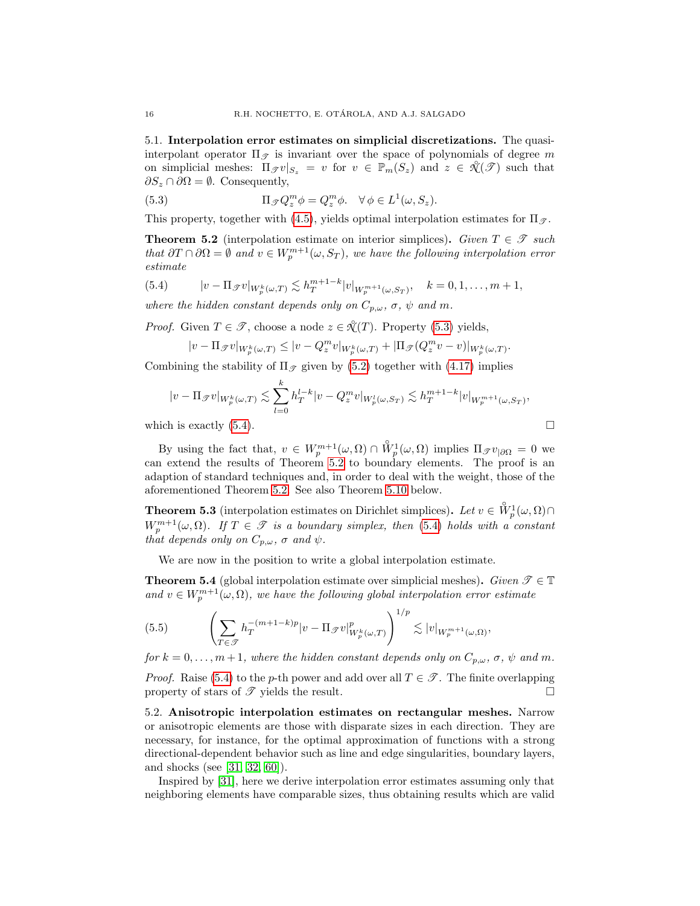### 5.1. Interpolation error estimates on simplicial discretizations.

The quasi-interpolant operator $\Pi_{\mathscr{T}}$ is invariant over the space of polynomials of degree $m$ on simplicial meshes: $\Pi_{\mathscr{T}} v|_{S_z} = v$ for $v \in \mathbb{P}_m(S_z)$ and $z \in \mathring{\mathscr{N}}(\mathscr{T})$ such that $\partial S_z \cap \partial\Omega = \emptyset$. Consequently,

$$\Pi_{\mathscr{T}} Q_z^m \phi = Q_z^m \phi. \quad \forall\, \phi \in L^1(\omega, S_z). \tag{5.3}$$

This property, together with (4.5), yields optimal interpolation estimates for $\Pi_{\mathscr{T}}$.

**Theorem 5.2** (interpolation estimate on interior simplices)**.** *Given $T \in \mathscr{T}$ such that $\partial T \cap \partial\Omega = \emptyset$ and $v \in W_p^{m+1}(\omega, S_T)$, we have the following interpolation error estimate*

$$|v - \Pi_{\mathscr{T}} v|_{W_p^k(\omega,T)} \lesssim h_T^{m+1-k} |v|_{W_p^{m+1}(\omega,S_T)}, \quad k = 0,1,\ldots,m+1, \tag{5.4}$$

*where the hidden constant depends only on $C_{p,\omega}$, $\sigma$, $\psi$ and $m$.*

*Proof.* Given $T \in \mathscr{T}$, choose a node $z \in \mathring{\mathscr{N}}(T)$. Property (5.3) yields,

$$|v - \Pi_{\mathscr{T}} v|_{W_p^k(\omega,T)} \leq |v - Q_z^m v|_{W_p^k(\omega,T)} + |\Pi_{\mathscr{T}}(Q_z^m v - v)|_{W_p^k(\omega,T)}.$$

Combining the stability of $\Pi_{\mathscr{T}}$ given by (5.2) together with (4.17) implies

$$|v - \Pi_{\mathscr{T}} v|_{W_p^k(\omega,T)} \lesssim \sum_{l=0}^{k} h_T^{l-k} |v - Q_z^m v|_{W_p^l(\omega,S_T)} \lesssim h_T^{m+1-k} |v|_{W_p^{m+1}(\omega,S_T)},$$

which is exactly (5.4). $\square$

By using the fact that, $v \in W_p^{m+1}(\omega,\Omega) \cap \mathring{W}_p^1(\omega,\Omega)$ implies $\Pi_{\mathscr{T}} v_{|\partial\Omega} = 0$ we can extend the results of Theorem 5.2 to boundary elements. The proof is an adaption of standard techniques and, in order to deal with the weight, those of the aforementioned Theorem 5.2. See also Theorem 5.10 below.

**Theorem 5.3** (interpolation estimates on Dirichlet simplices)**.** *Let $v \in \mathring{W}_p^1(\omega,\Omega) \cap W_p^{m+1}(\omega,\Omega)$. If $T \in \mathscr{T}$ is a boundary simplex, then (5.4) holds with a constant that depends only on $C_{p,\omega}$, $\sigma$ and $\psi$.*

We are now in the position to write a global interpolation estimate.

**Theorem 5.4** (global interpolation estimate over simplicial meshes)**.** *Given $\mathscr{T} \in \mathbb{T}$ and $v \in W_p^{m+1}(\omega,\Omega)$, we have the following global interpolation error estimate*

$$\left( \sum_{T \in \mathscr{T}} h_T^{-(m+1-k)p} |v - \Pi_{\mathscr{T}} v|^p_{W_p^k(\omega,T)} \right)^{1/p} \lesssim |v|_{W_p^{m+1}(\omega,\Omega)}, \tag{5.5}$$

*for $k = 0,\ldots,m+1$, where the hidden constant depends only on $C_{p,\omega}$, $\sigma$, $\psi$ and $m$.*

*Proof.* Raise (5.4) to the $p$-th power and add over all $T \in \mathscr{T}$. The finite overlapping property of stars of $\mathscr{T}$ yields the result. $\square$

### 5.2. Anisotropic interpolation estimates on rectangular meshes.

Narrow or anisotropic elements are those with disparate sizes in each direction. They are necessary, for instance, for the optimal approximation of functions with a strong directional-dependent behavior such as line and edge singularities, boundary layers, and shocks (see [31, 32, 60]).

Inspired by [31], here we derive interpolation error estimates assuming only that neighboring elements have comparable sizes, thus obtaining results which are valid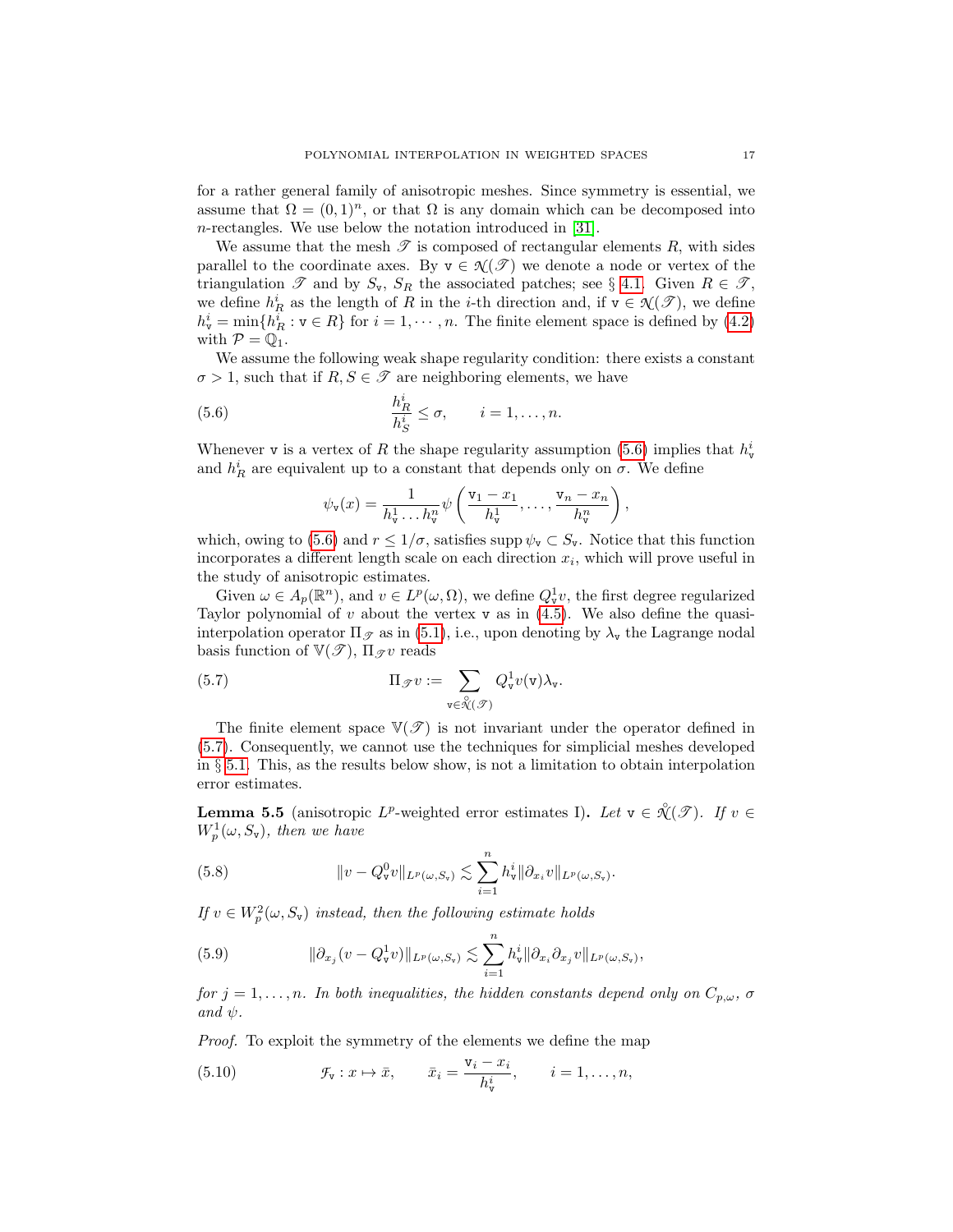for a rather general family of anisotropic meshes. Since symmetry is essential, we assume that $\Omega = (0,1)^n$, or that $\Omega$ is any domain which can be decomposed into $n$-rectangles. We use below the notation introduced in [31].

We assume that the mesh $\mathscr{T}$ is composed of rectangular elements $R$, with sides parallel to the coordinate axes. By $\mathtt{v} \in \mathscr{N}(\mathscr{T})$ we denote a node or vertex of the triangulation $\mathscr{T}$ and by $S_{\mathtt{v}}$, $S_R$ the associated patches; see § 4.1. Given $R \in \mathscr{T}$, we define $h_R^i$ as the length of $R$ in the $i$-th direction and, if $\mathtt{v} \in \mathscr{N}(\mathscr{T})$, we define $h_{\mathtt{v}}^i = \min\{h_R^i : \mathtt{v} \in R\}$ for $i = 1, \cdots, n$. The finite element space is defined by (4.2) with $\mathcal{P} = \mathbb{Q}_1$.

We assume the following weak shape regularity condition: there exists a constant $\sigma > 1$, such that if $R, S \in \mathscr{T}$ are neighboring elements, we have

$$
\frac{h_R^i}{h_S^i} \leq \sigma, \qquad i = 1, \ldots, n. \tag{5.6}
$$

Whenever $\mathtt{v}$ is a vertex of $R$ the shape regularity assumption (5.6) implies that $h_{\mathtt{v}}^i$ and $h_R^i$ are equivalent up to a constant that depends only on $\sigma$. We define

$$
\psi_{\mathtt{v}}(x) = \frac{1}{h_{\mathtt{v}}^1 \ldots h_{\mathtt{v}}^n} \psi\left(\frac{\mathtt{v}_1 - x_1}{h_{\mathtt{v}}^1}, \ldots, \frac{\mathtt{v}_n - x_n}{h_{\mathtt{v}}^n}\right),
$$

which, owing to (5.6) and $r \leq 1/\sigma$, satisfies $\operatorname{supp} \psi_{\mathtt{v}} \subset S_{\mathtt{v}}$. Notice that this function incorporates a different length scale on each direction $x_i$, which will prove useful in the study of anisotropic estimates.

Given $\omega \in A_p(\mathbb{R}^n)$, and $v \in L^p(\omega, \Omega)$, we define $Q_{\mathtt{v}}^1 v$, the first degree regularized Taylor polynomial of $v$ about the vertex $\mathtt{v}$ as in (4.5). We also define the quasi-interpolation operator $\Pi_{\mathscr{T}}$ as in (5.1), i.e., upon denoting by $\lambda_{\mathtt{v}}$ the Lagrange nodal basis function of $\mathbb{V}(\mathscr{T})$, $\Pi_{\mathscr{T}} v$ reads

$$
\Pi_{\mathscr{T}} v := \sum_{\mathtt{v} \in \mathring{\mathscr{N}}(\mathscr{T})} Q_{\mathtt{v}}^1 v(\mathtt{v}) \lambda_{\mathtt{v}}. \tag{5.7}
$$

The finite element space $\mathbb{V}(\mathscr{T})$ is not invariant under the operator defined in (5.7). Consequently, we cannot use the techniques for simplicial meshes developed in § 5.1. This, as the results below show, is not a limitation to obtain interpolation error estimates.

**Lemma 5.5** (anisotropic $L^p$-weighted error estimates I)**.** *Let $\mathtt{v} \in \mathring{\mathscr{N}}(\mathscr{T})$. If $v \in W_p^1(\omega, S_{\mathtt{v}})$, then we have*

$$
\|v - Q_{\mathtt{v}}^0 v\|_{L^p(\omega, S_{\mathtt{v}})} \lesssim \sum_{i=1}^n h_{\mathtt{v}}^i \|\partial_{x_i} v\|_{L^p(\omega, S_{\mathtt{v}})}. \tag{5.8}
$$

*If $v \in W_p^2(\omega, S_{\mathtt{v}})$ instead, then the following estimate holds*

$$
\|\partial_{x_j}(v - Q_{\mathtt{v}}^1 v)\|_{L^p(\omega, S_{\mathtt{v}})} \lesssim \sum_{i=1}^n h_{\mathtt{v}}^i \|\partial_{x_i} \partial_{x_j} v\|_{L^p(\omega, S_{\mathtt{v}})}, \tag{5.9}
$$

*for $j = 1, \ldots, n$. In both inequalities, the hidden constants depend only on $C_{p,\omega}$, $\sigma$ and $\psi$.*

*Proof.* To exploit the symmetry of the elements we define the map

$$
\mathcal{F}_{\mathtt{v}} : x \mapsto \bar{x}, \qquad \bar{x}_i = \frac{\mathtt{v}_i - x_i}{h_{\mathtt{v}}^i}, \qquad i = 1, \ldots, n, \tag{5.10}
$$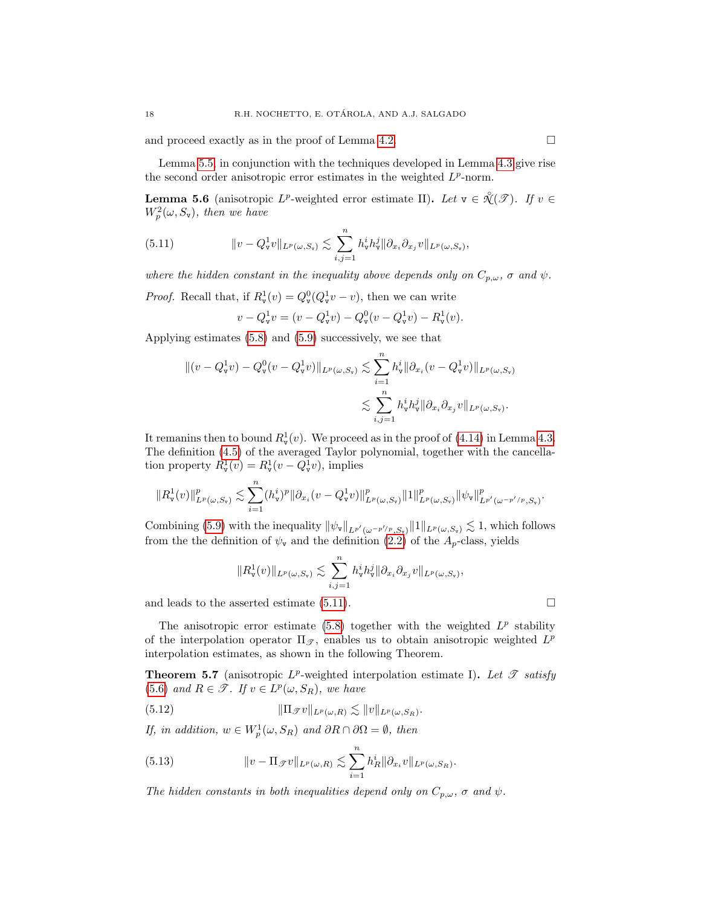and proceed exactly as in the proof of Lemma 4.2. □

Lemma 5.5, in conjunction with the techniques developed in Lemma 4.3 give rise the second order anisotropic error estimates in the weighted $L^p$-norm.

**Lemma 5.6** (anisotropic $L^p$-weighted error estimate II)**.** *Let $\mathtt{v} \in \mathring{\mathcal{N}}(\mathscr{T})$. If $v \in W^2_p(\omega, S_{\mathtt{v}})$, then we have*

$$
\|v - Q^1_{\mathtt{v}} v\|_{L^p(\omega,S_{\mathtt{v}})} \lesssim \sum_{i,j=1}^{n} h^i_{\mathtt{v}} h^j_{\mathtt{v}} \|\partial_{x_i}\partial_{x_j} v\|_{L^p(\omega,S_{\mathtt{v}})}, \tag{5.11}
$$

*where the hidden constant in the inequality above depends only on $C_{p,\omega}$, $\sigma$ and $\psi$.*

*Proof.* Recall that, if $R^1_{\mathtt{v}}(v) = Q^0_{\mathtt{v}}(Q^1_{\mathtt{v}} v - v)$, then we can write

$$
v - Q^1_{\mathtt{v}} v = (v - Q^1_{\mathtt{v}} v) - Q^0_{\mathtt{v}}(v - Q^1_{\mathtt{v}} v) - R^1_{\mathtt{v}}(v).
$$

Applying estimates (5.8) and (5.9) successively, we see that

$$
\begin{aligned}
\|(v - Q^1_{\mathtt{v}} v) - Q^0_{\mathtt{v}}(v - Q^1_{\mathtt{v}} v)\|_{L^p(\omega,S_{\mathtt{v}})} &\lesssim \sum_{i=1}^{n} h^i_{\mathtt{v}} \|\partial_{x_i}(v - Q^1_{\mathtt{v}} v)\|_{L^p(\omega,S_{\mathtt{v}})} \\
&\lesssim \sum_{i,j=1}^{n} h^i_{\mathtt{v}} h^j_{\mathtt{v}} \|\partial_{x_i}\partial_{x_j} v\|_{L^p(\omega,S_{\mathtt{v}})}.
\end{aligned}
$$

It remanins then to bound $R^1_{\mathtt{v}}(v)$. We proceed as in the proof of (4.14) in Lemma 4.3. The definition (4.5) of the averaged Taylor polynomial, together with the cancellation property $R^1_{\mathtt{v}}(v) = R^1_{\mathtt{v}}(v - Q^1_{\mathtt{v}} v)$, implies

$$
\|R^1_{\mathtt{v}}(v)\|^p_{L^p(\omega,S_{\mathtt{v}})} \lesssim \sum_{i=1}^{n} (h^i_{\mathtt{v}})^p \|\partial_{x_i}(v - Q^1_{\mathtt{v}} v)\|^p_{L^p(\omega,S_{\mathtt{v}})} \|1\|^p_{L^p(\omega,S_{\mathtt{v}})} \|\psi_{\mathtt{v}}\|^p_{L^{p'}(\omega^{-p'/p},S_{\mathtt{v}})}.
$$

Combining (5.9) with the inequality $\|\psi_{\mathtt{v}}\|_{L^{p'}(\omega^{-p'/p},S_{\mathtt{v}})} \|1\|_{L^p(\omega,S_{\mathtt{v}})} \lesssim 1$, which follows from the the definition of $\psi_{\mathtt{v}}$ and the definition (2.2) of the $A_p$-class, yields

$$
\|R^1_{\mathtt{v}}(v)\|_{L^p(\omega,S_{\mathtt{v}})} \lesssim \sum_{i,j=1}^{n} h^i_{\mathtt{v}} h^j_{\mathtt{v}} \|\partial_{x_i}\partial_{x_j} v\|_{L^p(\omega,S_{\mathtt{v}})},
$$

and leads to the asserted estimate (5.11). □

The anisotropic error estimate (5.8) together with the weighted $L^p$ stability of the interpolation operator $\Pi_{\mathscr{T}}$, enables us to obtain anisotropic weighted $L^p$ interpolation estimates, as shown in the following Theorem.

**Theorem 5.7** (anisotropic $L^p$-weighted interpolation estimate I)**.** *Let $\mathscr{T}$ satisfy (5.6) and $R \in \mathscr{T}$. If $v \in L^p(\omega, S_R)$, we have*

$$
\|\Pi_{\mathscr{T}} v\|_{L^p(\omega,R)} \lesssim \|v\|_{L^p(\omega,S_R)}. \tag{5.12}
$$

*If, in addition, $w \in W^1_p(\omega, S_R)$ and $\partial R \cap \partial\Omega = \emptyset$, then*

$$
\|v - \Pi_{\mathscr{T}} v\|_{L^p(\omega,R)} \lesssim \sum_{i=1}^{n} h^i_R \|\partial_{x_i} v\|_{L^p(\omega,S_R)}. \tag{5.13}
$$

*The hidden constants in both inequalities depend only on $C_{p,\omega}$, $\sigma$ and $\psi$.*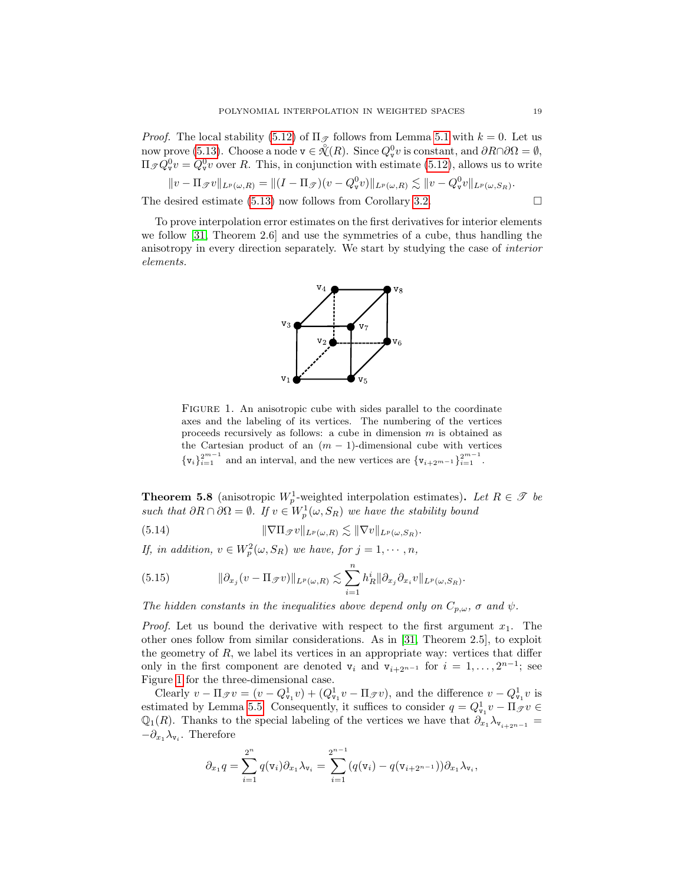*Proof.* The local stability (5.12) of $\Pi_{\mathscr{T}}$ follows from Lemma 5.1 with $k = 0$. Let us now prove (5.13). Choose a node $\mathtt{v} \in \mathring{\mathcal{N}}(R)$. Since $Q^0_{\mathtt{v}} v$ is constant, and $\partial R \cap \partial\Omega = \emptyset$, $\Pi_{\mathscr{T}} Q^0_{\mathtt{v}} v = Q^0_{\mathtt{v}} v$ over $R$. This, in conjunction with estimate (5.12), allows us to write

$$\|v - \Pi_{\mathscr{T}} v\|_{L^p(\omega,R)} = \|(I - \Pi_{\mathscr{T}})(v - Q^0_{\mathtt{v}} v)\|_{L^p(\omega,R)} \lesssim \|v - Q^0_{\mathtt{v}} v\|_{L^p(\omega,S_R)}.$$

The desired estimate (5.13) now follows from Corollary 3.2. □

To prove interpolation error estimates on the first derivatives for interior elements we follow [31, Theorem 2.6] and use the symmetries of a cube, thus handling the anisotropy in every direction separately. We start by studying the case of *interior elements*.

FIGURE 1. An anisotropic cube with sides parallel to the coordinate axes and the labeling of its vertices. The numbering of the vertices proceeds recursively as follows: a cube in dimension $m$ is obtained as the Cartesian product of an $(m-1)$-dimensional cube with vertices $\{\mathtt{v}_i\}_{i=1}^{2^{m-1}}$ and an interval, and the new vertices are $\{\mathtt{v}_{i+2^{m-1}}\}_{i=1}^{2^{m-1}}$.

**Theorem 5.8** (anisotropic $W^1_p$-weighted interpolation estimates)**.** *Let $R \in \mathscr{T}$ be such that $\partial R \cap \partial\Omega = \emptyset$. If $v \in W^1_p(\omega, S_R)$ we have the stability bound*

$$\|\nabla \Pi_{\mathscr{T}} v\|_{L^p(\omega,R)} \lesssim \|\nabla v\|_{L^p(\omega,S_R)}. \tag{5.14}$$

*If, in addition, $v \in W^2_p(\omega, S_R)$ we have, for $j = 1, \cdots, n$,*

$$\|\partial_{x_j}(v - \Pi_{\mathscr{T}} v)\|_{L^p(\omega,R)} \lesssim \sum_{i=1}^{n} h^i_R \|\partial_{x_j}\partial_{x_i} v\|_{L^p(\omega,S_R)}. \tag{5.15}$$

*The hidden constants in the inequalities above depend only on $C_{p,\omega}$, $\sigma$ and $\psi$.*

*Proof.* Let us bound the derivative with respect to the first argument $x_1$. The other ones follow from similar considerations. As in [31, Theorem 2.5], to exploit the geometry of $R$, we label its vertices in an appropriate way: vertices that differ only in the first component are denoted $\mathtt{v}_i$ and $\mathtt{v}_{i+2^{n-1}}$ for $i = 1, \dots, 2^{n-1}$; see Figure 1 for the three-dimensional case.

Clearly $v - \Pi_{\mathscr{T}} v = (v - Q^1_{\mathtt{v}_1} v) + (Q^1_{\mathtt{v}_1} v - \Pi_{\mathscr{T}} v)$, and the difference $v - Q^1_{\mathtt{v}_1} v$ is estimated by Lemma 5.5. Consequently, it suffices to consider $q = Q^1_{\mathtt{v}_1} v - \Pi_{\mathscr{T}} v \in \mathbb{Q}_1(R)$. Thanks to the special labeling of the vertices we have that $\partial_{x_1}\lambda_{\mathtt{v}_{i+2^{n-1}}} = -\partial_{x_1}\lambda_{\mathtt{v}_i}$. Therefore

$$\partial_{x_1} q = \sum_{i=1}^{2^n} q(\mathtt{v}_i)\partial_{x_1}\lambda_{\mathtt{v}_i} = \sum_{i=1}^{2^{n-1}} (q(\mathtt{v}_i) - q(\mathtt{v}_{i+2^{n-1}}))\partial_{x_1}\lambda_{\mathtt{v}_i},$$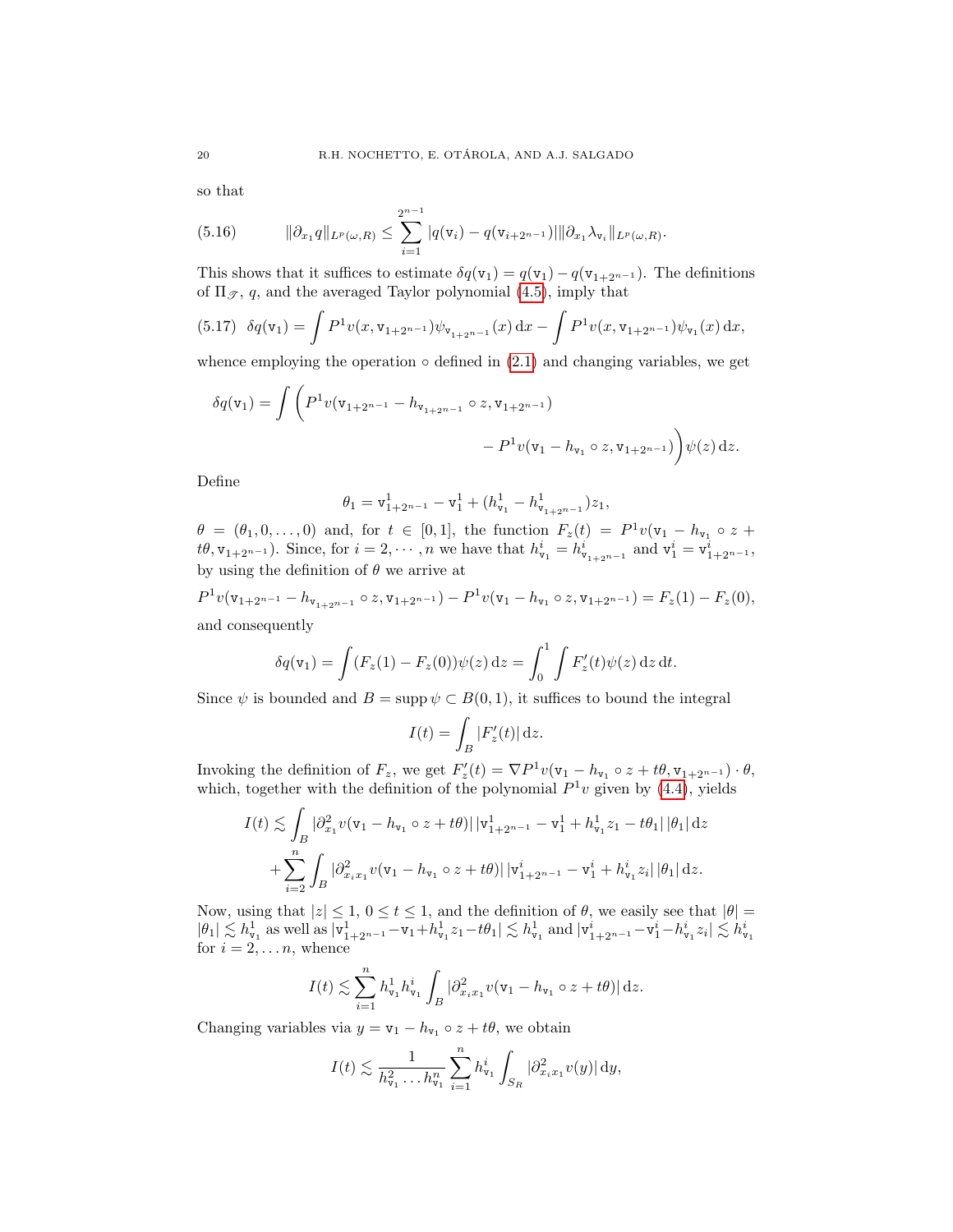so that

$$
\|\partial_{x_1} q\|_{L^p(\omega,R)} \leq \sum_{i=1}^{2^{n-1}} |q(\mathtt{v}_i) - q(\mathtt{v}_{i+2^{n-1}})| \|\partial_{x_1}\lambda_{\mathtt{v}_i}\|_{L^p(\omega,R)}. \tag{5.16}
$$

This shows that it suffices to estimate $\delta q(\mathtt{v}_1) = q(\mathtt{v}_1) - q(\mathtt{v}_{1+2^{n-1}})$. The definitions of $\Pi_{\mathscr{T}}$, $q$, and the averaged Taylor polynomial (4.5), imply that

$$
\delta q(\mathtt{v}_1) = \int P^1 v(x, \mathtt{v}_{1+2^{n-1}})\psi_{\mathtt{v}_{1+2^{n-1}}}(x)\,\mathrm{d}x - \int P^1 v(x, \mathtt{v}_{1+2^{n-1}})\psi_{\mathtt{v}_1}(x)\,\mathrm{d}x, \tag{5.17}
$$

whence employing the operation $\circ$ defined in (2.1) and changing variables, we get

$$
\delta q(\mathtt{v}_1) = \int \bigg( P^1 v(\mathtt{v}_{1+2^{n-1}} - h_{\mathtt{v}_{1+2^{n-1}}} \circ z, \mathtt{v}_{1+2^{n-1}}) - P^1 v(\mathtt{v}_1 - h_{\mathtt{v}_1} \circ z, \mathtt{v}_{1+2^{n-1}}) \bigg) \psi(z)\,\mathrm{d}z.
$$

Define

$$
\theta_1 = \mathtt{v}^1_{1+2^{n-1}} - \mathtt{v}^1_1 + (h^1_{\mathtt{v}_1} - h^1_{\mathtt{v}_{1+2^{n-1}}})z_1,
$$

$\theta = (\theta_1, 0, \ldots, 0)$ and, for $t \in [0,1]$, the function $F_z(t) = P^1 v(\mathtt{v}_1 - h_{\mathtt{v}_1} \circ z + t\theta, \mathtt{v}_{1+2^{n-1}})$. Since, for $i = 2, \cdots, n$ we have that $h^i_{\mathtt{v}_1} = h^i_{\mathtt{v}_{1+2^{n-1}}}$ and $\mathtt{v}^i_1 = \mathtt{v}^i_{1+2^{n-1}}$, by using the definition of $\theta$ we arrive at

$$
P^1 v(\mathtt{v}_{1+2^{n-1}} - h_{\mathtt{v}_{1+2^{n-1}}} \circ z, \mathtt{v}_{1+2^{n-1}}) - P^1 v(\mathtt{v}_1 - h_{\mathtt{v}_1} \circ z, \mathtt{v}_{1+2^{n-1}}) = F_z(1) - F_z(0),
$$

and consequently

$$
\delta q(\mathtt{v}_1) = \int (F_z(1) - F_z(0))\psi(z)\,\mathrm{d}z = \int_0^1 \int F_z'(t)\psi(z)\,\mathrm{d}z\,\mathrm{d}t.
$$

Since $\psi$ is bounded and $B = \operatorname{supp}\psi \subset B(0,1)$, it suffices to bound the integral

$$
I(t) = \int_B |F_z'(t)|\,\mathrm{d}z.
$$

Invoking the definition of $F_z$, we get $F_z'(t) = \nabla P^1 v(\mathtt{v}_1 - h_{\mathtt{v}_1} \circ z + t\theta, \mathtt{v}_{1+2^{n-1}}) \cdot \theta$, which, together with the definition of the polynomial $P^1 v$ given by (4.4), yields

$$
\begin{aligned}
I(t) \lesssim & \int_B |\partial^2_{x_1} v(\mathtt{v}_1 - h_{\mathtt{v}_1} \circ z + t\theta)|\,|\mathtt{v}^1_{1+2^{n-1}} - \mathtt{v}^1_1 + h^1_{\mathtt{v}_1} z_1 - t\theta_1|\,|\theta_1|\,\mathrm{d}z \\
&+ \sum_{i=2}^n \int_B |\partial^2_{x_i x_1} v(\mathtt{v}_1 - h_{\mathtt{v}_1} \circ z + t\theta)|\,|\mathtt{v}^i_{1+2^{n-1}} - \mathtt{v}^i_1 + h^i_{\mathtt{v}_1} z_i|\,|\theta_1|\,\mathrm{d}z.
\end{aligned}
$$

Now, using that $|z| \leq 1$, $0 \leq t \leq 1$, and the definition of $\theta$, we easily see that $|\theta| = |\theta_1| \lesssim h^1_{\mathtt{v}_1}$ as well as $|\mathtt{v}^1_{1+2^{n-1}} - \mathtt{v}^1_1 + h^1_{\mathtt{v}_1} z_1 - t\theta_1| \lesssim h^1_{\mathtt{v}_1}$ and $|\mathtt{v}^i_{1+2^{n-1}} - \mathtt{v}^i_1 - h^i_{\mathtt{v}_1} z_i| \lesssim h^i_{\mathtt{v}_1}$ for $i = 2, \ldots n$, whence

$$
I(t) \lesssim \sum_{i=1}^n h^1_{\mathtt{v}_1} h^i_{\mathtt{v}_1} \int_B |\partial^2_{x_i x_1} v(\mathtt{v}_1 - h_{\mathtt{v}_1} \circ z + t\theta)|\,\mathrm{d}z.
$$

Changing variables via $y = \mathtt{v}_1 - h_{\mathtt{v}_1} \circ z + t\theta$, we obtain

$$
I(t) \lesssim \frac{1}{h^2_{\mathtt{v}_1} \ldots h^n_{\mathtt{v}_1}} \sum_{i=1}^n h^i_{\mathtt{v}_1} \int_{S_R} |\partial^2_{x_i x_1} v(y)|\,\mathrm{d}y,
$$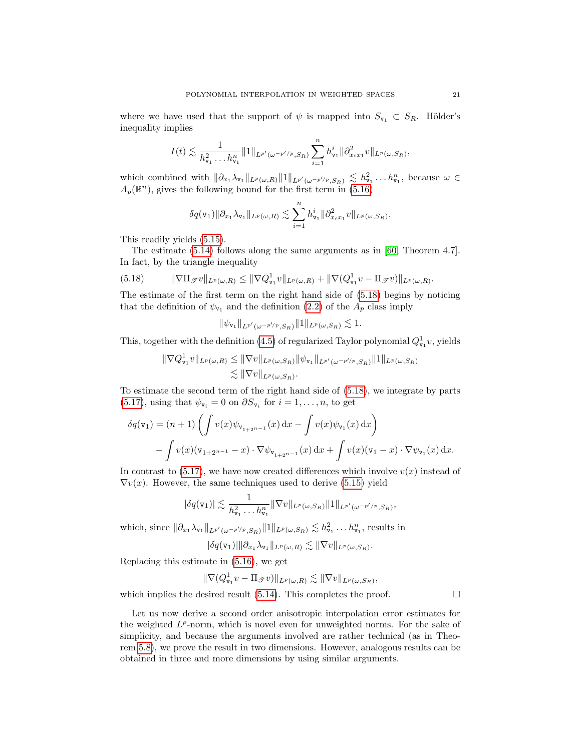where we have used that the support of $\psi$ is mapped into $S_{\mathtt{v}_1} \subset S_R$. Hölder's inequality implies

$$I(t) \lesssim \frac{1}{h_{\mathtt{v}_1}^2 \dots h_{\mathtt{v}_1}^n} \|1\|_{L^{p'}(\omega^{-p'/p}, S_R)} \sum_{i=1}^{n} h_{\mathtt{v}_1}^i \|\partial_{x_i x_1}^2 v\|_{L^p(\omega, S_R)},$$

which combined with $\|\partial_{x_1} \lambda_{\mathtt{v}_1}\|_{L^p(\omega,R)} \|1\|_{L^{p'}(\omega^{-p'/p}, S_R)} \lesssim h_{\mathtt{v}_1}^2 \dots h_{\mathtt{v}_1}^n$, because $\omega \in A_p(\mathbb{R}^n)$, gives the following bound for the first term in (5.16)

$$\delta q(\mathtt{v}_1) \|\partial_{x_1} \lambda_{\mathtt{v}_1}\|_{L^p(\omega,R)} \lesssim \sum_{i=1}^{n} h_{\mathtt{v}_1}^i \|\partial_{x_i x_1}^2 v\|_{L^p(\omega, S_R)}.$$

This readily yields (5.15).

The estimate (5.14) follows along the same arguments as in [60, Theorem 4.7]. In fact, by the triangle inequality

$$\|\nabla \Pi_{\mathscr{T}} v\|_{L^p(\omega,R)} \leq \|\nabla Q_{\mathtt{v}_1}^1 v\|_{L^p(\omega,R)} + \|\nabla (Q_{\mathtt{v}_1}^1 v - \Pi_{\mathscr{T}} v)\|_{L^p(\omega,R)}. \tag{5.18}$$

The estimate of the first term on the right hand side of (5.18) begins by noticing that the definition of $\psi_{\mathtt{v}_1}$ and the definition (2.2) of the $A_p$ class imply

$$\|\psi_{\mathtt{v}_1}\|_{L^{p'}(\omega^{-p'/p}, S_R)} \|1\|_{L^p(\omega, S_R)} \lesssim 1.$$

This, together with the definition (4.5) of regularized Taylor polynomial $Q_{\mathtt{v}_1}^1 v$, yields

$$\begin{aligned}
\|\nabla Q_{\mathtt{v}_1}^1 v\|_{L^p(\omega,R)} &\leq \|\nabla v\|_{L^p(\omega, S_R)} \|\psi_{\mathtt{v}_1}\|_{L^{p'}(\omega^{-p'/p}, S_R)} \|1\|_{L^p(\omega, S_R)} \\
&\lesssim \|\nabla v\|_{L^p(\omega, S_R)}.
\end{aligned}$$

To estimate the second term of the right hand side of (5.18), we integrate by parts (5.17), using that $\psi_{\mathtt{v}_i} = 0$ on $\partial S_{\mathtt{v}_i}$ for $i = 1, \dots, n$, to get

$$\begin{aligned}
\delta q(\mathtt{v}_1) = (n+1) &\left( \int v(x) \psi_{\mathtt{v}_{1+2^{n-1}}}(x) \, \mathrm{d}x - \int v(x) \psi_{\mathtt{v}_1}(x) \, \mathrm{d}x \right) \\
&- \int v(x) (\mathtt{v}_{1+2^{n-1}} - x) \cdot \nabla \psi_{\mathtt{v}_{1+2^{n-1}}}(x) \, \mathrm{d}x + \int v(x) (\mathtt{v}_1 - x) \cdot \nabla \psi_{\mathtt{v}_1}(x) \, \mathrm{d}x.
\end{aligned}$$

In contrast to (5.17), we have now created differences which involve $v(x)$ instead of $\nabla v(x)$. However, the same techniques used to derive (5.15) yield

$$|\delta q(\mathtt{v}_1)| \lesssim \frac{1}{h_{\mathtt{v}_1}^2 \dots h_{\mathtt{v}_1}^n} \|\nabla v\|_{L^p(\omega, S_R)} \|1\|_{L^{p'}(\omega^{-p'/p}, S_R)},$$

which, since $\|\partial_{x_1} \lambda_{\mathtt{v}_1}\|_{L^{p'}(\omega^{-p'/p}, S_R)} \|1\|_{L^p(\omega, S_R)} \lesssim h_{\mathtt{v}_1}^2 \dots h_{\mathtt{v}_1}^n$, results in

$$|\delta q(\mathtt{v}_1)| \|\partial_{x_1} \lambda_{\mathtt{v}_1}\|_{L^p(\omega,R)} \lesssim \|\nabla v\|_{L^p(\omega, S_R)}.$$

Replacing this estimate in (5.16), we get

$$\|\nabla (Q_{\mathtt{v}_1}^1 v - \Pi_{\mathscr{T}} v)\|_{L^p(\omega,R)} \lesssim \|\nabla v\|_{L^p(\omega, S_R)},$$

which implies the desired result (5.14). This completes the proof. $\square$

Let us now derive a second order anisotropic interpolation error estimates for the weighted $L^p$-norm, which is novel even for unweighted norms. For the sake of simplicity, and because the arguments involved are rather technical (as in Theorem 5.8), we prove the result in two dimensions. However, analogous results can be obtained in three and more dimensions by using similar arguments.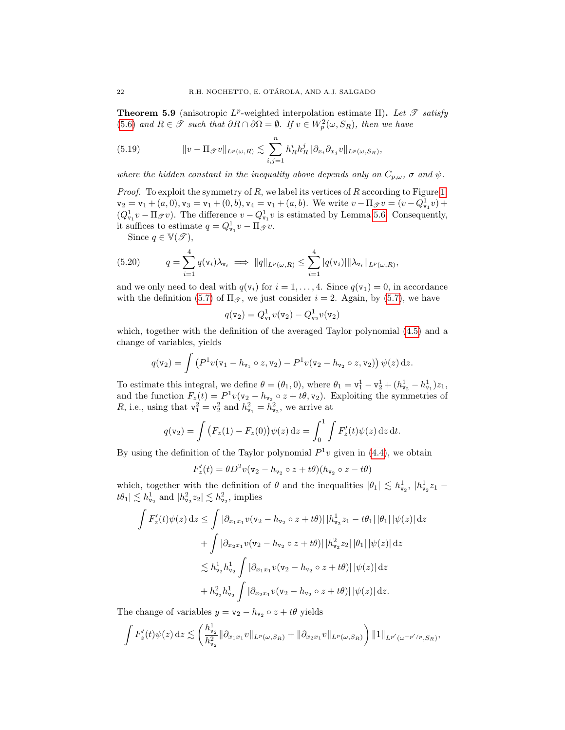**Theorem 5.9** (anisotropic $L^p$-weighted interpolation estimate II)**.** *Let $\mathscr{T}$ satisfy (5.6) and $R \in \mathscr{T}$ such that $\partial R \cap \partial\Omega = \emptyset$. If $v \in W^2_p(\omega, S_R)$, then we have*

$$
\|v - \Pi_{\mathscr{T}} v\|_{L^p(\omega,R)} \lesssim \sum_{i,j=1}^{n} h_R^i h_R^j \|\partial_{x_i}\partial_{x_j} v\|_{L^p(\omega,S_R)}, \tag{5.19}
$$

*where the hidden constant in the inequality above depends only on $C_{p,\omega}$, $\sigma$ and $\psi$.*

*Proof.* To exploit the symmetry of $R$, we label its vertices of $R$ according to Figure 1: $\mathtt{v}_2 = \mathtt{v}_1 + (a,0), \mathtt{v}_3 = \mathtt{v}_1 + (0,b), \mathtt{v}_4 = \mathtt{v}_1 + (a,b)$. We write $v - \Pi_{\mathscr{T}} v = (v - Q^1_{\mathtt{v}_1} v) + (Q^1_{\mathtt{v}_1} v - \Pi_{\mathscr{T}} v)$. The difference $v - Q^1_{\mathtt{v}_1} v$ is estimated by Lemma 5.6. Consequently, it suffices to estimate $q = Q^1_{\mathtt{v}_1} v - \Pi_{\mathscr{T}} v$.

Since $q \in \mathbb{V}(\mathscr{T})$,

$$
q = \sum_{i=1}^{4} q(\mathtt{v}_i)\lambda_{\mathtt{v}_i} \implies \|q\|_{L^p(\omega,R)} \leq \sum_{i=1}^{4} |q(\mathtt{v}_i)| \|\lambda_{\mathtt{v}_i}\|_{L^p(\omega,R)}, \tag{5.20}
$$

and we only need to deal with $q(\mathtt{v}_i)$ for $i = 1, \dots, 4$. Since $q(\mathtt{v}_1) = 0$, in accordance with the definition (5.7) of $\Pi_{\mathscr{T}}$, we just consider $i = 2$. Again, by (5.7), we have

$$
q(\mathtt{v}_2) = Q^1_{\mathtt{v}_1} v(\mathtt{v}_2) - Q^1_{\mathtt{v}_2} v(\mathtt{v}_2)
$$

which, together with the definition of the averaged Taylor polynomial (4.5) and a change of variables, yields

$$
q(\mathtt{v}_2) = \int \left(P^1 v(\mathtt{v}_1 - h_{\mathtt{v}_1} \circ z, \mathtt{v}_2) - P^1 v(\mathtt{v}_2 - h_{\mathtt{v}_2} \circ z, \mathtt{v}_2)\right) \psi(z) \, \mathrm{d}z.
$$

To estimate this integral, we define $\theta = (\theta_1, 0)$, where $\theta_1 = \mathtt{v}_1^1 - \mathtt{v}_2^1 + (h^1_{\mathtt{v}_2} - h^1_{\mathtt{v}_1})z_1$, and the function $F_z(t) = P^1 v(\mathtt{v}_2 - h_{\mathtt{v}_2} \circ z + t\theta, \mathtt{v}_2)$. Exploiting the symmetries of $R$, i.e., using that $\mathtt{v}_1^2 = \mathtt{v}_2^2$ and $h^2_{\mathtt{v}_1} = h^2_{\mathtt{v}_2}$, we arrive at

$$
q(\mathtt{v}_2) = \int \big(F_z(1) - F_z(0)\big)\psi(z) \, \mathrm{d}z = \int_0^1 \int F_z'(t)\psi(z) \, \mathrm{d}z \, \mathrm{d}t.
$$

By using the definition of the Taylor polynomial $P^1 v$ given in (4.4), we obtain

$$
F_z'(t) = \theta D^2 v(\mathtt{v}_2 - h_{\mathtt{v}_2} \circ z + t\theta)(h_{\mathtt{v}_2} \circ z - t\theta)
$$

which, together with the definition of $\theta$ and the inequalities $|\theta_1| \lesssim h^1_{\mathtt{v}_2}$, $|h^1_{\mathtt{v}_2} z_1 - t\theta_1| \lesssim h^1_{\mathtt{v}_2}$ and $|h^2_{\mathtt{v}_2} z_2| \lesssim h^2_{\mathtt{v}_2}$, implies

$$
\begin{aligned}
\int F_z'(t)\psi(z) \, \mathrm{d}z &\leq \int |\partial_{x_1x_1} v(\mathtt{v}_2 - h_{\mathtt{v}_2} \circ z + t\theta)| \, |h^1_{\mathtt{v}_2} z_1 - t\theta_1| \, |\theta_1| \, |\psi(z)| \, \mathrm{d}z \\
&\quad + \int |\partial_{x_2x_1} v(\mathtt{v}_2 - h_{\mathtt{v}_2} \circ z + t\theta)| \, |h^2_{\mathtt{v}_2} z_2| \, |\theta_1| \, |\psi(z)| \, \mathrm{d}z \\
&\lesssim h^1_{\mathtt{v}_2} h^1_{\mathtt{v}_2} \int |\partial_{x_1x_1} v(\mathtt{v}_2 - h_{\mathtt{v}_2} \circ z + t\theta)| \, |\psi(z)| \, \mathrm{d}z \\
&\quad + h^2_{\mathtt{v}_2} h^1_{\mathtt{v}_2} \int |\partial_{x_2x_1} v(\mathtt{v}_2 - h_{\mathtt{v}_2} \circ z + t\theta)| \, |\psi(z)| \, \mathrm{d}z.
\end{aligned}
$$

The change of variables $y = \mathtt{v}_2 - h_{\mathtt{v}_2} \circ z + t\theta$ yields

$$
\int F_z'(t)\psi(z) \, \mathrm{d}z \lesssim \left( \frac{h^1_{\mathtt{v}_2}}{h^2_{\mathtt{v}_2}} \|\partial_{x_1x_1} v\|_{L^p(\omega,S_R)} + \|\partial_{x_2x_1} v\|_{L^p(\omega,S_R)} \right) \|1\|_{L^{p'}(\omega^{-p'/p},S_R)},
$$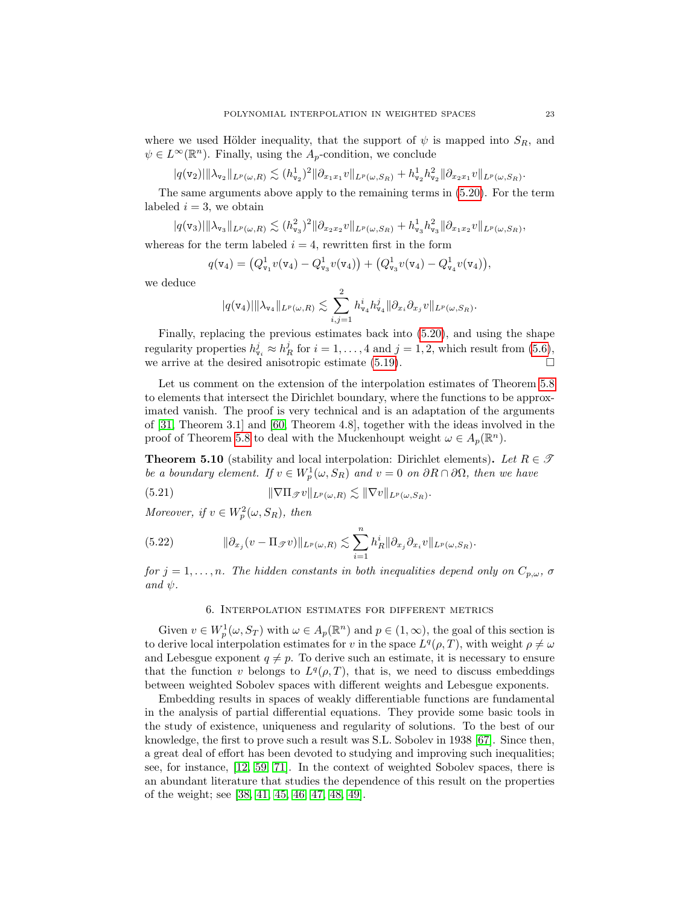where we used Hölder inequality, that the support of $\psi$ is mapped into $S_R$, and $\psi \in L^\infty(\mathbb{R}^n)$. Finally, using the $A_p$-condition, we conclude

$$|q(\mathtt{v}_2)| \|\lambda_{\mathtt{v}_2}\|_{L^p(\omega,R)} \lesssim (h^1_{\mathtt{v}_2})^2 \|\partial_{x_1x_1} v\|_{L^p(\omega,S_R)} + h^1_{\mathtt{v}_2} h^2_{\mathtt{v}_2} \|\partial_{x_2x_1} v\|_{L^p(\omega,S_R)}.$$

The same arguments above apply to the remaining terms in (5.20). For the term labeled $i = 3$, we obtain

$$|q(\mathtt{v}_3)| \|\lambda_{\mathtt{v}_3}\|_{L^p(\omega,R)} \lesssim (h^2_{\mathtt{v}_3})^2 \|\partial_{x_2x_2} v\|_{L^p(\omega,S_R)} + h^1_{\mathtt{v}_3} h^2_{\mathtt{v}_3} \|\partial_{x_1x_2} v\|_{L^p(\omega,S_R)},$$

whereas for the term labeled $i = 4$, rewritten first in the form

$$q(\mathtt{v}_4) = \left(Q^1_{\mathtt{v}_1} v(\mathtt{v}_4) - Q^1_{\mathtt{v}_3} v(\mathtt{v}_4)\right) + \left(Q^1_{\mathtt{v}_3} v(\mathtt{v}_4) - Q^1_{\mathtt{v}_4} v(\mathtt{v}_4)\right),$$

we deduce

$$|q(\mathtt{v}_4)| \|\lambda_{\mathtt{v}_4}\|_{L^p(\omega,R)} \lesssim \sum_{i,j=1}^{2} h^i_{\mathtt{v}_4} h^j_{\mathtt{v}_4} \|\partial_{x_i}\partial_{x_j} v\|_{L^p(\omega,S_R)}.$$

Finally, replacing the previous estimates back into (5.20), and using the shape regularity properties $h^j_{\mathtt{v}_i} \approx h^j_R$ for $i = 1, \ldots, 4$ and $j = 1, 2$, which result from (5.6), we arrive at the desired anisotropic estimate (5.19). $\square$

Let us comment on the extension of the interpolation estimates of Theorem 5.8 to elements that intersect the Dirichlet boundary, where the functions to be approximated vanish. The proof is very technical and is an adaptation of the arguments of [31, Theorem 3.1] and [60, Theorem 4.8], together with the ideas involved in the proof of Theorem 5.8 to deal with the Muckenhoupt weight $\omega \in A_p(\mathbb{R}^n)$.

**Theorem 5.10** (stability and local interpolation: Dirichlet elements)**.** *Let $R \in \mathscr{T}$ be a boundary element. If $v \in W^1_p(\omega, S_R)$ and $v = 0$ on $\partial R \cap \partial\Omega$, then we have*

$$\|\nabla \Pi_{\mathscr{T}} v\|_{L^p(\omega,R)} \lesssim \|\nabla v\|_{L^p(\omega,S_R)}. \tag{5.21}$$

*Moreover, if $v \in W^2_p(\omega, S_R)$, then*

$$\|\partial_{x_j}(v - \Pi_{\mathscr{T}} v)\|_{L^p(\omega,R)} \lesssim \sum_{i=1}^{n} h^i_R \|\partial_{x_j}\partial_{x_i} v\|_{L^p(\omega,S_R)}. \tag{5.22}$$

*for $j = 1, \ldots, n$. The hidden constants in both inequalities depend only on $C_{p,\omega}$, $\sigma$ and $\psi$.*

## 6. Interpolation estimates for different metrics

Given $v \in W^1_p(\omega, S_T)$ with $\omega \in A_p(\mathbb{R}^n)$ and $p \in (1, \infty)$, the goal of this section is to derive local interpolation estimates for $v$ in the space $L^q(\rho, T)$, with weight $\rho \neq \omega$ and Lebesgue exponent $q \neq p$. To derive such an estimate, it is necessary to ensure that the function $v$ belongs to $L^q(\rho, T)$, that is, we need to discuss embeddings between weighted Sobolev spaces with different weights and Lebesgue exponents.

Embedding results in spaces of weakly differentiable functions are fundamental in the analysis of partial differential equations. They provide some basic tools in the study of existence, uniqueness and regularity of solutions. To the best of our knowledge, the first to prove such a result was S.L. Sobolev in 1938 [67]. Since then, a great deal of effort has been devoted to studying and improving such inequalities; see, for instance, [12, 59, 71]. In the context of weighted Sobolev spaces, there is an abundant literature that studies the dependence of this result on the properties of the weight; see [38, 41, 45, 46, 47, 48, 49].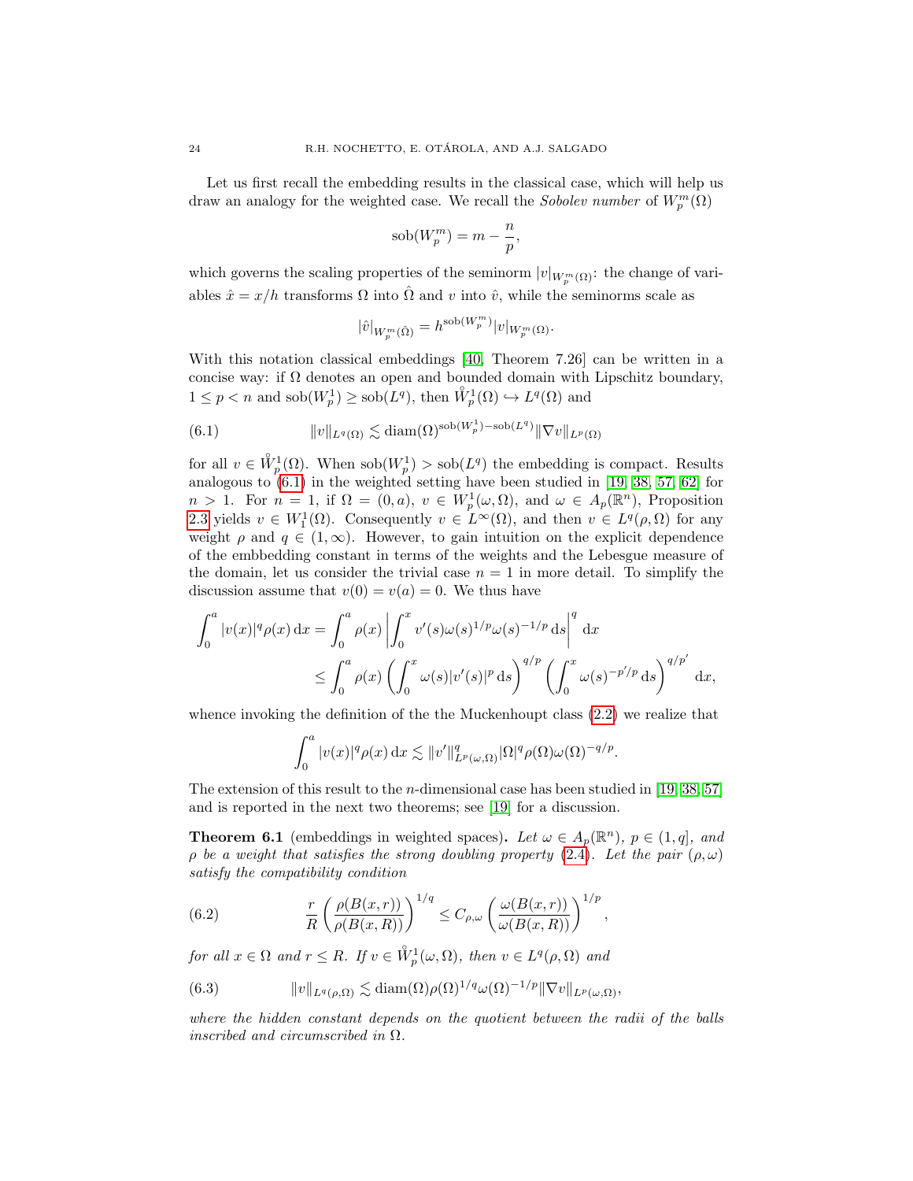Let us first recall the embedding results in the classical case, which will help us draw an analogy for the weighted case. We recall the *Sobolev number* of $W^m_p(\Omega)$

$$\mathrm{sob}(W^m_p) = m - \frac{n}{p},$$

which governs the scaling properties of the seminorm $|v|_{W^m_p(\Omega)}$: the change of variables $\hat{x} = x/h$ transforms $\Omega$ into $\hat{\Omega}$ and $v$ into $\hat{v}$, while the seminorms scale as

$$|\hat{v}|_{W^m_p(\hat{\Omega})} = h^{\mathrm{sob}(W^m_p)} |v|_{W^m_p(\Omega)}.$$

With this notation classical embeddings [40, Theorem 7.26] can be written in a concise way: if $\Omega$ denotes an open and bounded domain with Lipschitz boundary, $1 \le p < n$ and $\mathrm{sob}(W^1_p) \ge \mathrm{sob}(L^q)$, then $\mathring{W}^1_p(\Omega) \hookrightarrow L^q(\Omega)$ and

$$\|v\|_{L^q(\Omega)} \lesssim \mathrm{diam}(\Omega)^{\mathrm{sob}(W^1_p) - \mathrm{sob}(L^q)} \|\nabla v\|_{L^p(\Omega)} \tag{6.1}$$

for all $v \in \mathring{W}^1_p(\Omega)$. When $\mathrm{sob}(W^1_p) > \mathrm{sob}(L^q)$ the embedding is compact. Results analogous to (6.1) in the weighted setting have been studied in [19, 38, 57, 62] for $n > 1$. For $n = 1$, if $\Omega = (0, a)$, $v \in W^1_p(\omega, \Omega)$, and $\omega \in A_p(\mathbb{R}^n)$, Proposition 2.3 yields $v \in W^1_1(\Omega)$. Consequently $v \in L^\infty(\Omega)$, and then $v \in L^q(\rho, \Omega)$ for any weight $\rho$ and $q \in (1, \infty)$. However, to gain intuition on the explicit dependence of the embbedding constant in terms of the weights and the Lebesgue measure of the domain, let us consider the trivial case $n = 1$ in more detail. To simplify the discussion assume that $v(0) = v(a) = 0$. We thus have

$$\begin{aligned}
\int_0^a |v(x)|^q \rho(x) \, \mathrm{d}x &= \int_0^a \rho(x) \left| \int_0^x v'(s) \omega(s)^{1/p} \omega(s)^{-1/p} \, \mathrm{d}s \right|^q \mathrm{d}x \\
&\le \int_0^a \rho(x) \left( \int_0^x \omega(s) |v'(s)|^p \, \mathrm{d}s \right)^{q/p} \left( \int_0^x \omega(s)^{-p'/p} \, \mathrm{d}s \right)^{q/p'} \mathrm{d}x,
\end{aligned}$$

whence invoking the definition of the the Muckenhoupt class (2.2) we realize that

$$\int_0^a |v(x)|^q \rho(x) \, \mathrm{d}x \lesssim \|v'\|^q_{L^p(\omega, \Omega)} |\Omega|^q \rho(\Omega) \omega(\Omega)^{-q/p}.$$

The extension of this result to the $n$-dimensional case has been studied in [19, 38, 57] and is reported in the next two theorems; see [19] for a discussion.

**Theorem 6.1** (embeddings in weighted spaces). *Let $\omega \in A_p(\mathbb{R}^n)$, $p \in (1, q]$, and $\rho$ be a weight that satisfies the strong doubling property (2.4). Let the pair $(\rho, \omega)$ satisfy the compatibility condition*

$$\frac{r}{R} \left( \frac{\rho(B(x, r))}{\rho(B(x, R))} \right)^{1/q} \le C_{\rho, \omega} \left( \frac{\omega(B(x, r))}{\omega(B(x, R))} \right)^{1/p}, \tag{6.2}$$

*for all $x \in \Omega$ and $r \le R$. If $v \in \mathring{W}^1_p(\omega, \Omega)$, then $v \in L^q(\rho, \Omega)$ and*

$$\|v\|_{L^q(\rho, \Omega)} \lesssim \mathrm{diam}(\Omega) \rho(\Omega)^{1/q} \omega(\Omega)^{-1/p} \|\nabla v\|_{L^p(\omega, \Omega)}, \tag{6.3}$$

*where the hidden constant depends on the quotient between the radii of the balls inscribed and circumscribed in $\Omega$.*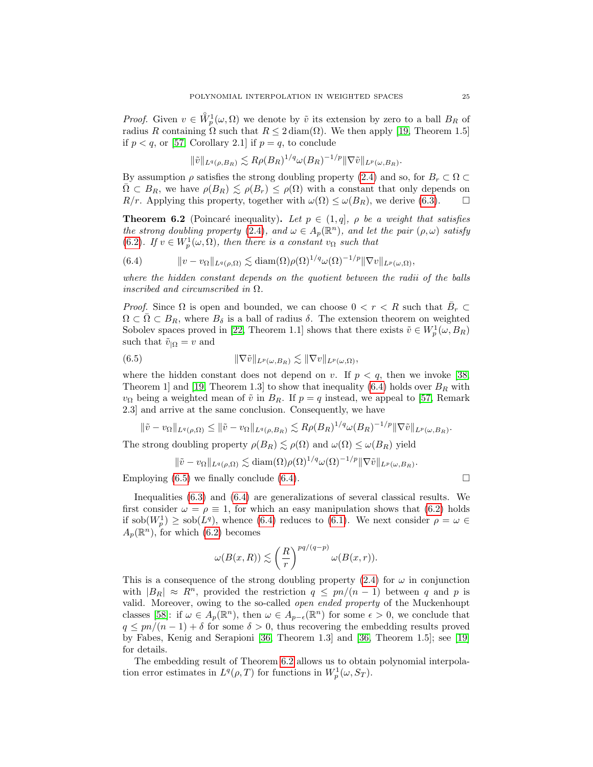*Proof.* Given $v \in \mathring{W}_p^1(\omega,\Omega)$ we denote by $\tilde{v}$ its extension by zero to a ball $B_R$ of radius $R$ containing $\Omega$ such that $R \le 2\,\mathrm{diam}(\Omega)$. We then apply [19, Theorem 1.5] if $p<q$, or [57, Corollary 2.1] if $p=q$, to conclude

$$\|\tilde{v}\|_{L^q(\rho,B_R)} \lesssim R\rho(B_R)^{1/q}\omega(B_R)^{-1/p}\|\nabla \tilde{v}\|_{L^p(\omega,B_R)}.$$

By assumption $\rho$ satisfies the strong doubling property (2.4) and so, for $B_r \subset \Omega \subset \bar{\Omega} \subset B_R$, we have $\rho(B_R) \lesssim \rho(B_r) \le \rho(\Omega)$ with a constant that only depends on $R/r$. Applying this property, together with $\omega(\Omega) \le \omega(B_R)$, we derive (6.3). $\square$

**Theorem 6.2** (Poincaré inequality)**.** *Let $p \in (1,q]$, $\rho$ be a weight that satisfies the strong doubling property (2.4), and $\omega \in A_p(\mathbb{R}^n)$, and let the pair $(\rho,\omega)$ satisfy (6.2). If $v \in W_p^1(\omega,\Omega)$, then there is a constant $v_\Omega$ such that*

$$\|v - v_\Omega\|_{L^q(\rho,\Omega)} \lesssim \mathrm{diam}(\Omega)\rho(\Omega)^{1/q}\omega(\Omega)^{-1/p}\|\nabla v\|_{L^p(\omega,\Omega)}, \tag{6.4}$$

*where the hidden constant depends on the quotient between the radii of the balls inscribed and circumscribed in $\Omega$.*

*Proof.* Since $\Omega$ is open and bounded, we can choose $0<r<R$ such that $\bar{B}_r \subset \Omega \subset \bar{\Omega} \subset B_R$, where $B_\delta$ is a ball of radius $\delta$. The extension theorem on weighted Sobolev spaces proved in [22, Theorem 1.1] shows that there exists $\tilde{v} \in W_p^1(\omega, B_R)$ such that $\tilde{v}_{|\Omega} = v$ and

$$\|\nabla \tilde{v}\|_{L^p(\omega,B_R)} \lesssim \|\nabla v\|_{L^p(\omega,\Omega)}, \tag{6.5}$$

where the hidden constant does not depend on $v$. If $p<q$, then we invoke [38, Theorem 1] and [19, Theorem 1.3] to show that inequality (6.4) holds over $B_R$ with $v_\Omega$ being a weighted mean of $\tilde{v}$ in $B_R$. If $p=q$ instead, we appeal to [57, Remark 2.3] and arrive at the same conclusion. Consequently, we have

$$\|\tilde{v} - v_\Omega\|_{L^q(\rho,\Omega)} \le \|\tilde{v} - v_\Omega\|_{L^q(\rho,B_R)} \lesssim R\rho(B_R)^{1/q}\omega(B_R)^{-1/p}\|\nabla \tilde{v}\|_{L^p(\omega,B_R)}.$$

The strong doubling property $\rho(B_R) \lesssim \rho(\Omega)$ and $\omega(\Omega) \le \omega(B_R)$ yield

$$\|\tilde{v} - v_\Omega\|_{L^q(\rho,\Omega)} \lesssim \mathrm{diam}(\Omega)\rho(\Omega)^{1/q}\omega(\Omega)^{-1/p}\|\nabla \tilde{v}\|_{L^p(\omega,B_R)}.$$

Employing (6.5) we finally conclude (6.4). $\square$

Inequalities (6.3) and (6.4) are generalizations of several classical results. We first consider $\omega = \rho \equiv 1$, for which an easy manipulation shows that (6.2) holds if $\mathrm{sob}(W_p^1) \ge \mathrm{sob}(L^q)$, whence (6.4) reduces to (6.1). We next consider $\rho = \omega \in A_p(\mathbb{R}^n)$, for which (6.2) becomes

$$\omega(B(x,R)) \lesssim \left(\frac{R}{r}\right)^{pq/(q-p)} \omega(B(x,r)).$$

This is a consequence of the strong doubling property (2.4) for $\omega$ in conjunction with $|B_R| \approx R^n$, provided the restriction $q \le pn/(n-1)$ between $q$ and $p$ is valid. Moreover, owing to the so-called *open ended property* of the Muckenhoupt classes [58]: if $\omega \in A_p(\mathbb{R}^n)$, then $\omega \in A_{p-\epsilon}(\mathbb{R}^n)$ for some $\epsilon>0$, we conclude that $q \le pn/(n-1)+\delta$ for some $\delta>0$, thus recovering the embedding results proved by Fabes, Kenig and Serapioni [36, Theorem 1.3] and [36, Theorem 1.5]; see [19] for details.

The embedding result of Theorem 6.2 allows us to obtain polynomial interpolation error estimates in $L^q(\rho,T)$ for functions in $W_p^1(\omega,S_T)$.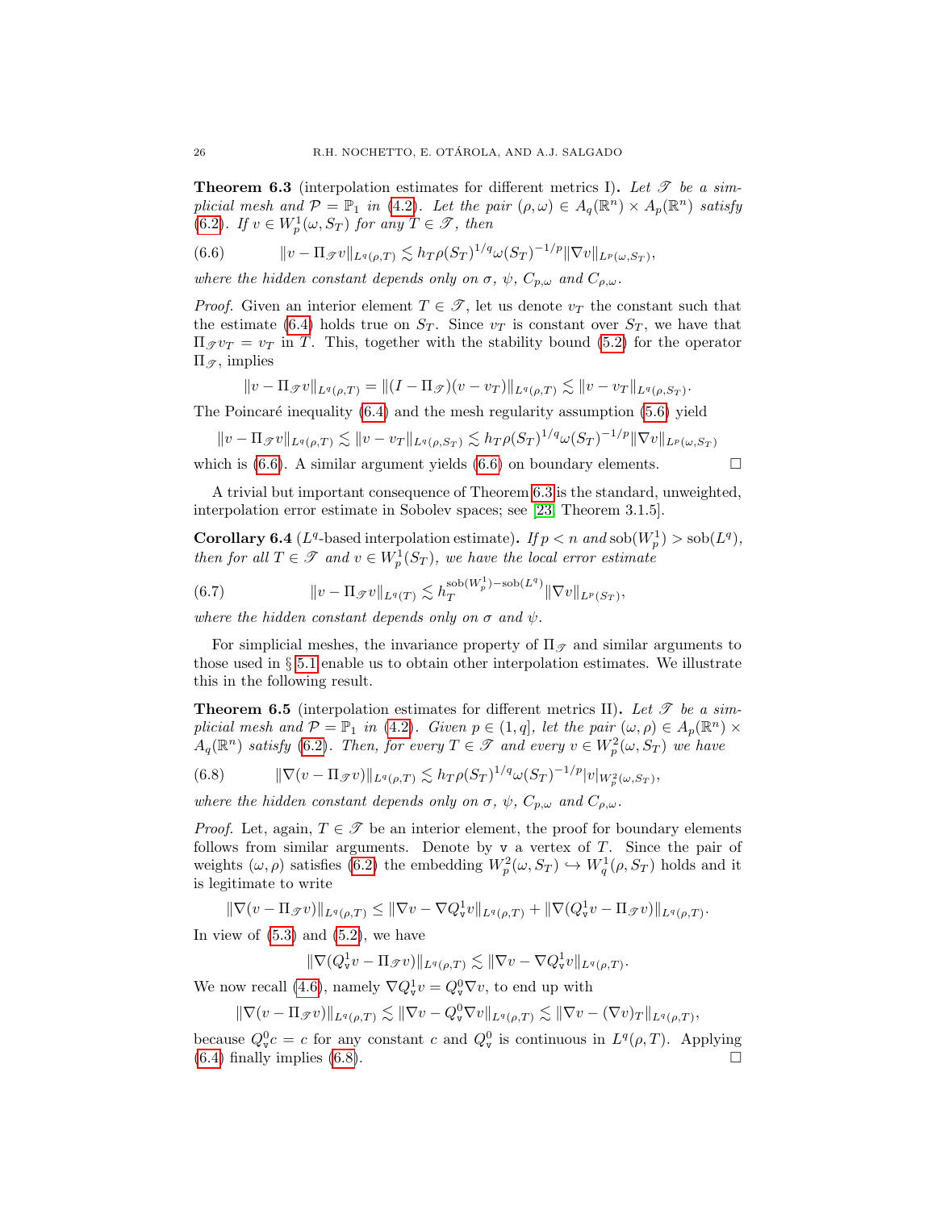**Theorem 6.3** (interpolation estimates for different metrics I)**.** *Let $\mathscr{T}$ be a simplicial mesh and $\mathcal{P} = \mathbb{P}_1$ in (4.2). Let the pair $(\rho, \omega) \in A_q(\mathbb{R}^n) \times A_p(\mathbb{R}^n)$ satisfy (6.2). If $v \in W^1_p(\omega, S_T)$ for any $T \in \mathscr{T}$, then*

$$\|v - \Pi_{\mathscr{T}} v\|_{L^q(\rho,T)} \lesssim h_T \rho(S_T)^{1/q} \omega(S_T)^{-1/p} \|\nabla v\|_{L^p(\omega,S_T)}, \tag{6.6}$$

*where the hidden constant depends only on $\sigma$, $\psi$, $C_{p,\omega}$ and $C_{\rho,\omega}$.*

*Proof.* Given an interior element $T \in \mathscr{T}$, let us denote $v_T$ the constant such that the estimate (6.4) holds true on $S_T$. Since $v_T$ is constant over $S_T$, we have that $\Pi_{\mathscr{T}} v_T = v_T$ in $T$. This, together with the stability bound (5.2) for the operator $\Pi_{\mathscr{T}}$, implies

$$\|v - \Pi_{\mathscr{T}} v\|_{L^q(\rho,T)} = \|(I - \Pi_{\mathscr{T}})(v - v_T)\|_{L^q(\rho,T)} \lesssim \|v - v_T\|_{L^q(\rho,S_T)}.$$

The Poincaré inequality (6.4) and the mesh regularity assumption (5.6) yield

$$\|v - \Pi_{\mathscr{T}} v\|_{L^q(\rho,T)} \lesssim \|v - v_T\|_{L^q(\rho,S_T)} \lesssim h_T \rho(S_T)^{1/q} \omega(S_T)^{-1/p} \|\nabla v\|_{L^p(\omega,S_T)}$$

which is (6.6). A similar argument yields (6.6) on boundary elements. $\square$

A trivial but important consequence of Theorem 6.3 is the standard, unweighted, interpolation error estimate in Sobolev spaces; see [23, Theorem 3.1.5].

**Corollary 6.4** ($L^q$-based interpolation estimate)**.** *If $p < n$ and $\operatorname{sob}(W^1_p) > \operatorname{sob}(L^q)$, then for all $T \in \mathscr{T}$ and $v \in W^1_p(S_T)$, we have the local error estimate*

$$\|v - \Pi_{\mathscr{T}} v\|_{L^q(T)} \lesssim h_T^{\operatorname{sob}(W^1_p) - \operatorname{sob}(L^q)} \|\nabla v\|_{L^p(S_T)}, \tag{6.7}$$

*where the hidden constant depends only on $\sigma$ and $\psi$.*

For simplicial meshes, the invariance property of $\Pi_{\mathscr{T}}$ and similar arguments to those used in § 5.1 enable us to obtain other interpolation estimates. We illustrate this in the following result.

**Theorem 6.5** (interpolation estimates for different metrics II)**.** *Let $\mathscr{T}$ be a simplicial mesh and $\mathcal{P} = \mathbb{P}_1$ in (4.2). Given $p \in (1, q]$, let the pair $(\omega, \rho) \in A_p(\mathbb{R}^n) \times A_q(\mathbb{R}^n)$ satisfy (6.2). Then, for every $T \in \mathscr{T}$ and every $v \in W^2_p(\omega, S_T)$ we have*

$$\|\nabla(v - \Pi_{\mathscr{T}} v)\|_{L^q(\rho,T)} \lesssim h_T \rho(S_T)^{1/q} \omega(S_T)^{-1/p} |v|_{W^2_p(\omega,S_T)}, \tag{6.8}$$

*where the hidden constant depends only on $\sigma$, $\psi$, $C_{p,\omega}$ and $C_{\rho,\omega}$.*

*Proof.* Let, again, $T \in \mathscr{T}$ be an interior element, the proof for boundary elements follows from similar arguments. Denote by $\mathtt{v}$ a vertex of $T$. Since the pair of weights $(\omega, \rho)$ satisfies (6.2) the embedding $W^2_p(\omega, S_T) \hookrightarrow W^1_q(\rho, S_T)$ holds and it is legitimate to write

$$\|\nabla(v - \Pi_{\mathscr{T}} v)\|_{L^q(\rho,T)} \leq \|\nabla v - \nabla Q^1_{\mathtt{v}} v\|_{L^q(\rho,T)} + \|\nabla(Q^1_{\mathtt{v}} v - \Pi_{\mathscr{T}} v)\|_{L^q(\rho,T)}.$$

In view of (5.3) and (5.2), we have

$$\|\nabla(Q^1_{\mathtt{v}} v - \Pi_{\mathscr{T}} v)\|_{L^q(\rho,T)} \lesssim \|\nabla v - \nabla Q^1_{\mathtt{v}} v\|_{L^q(\rho,T)}.$$

We now recall (4.6), namely $\nabla Q^1_{\mathtt{v}} v = Q^0_{\mathtt{v}} \nabla v$, to end up with

$$\|\nabla(v - \Pi_{\mathscr{T}} v)\|_{L^q(\rho,T)} \lesssim \|\nabla v - Q^0_{\mathtt{v}} \nabla v\|_{L^q(\rho,T)} \lesssim \|\nabla v - (\nabla v)_T\|_{L^q(\rho,T)},$$

because $Q^0_{\mathtt{v}} c = c$ for any constant $c$ and $Q^0_{\mathtt{v}}$ is continuous in $L^q(\rho, T)$. Applying (6.4) finally implies (6.8). $\square$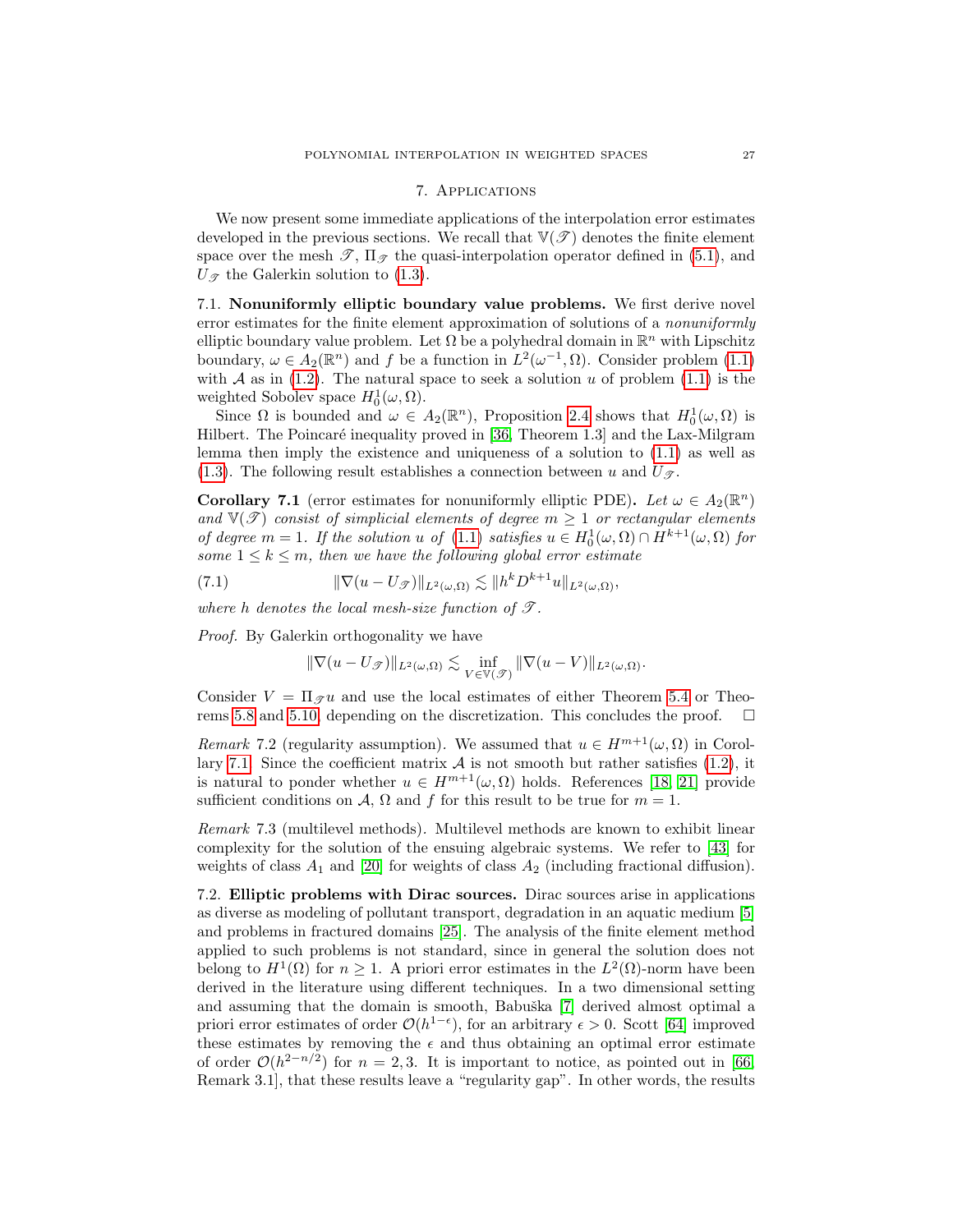## 7. Applications

We now present some immediate applications of the interpolation error estimates developed in the previous sections. We recall that $\mathbb{V}(\mathscr{T})$ denotes the finite element space over the mesh $\mathscr{T}$, $\Pi_{\mathscr{T}}$ the quasi-interpolation operator defined in (5.1), and $U_{\mathscr{T}}$ the Galerkin solution to (1.3).

### 7.1. Nonuniformly elliptic boundary value problems.

We first derive novel error estimates for the finite element approximation of solutions of a *nonuniformly* elliptic boundary value problem. Let $\Omega$ be a polyhedral domain in $\mathbb{R}^n$ with Lipschitz boundary, $\omega \in A_2(\mathbb{R}^n)$ and $f$ be a function in $L^2(\omega^{-1}, \Omega)$. Consider problem (1.1) with $\mathcal{A}$ as in (1.2). The natural space to seek a solution $u$ of problem (1.1) is the weighted Sobolev space $H_0^1(\omega, \Omega)$.

Since $\Omega$ is bounded and $\omega \in A_2(\mathbb{R}^n)$, Proposition 2.4 shows that $H_0^1(\omega, \Omega)$ is Hilbert. The Poincaré inequality proved in [36, Theorem 1.3] and the Lax-Milgram lemma then imply the existence and uniqueness of a solution to (1.1) as well as (1.3). The following result establishes a connection between $u$ and $U_{\mathscr{T}}$.

**Corollary 7.1** (error estimates for nonuniformly elliptic PDE). *Let $\omega \in A_2(\mathbb{R}^n)$ and $\mathbb{V}(\mathscr{T})$ consist of simplicial elements of degree $m \geq 1$ or rectangular elements of degree $m = 1$. If the solution $u$ of (1.1) satisfies $u \in H_0^1(\omega, \Omega) \cap H^{k+1}(\omega, \Omega)$ for some $1 \leq k \leq m$, then we have the following global error estimate*

$$\|\nabla(u - U_{\mathscr{T}})\|_{L^2(\omega,\Omega)} \lesssim \|h^k D^{k+1} u\|_{L^2(\omega,\Omega)}, \tag{7.1}$$

*where $h$ denotes the local mesh-size function of $\mathscr{T}$.*

*Proof.* By Galerkin orthogonality we have

$$\|\nabla(u - U_{\mathscr{T}})\|_{L^2(\omega,\Omega)} \lesssim \inf_{V \in \mathbb{V}(\mathscr{T})} \|\nabla(u - V)\|_{L^2(\omega,\Omega)}.$$

Consider $V = \Pi_{\mathscr{T}} u$ and use the local estimates of either Theorem 5.4 or Theorems 5.8 and 5.10, depending on the discretization. This concludes the proof. $\square$

*Remark* 7.2 (regularity assumption). We assumed that $u \in H^{m+1}(\omega, \Omega)$ in Corollary 7.1. Since the coefficient matrix $\mathcal{A}$ is not smooth but rather satisfies (1.2), it is natural to ponder whether $u \in H^{m+1}(\omega, \Omega)$ holds. References [18, 21] provide sufficient conditions on $\mathcal{A}$, $\Omega$ and $f$ for this result to be true for $m = 1$.

*Remark* 7.3 (multilevel methods). Multilevel methods are known to exhibit linear complexity for the solution of the ensuing algebraic systems. We refer to [43] for weights of class $A_1$ and [20] for weights of class $A_2$ (including fractional diffusion).

### 7.2. Elliptic problems with Dirac sources.

Dirac sources arise in applications as diverse as modeling of pollutant transport, degradation in an aquatic medium [5] and problems in fractured domains [25]. The analysis of the finite element method applied to such problems is not standard, since in general the solution does not belong to $H^1(\Omega)$ for $n \geq 1$. A priori error estimates in the $L^2(\Omega)$-norm have been derived in the literature using different techniques. In a two dimensional setting and assuming that the domain is smooth, Babuška [7] derived almost optimal a priori error estimates of order $\mathcal{O}(h^{1-\epsilon})$, for an arbitrary $\epsilon > 0$. Scott [64] improved these estimates by removing the $\epsilon$ and thus obtaining an optimal error estimate of order $\mathcal{O}(h^{2-n/2})$ for $n = 2, 3$. It is important to notice, as pointed out in [66, Remark 3.1], that these results leave a "regularity gap". In other words, the results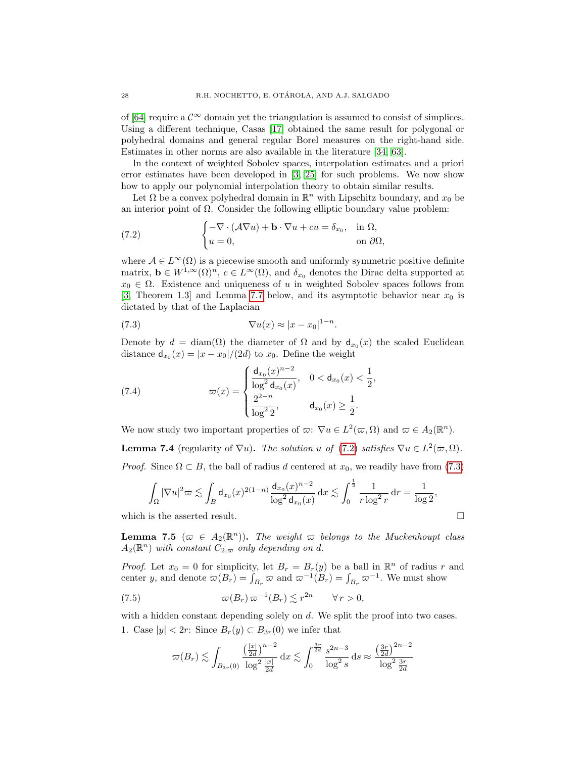of [64] require a $\mathcal{C}^\infty$ domain yet the triangulation is assumed to consist of simplices. Using a different technique, Casas [17] obtained the same result for polygonal or polyhedral domains and general regular Borel measures on the right-hand side. Estimates in other norms are also available in the literature [34, 63].

In the context of weighted Sobolev spaces, interpolation estimates and a priori error estimates have been developed in [3, 25] for such problems. We now show how to apply our polynomial interpolation theory to obtain similar results.

Let $\Omega$ be a convex polyhedral domain in $\mathbb{R}^n$ with Lipschitz boundary, and $x_0$ be an interior point of $\Omega$. Consider the following elliptic boundary value problem:

$$
\begin{cases} -\nabla \cdot (\mathcal{A}\nabla u) + \mathbf{b}\cdot \nabla u + cu = \delta_{x_0}, & \text{in } \Omega, \\ u = 0, & \text{on } \partial\Omega, \end{cases} \tag{7.2}
$$

where $\mathcal{A} \in L^\infty(\Omega)$ is a piecewise smooth and uniformly symmetric positive definite matrix, $\mathbf{b} \in W^{1,\infty}(\Omega)^n$, $c \in L^\infty(\Omega)$, and $\delta_{x_0}$ denotes the Dirac delta supported at $x_0 \in \Omega$. Existence and uniqueness of $u$ in weighted Sobolev spaces follows from [3, Theorem 1.3] and Lemma 7.7 below, and its asymptotic behavior near $x_0$ is dictated by that of the Laplacian

$$
\nabla u(x) \approx |x - x_0|^{1-n}. \tag{7.3}
$$

Denote by $d = \operatorname{diam}(\Omega)$ the diameter of $\Omega$ and by $\mathsf{d}_{x_0}(x)$ the scaled Euclidean distance $\mathsf{d}_{x_0}(x) = |x - x_0|/(2d)$ to $x_0$. Define the weight

$$
\varpi(x) = \begin{cases} \dfrac{\mathsf{d}_{x_0}(x)^{n-2}}{\log^2 \mathsf{d}_{x_0}(x)}, & 0 < \mathsf{d}_{x_0}(x) < \dfrac{1}{2}, \\[2ex] \dfrac{2^{2-n}}{\log^2 2}, & \mathsf{d}_{x_0}(x) \geq \dfrac{1}{2}. \end{cases} \tag{7.4}
$$

We now study two important properties of $\varpi$: $\nabla u \in L^2(\varpi, \Omega)$ and $\varpi \in A_2(\mathbb{R}^n)$.

**Lemma 7.4** (regularity of $\nabla u$). *The solution $u$ of (7.2) satisfies $\nabla u \in L^2(\varpi, \Omega)$.*

*Proof.* Since $\Omega \subset B$, the ball of radius $d$ centered at $x_0$, we readily have from (7.3)

$$
\int_\Omega |\nabla u|^2 \varpi \lesssim \int_B \mathsf{d}_{x_0}(x)^{2(1-n)} \frac{\mathsf{d}_{x_0}(x)^{n-2}}{\log^2 \mathsf{d}_{x_0}(x)} \,\mathrm{d}x \lesssim \int_0^{\frac{1}{2}} \frac{1}{r \log^2 r} \,\mathrm{d}r = \frac{1}{\log 2},
$$

which is the asserted result. $\square$

**Lemma 7.5** ($\varpi \in A_2(\mathbb{R}^n)$). *The weight $\varpi$ belongs to the Muckenhoupt class $A_2(\mathbb{R}^n)$ with constant $C_{2,\varpi}$ only depending on $d$.*

*Proof.* Let $x_0 = 0$ for simplicity, let $B_r = B_r(y)$ be a ball in $\mathbb{R}^n$ of radius $r$ and center $y$, and denote $\varpi(B_r) = \int_{B_r} \varpi$ and $\varpi^{-1}(B_r) = \int_{B_r} \varpi^{-1}$. We must show

$$
\varpi(B_r)\, \varpi^{-1}(B_r) \lesssim r^{2n} \qquad \forall\, r > 0, \tag{7.5}
$$

with a hidden constant depending solely on $d$. We split the proof into two cases.

1. Case $|y| < 2r$: Since $B_r(y) \subset B_{3r}(0)$ we infer that

$$
\varpi(B_r) \lesssim \int_{B_{3r}(0)} \frac{\left(\frac{|x|}{2d}\right)^{n-2}}{\log^2 \frac{|x|}{2d}} \,\mathrm{d}x \lesssim \int_0^{\frac{3r}{2d}} \frac{s^{2n-3}}{\log^2 s} \,\mathrm{d}s \approx \frac{\left(\frac{3r}{2d}\right)^{2n-2}}{\log^2 \frac{3r}{2d}}
$$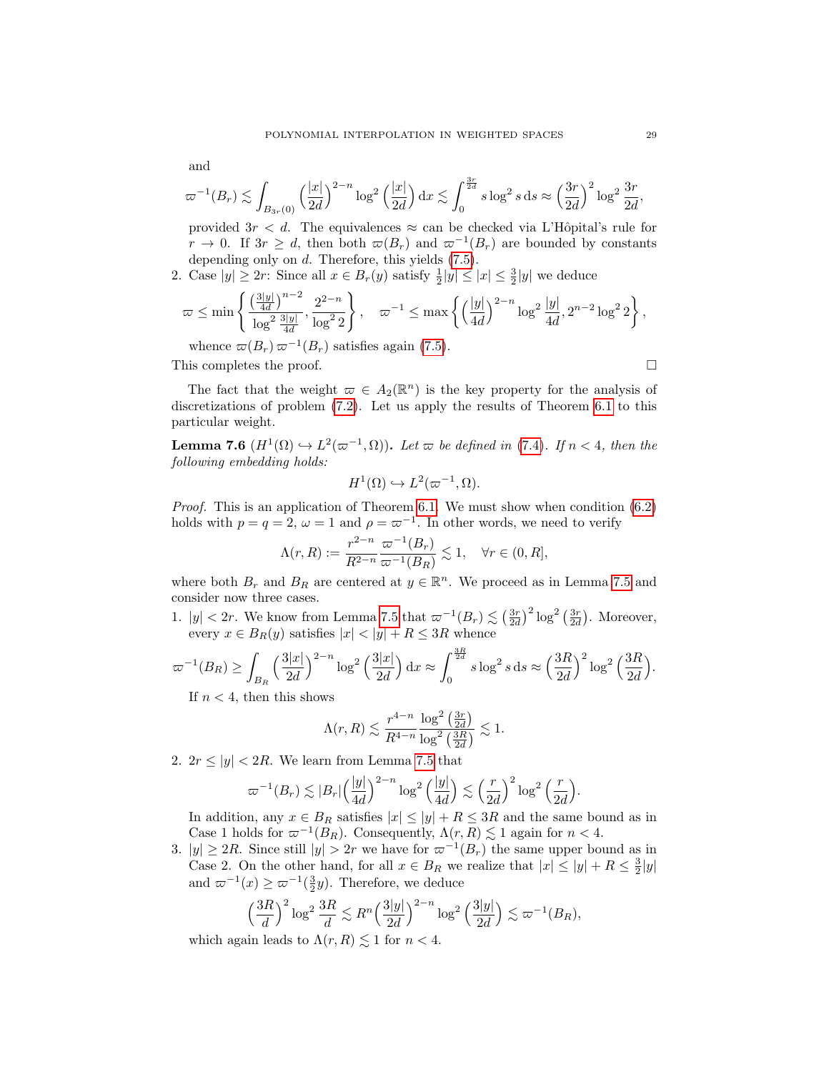and

$$\varpi^{-1}(B_r) \lesssim \int_{B_{3r}(0)} \Big(\frac{|x|}{2d}\Big)^{2-n} \log^2\Big(\frac{|x|}{2d}\Big)\, \mathrm{d}x \lesssim \int_0^{\frac{3r}{2d}} s \log^2 s \,\mathrm{d}s \approx \Big(\frac{3r}{2d}\Big)^2 \log^2 \frac{3r}{2d},$$

provided $3r < d$. The equivalences $\approx$ can be checked via L'Hôpital's rule for $r \to 0$. If $3r \geq d$, then both $\varpi(B_r)$ and $\varpi^{-1}(B_r)$ are bounded by constants depending only on $d$. Therefore, this yields (7.5).

2. Case $|y| \geq 2r$: Since all $x \in B_r(y)$ satisfy $\frac{1}{2}|y| \leq |x| \leq \frac{3}{2}|y|$ we deduce

$$\varpi \leq \min\left\{ \frac{\big(\frac{3|y|}{4d}\big)^{n-2}}{\log^2 \frac{3|y|}{4d}}, \frac{2^{2-n}}{\log^2 2} \right\}, \quad \varpi^{-1} \leq \max\left\{ \Big(\frac{|y|}{4d}\Big)^{2-n} \log^2 \frac{|y|}{4d}, 2^{n-2}\log^2 2 \right\},$$

whence $\varpi(B_r)\,\varpi^{-1}(B_r)$ satisfies again (7.5).

This completes the proof. $\square$

The fact that the weight $\varpi \in A_2(\mathbb{R}^n)$ is the key property for the analysis of discretizations of problem (7.2). Let us apply the results of Theorem 6.1 to this particular weight.

**Lemma 7.6** ($H^1(\Omega) \hookrightarrow L^2(\varpi^{-1}, \Omega)$)**.** *Let $\varpi$ be defined in (7.4). If $n < 4$, then the following embedding holds:*

$$H^1(\Omega) \hookrightarrow L^2(\varpi^{-1}, \Omega).$$

*Proof.* This is an application of Theorem 6.1. We must show when condition (6.2) holds with $p = q = 2$, $\omega = 1$ and $\rho = \varpi^{-1}$. In other words, we need to verify

$$\Lambda(r, R) := \frac{r^{2-n}}{R^{2-n}} \frac{\varpi^{-1}(B_r)}{\varpi^{-1}(B_R)} \lesssim 1, \quad \forall r \in (0, R],$$

where both $B_r$ and $B_R$ are centered at $y \in \mathbb{R}^n$. We proceed as in Lemma 7.5 and consider now three cases.

1. $|y| < 2r$. We know from Lemma 7.5 that $\varpi^{-1}(B_r) \lesssim \big(\frac{3r}{2d}\big)^2 \log^2\big(\frac{3r}{2d}\big)$. Moreover, every $x \in B_R(y)$ satisfies $|x| < |y| + R \leq 3R$ whence

$$\varpi^{-1}(B_R) \geq \int_{B_R} \Big(\frac{3|x|}{2d}\Big)^{2-n} \log^2\Big(\frac{3|x|}{2d}\Big)\,\mathrm{d}x \approx \int_0^{\frac{3R}{2d}} s\log^2 s\,\mathrm{d}s \approx \Big(\frac{3R}{2d}\Big)^2 \log^2\Big(\frac{3R}{2d}\Big).$$

If $n < 4$, then this shows

$$\Lambda(r, R) \lesssim \frac{r^{4-n}}{R^{4-n}} \frac{\log^2\big(\frac{3r}{2d}\big)}{\log^2\big(\frac{3R}{2d}\big)} \lesssim 1.$$

2. $2r \leq |y| < 2R$. We learn from Lemma 7.5 that

$$\varpi^{-1}(B_r) \lesssim |B_r| \Big(\frac{|y|}{4d}\Big)^{2-n} \log^2\Big(\frac{|y|}{4d}\Big) \lesssim \Big(\frac{r}{2d}\Big)^2 \log^2\Big(\frac{r}{2d}\Big).$$

In addition, any $x \in B_R$ satisfies $|x| \leq |y| + R \leq 3R$ and the same bound as in Case 1 holds for $\varpi^{-1}(B_R)$. Consequently, $\Lambda(r, R) \lesssim 1$ again for $n < 4$.

3. $|y| \geq 2R$. Since still $|y| > 2r$ we have for $\varpi^{-1}(B_r)$ the same upper bound as in Case 2. On the other hand, for all $x \in B_R$ we realize that $|x| \leq |y| + R \leq \frac{3}{2}|y|$ and $\varpi^{-1}(x) \geq \varpi^{-1}(\frac{3}{2}y)$. Therefore, we deduce

$$\Big(\frac{3R}{d}\Big)^2 \log^2 \frac{3R}{d} \lesssim R^n \Big(\frac{3|y|}{2d}\Big)^{2-n} \log^2\Big(\frac{3|y|}{2d}\Big) \lesssim \varpi^{-1}(B_R),$$

which again leads to $\Lambda(r, R) \lesssim 1$ for $n < 4$.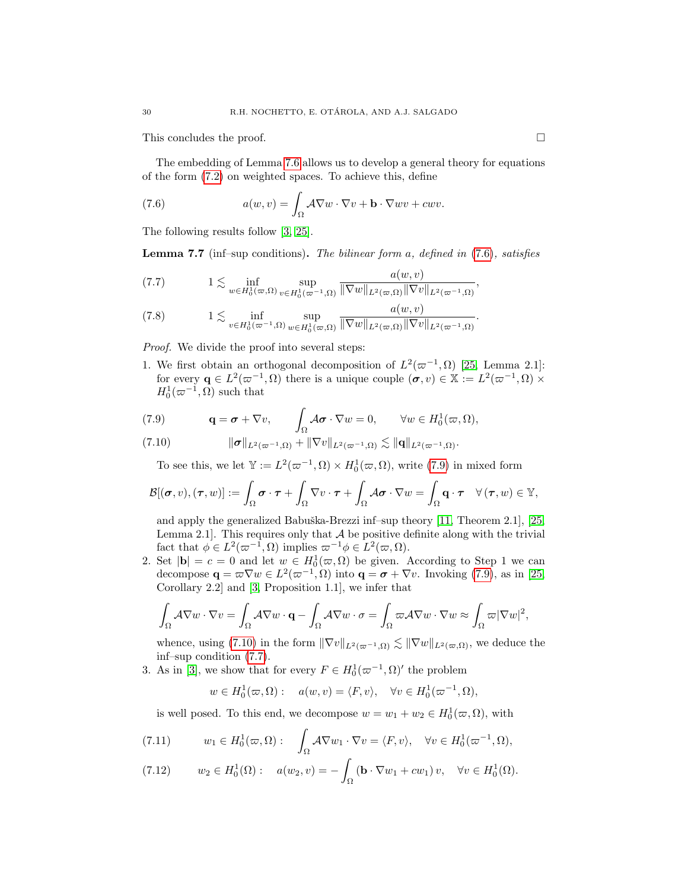This concludes the proof. $\square$

The embedding of Lemma 7.6 allows us to develop a general theory for equations of the form (7.2) on weighted spaces. To achieve this, define

$$a(w,v) = \int_\Omega \mathcal{A}\nabla w \cdot \nabla v + \mathbf{b}\cdot\nabla w v + cwv. \tag{7.6}$$

The following results follow [3, 25].

**Lemma 7.7** (inf–sup conditions)**.** *The bilinear form $a$, defined in (7.6), satisfies*

$$1 \lesssim \inf_{w\in H_0^1(\varpi,\Omega)} \sup_{v\in H_0^1(\varpi^{-1},\Omega)} \frac{a(w,v)}{\|\nabla w\|_{L^2(\varpi,\Omega)}\|\nabla v\|_{L^2(\varpi^{-1},\Omega)}}, \tag{7.7}$$

$$1 \lesssim \inf_{v\in H_0^1(\varpi^{-1},\Omega)} \sup_{w\in H_0^1(\varpi,\Omega)} \frac{a(w,v)}{\|\nabla w\|_{L^2(\varpi,\Omega)}\|\nabla v\|_{L^2(\varpi^{-1},\Omega)}}. \tag{7.8}$$

*Proof.* We divide the proof into several steps:

1. We first obtain an orthogonal decomposition of $L^2(\varpi^{-1},\Omega)$ [25, Lemma 2.1]: for every $\mathbf{q}\in L^2(\varpi^{-1},\Omega)$ there is a unique couple $(\boldsymbol{\sigma},v)\in \mathbb{X} := L^2(\varpi^{-1},\Omega)\times H_0^1(\varpi^{-1},\Omega)$ such that

$$\mathbf{q} = \boldsymbol{\sigma} + \nabla v, \qquad \int_\Omega \mathcal{A}\boldsymbol{\sigma}\cdot\nabla w = 0, \qquad \forall w \in H_0^1(\varpi,\Omega), \tag{7.9}$$

$$\|\boldsymbol{\sigma}\|_{L^2(\varpi^{-1},\Omega)} + \|\nabla v\|_{L^2(\varpi^{-1},\Omega)} \lesssim \|\mathbf{q}\|_{L^2(\varpi^{-1},\Omega)}. \tag{7.10}$$

   To see this, we let $\mathbb{Y} := L^2(\varpi^{-1},\Omega)\times H_0^1(\varpi,\Omega)$, write (7.9) in mixed form

$$\mathcal{B}[(\boldsymbol{\sigma},v),(\boldsymbol{\tau},w)] := \int_\Omega \boldsymbol{\sigma}\cdot\boldsymbol{\tau} + \int_\Omega \nabla v\cdot\boldsymbol{\tau} + \int_\Omega \mathcal{A}\boldsymbol{\sigma}\cdot\nabla w = \int_\Omega \mathbf{q}\cdot\boldsymbol{\tau} \quad \forall\,(\boldsymbol{\tau},w)\in\mathbb{Y},$$

   and apply the generalized Babuška-Brezzi inf–sup theory [11, Theorem 2.1], [25, Lemma 2.1]. This requires only that $\mathcal{A}$ be positive definite along with the trivial fact that $\phi\in L^2(\varpi^{-1},\Omega)$ implies $\varpi^{-1}\phi\in L^2(\varpi,\Omega)$.

2. Set $|\mathbf{b}| = c = 0$ and let $w\in H_0^1(\varpi,\Omega)$ be given. According to Step 1 we can decompose $\mathbf{q} = \varpi\nabla w \in L^2(\varpi^{-1},\Omega)$ into $\mathbf{q} = \boldsymbol{\sigma}+\nabla v$. Invoking (7.9), as in [25, Corollary 2.2] and [3, Proposition 1.1], we infer that

$$\int_\Omega \mathcal{A}\nabla w\cdot\nabla v = \int_\Omega \mathcal{A}\nabla w\cdot\mathbf{q} - \int_\Omega \mathcal{A}\nabla w\cdot\sigma = \int_\Omega \varpi\mathcal{A}\nabla w\cdot\nabla w \approx \int_\Omega \varpi|\nabla w|^2,$$

   whence, using (7.10) in the form $\|\nabla v\|_{L^2(\varpi^{-1},\Omega)} \lesssim \|\nabla w\|_{L^2(\varpi,\Omega)}$, we deduce the inf–sup condition (7.7).

3. As in [3], we show that for every $F\in H_0^1(\varpi^{-1},\Omega)'$ the problem

$$w\in H_0^1(\varpi,\Omega): \quad a(w,v) = \langle F,v\rangle, \quad \forall v\in H_0^1(\varpi^{-1},\Omega),$$

   is well posed. To this end, we decompose $w = w_1 + w_2 \in H_0^1(\varpi,\Omega)$, with

$$w_1\in H_0^1(\varpi,\Omega): \quad \int_\Omega \mathcal{A}\nabla w_1\cdot\nabla v = \langle F,v\rangle, \quad \forall v\in H_0^1(\varpi^{-1},\Omega), \tag{7.11}$$

$$w_2\in H_0^1(\Omega): \quad a(w_2,v) = -\int_\Omega (\mathbf{b}\cdot\nabla w_1 + cw_1)\,v, \quad \forall v\in H_0^1(\Omega). \tag{7.12}$$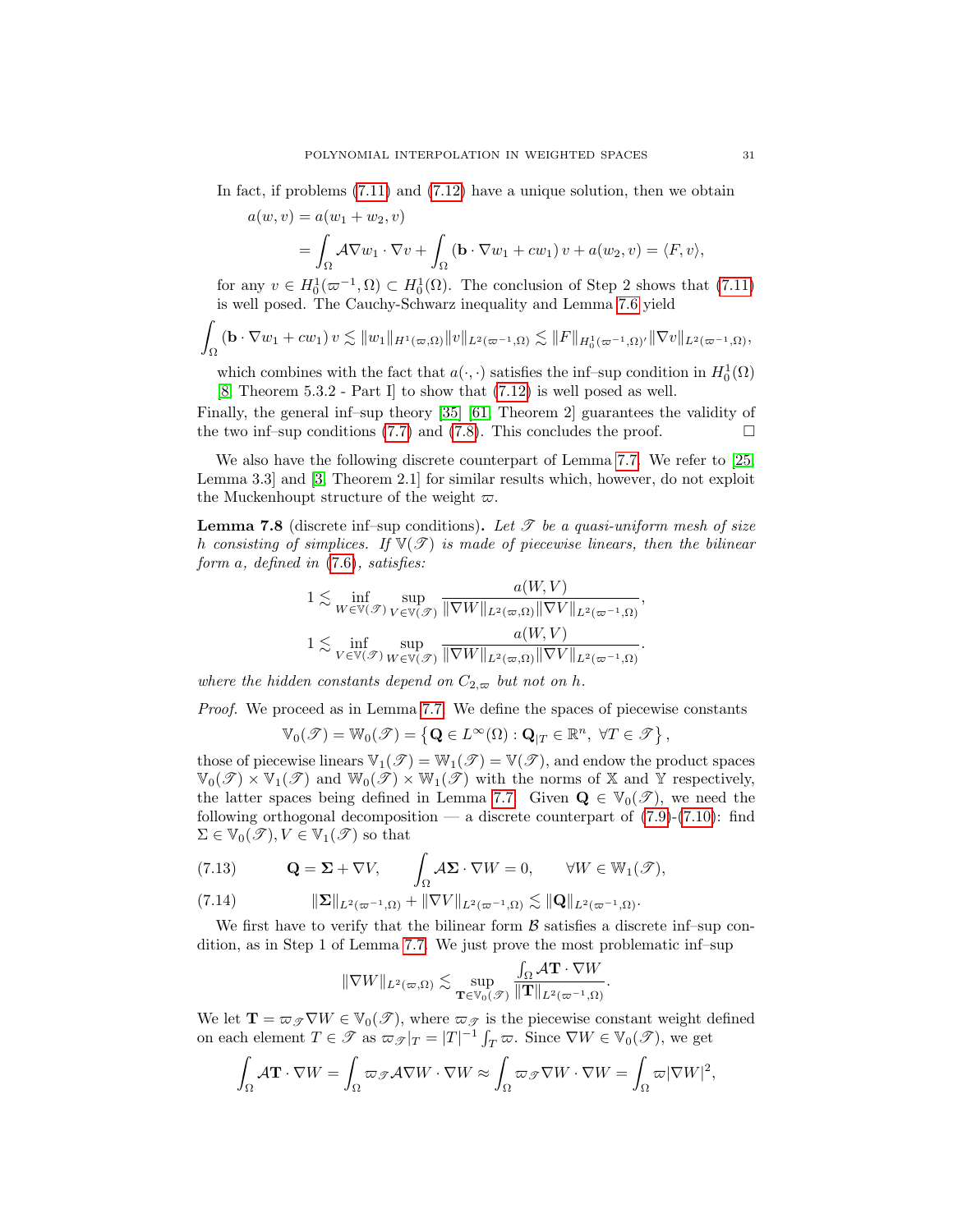In fact, if problems (7.11) and (7.12) have a unique solution, then we obtain

$$
\begin{aligned}
a(w, v) &= a(w_1 + w_2, v) \\
&= \int_\Omega \mathcal{A} \nabla w_1 \cdot \nabla v + \int_\Omega (\mathbf{b} \cdot \nabla w_1 + c w_1)\, v + a(w_2, v) = \langle F, v \rangle,
\end{aligned}
$$

for any $v \in H^1_0(\varpi^{-1}, \Omega) \subset H^1_0(\Omega)$. The conclusion of Step 2 shows that (7.11) is well posed. The Cauchy-Schwarz inequality and Lemma 7.6 yield

$$
\int_\Omega (\mathbf{b} \cdot \nabla w_1 + c w_1)\, v \lesssim \|w_1\|_{H^1(\varpi, \Omega)} \|v\|_{L^2(\varpi^{-1}, \Omega)} \lesssim \|F\|_{H^1_0(\varpi^{-1}, \Omega)'} \|\nabla v\|_{L^2(\varpi^{-1}, \Omega)},
$$

which combines with the fact that $a(\cdot, \cdot)$ satisfies the inf–sup condition in $H^1_0(\Omega)$ [8, Theorem 5.3.2 - Part I] to show that (7.12) is well posed as well.

Finally, the general inf–sup theory [35] [61, Theorem 2] guarantees the validity of the two inf–sup conditions (7.7) and (7.8). This concludes the proof. $\square$

We also have the following discrete counterpart of Lemma 7.7. We refer to [25, Lemma 3.3] and [3, Theorem 2.1] for similar results which, however, do not exploit the Muckenhoupt structure of the weight $\varpi$.

**Lemma 7.8** (discrete inf–sup conditions)**.** *Let $\mathscr{T}$ be a quasi-uniform mesh of size $h$ consisting of simplices. If $\mathbb{V}(\mathscr{T})$ is made of piecewise linears, then the bilinear form $a$, defined in (7.6), satisfies:*

$$
1 \lesssim \inf_{W \in \mathbb{V}(\mathscr{T})} \sup_{V \in \mathbb{V}(\mathscr{T})} \frac{a(W, V)}{\|\nabla W\|_{L^2(\varpi, \Omega)} \|\nabla V\|_{L^2(\varpi^{-1}, \Omega)}},
$$

$$
1 \lesssim \inf_{V \in \mathbb{V}(\mathscr{T})} \sup_{W \in \mathbb{V}(\mathscr{T})} \frac{a(W, V)}{\|\nabla W\|_{L^2(\varpi, \Omega)} \|\nabla V\|_{L^2(\varpi^{-1}, \Omega)}}.
$$

*where the hidden constants depend on $C_{2,\varpi}$ but not on $h$.*

*Proof.* We proceed as in Lemma 7.7. We define the spaces of piecewise constants

$$
\mathbb{V}_0(\mathscr{T}) = \mathbb{W}_0(\mathscr{T}) = \left\{ \mathbf{Q} \in L^\infty(\Omega) : \mathbf{Q}_{|T} \in \mathbb{R}^n, \ \forall T \in \mathscr{T} \right\},
$$

those of piecewise linears $\mathbb{V}_1(\mathscr{T}) = \mathbb{W}_1(\mathscr{T}) = \mathbb{V}(\mathscr{T})$, and endow the product spaces $\mathbb{V}_0(\mathscr{T}) \times \mathbb{V}_1(\mathscr{T})$ and $\mathbb{W}_0(\mathscr{T}) \times \mathbb{W}_1(\mathscr{T})$ with the norms of $\mathbb{X}$ and $\mathbb{Y}$ respectively, the latter spaces being defined in Lemma 7.7. Given $\mathbf{Q} \in \mathbb{V}_0(\mathscr{T})$, we need the following orthogonal decomposition — a discrete counterpart of (7.9)-(7.10): find $\Sigma \in \mathbb{V}_0(\mathscr{T}), V \in \mathbb{V}_1(\mathscr{T})$ so that

$$
\mathbf{Q} = \mathbf{\Sigma} + \nabla V, \qquad \int_\Omega \mathcal{A} \mathbf{\Sigma} \cdot \nabla W = 0, \qquad \forall W \in \mathbb{W}_1(\mathscr{T}), \tag{7.13}
$$

$$
\|\mathbf{\Sigma}\|_{L^2(\varpi^{-1}, \Omega)} + \|\nabla V\|_{L^2(\varpi^{-1}, \Omega)} \lesssim \|\mathbf{Q}\|_{L^2(\varpi^{-1}, \Omega)}. \tag{7.14}
$$

We first have to verify that the bilinear form $\mathcal{B}$ satisfies a discrete inf–sup condition, as in Step 1 of Lemma 7.7. We just prove the most problematic inf–sup

$$
\|\nabla W\|_{L^2(\varpi, \Omega)} \lesssim \sup_{\mathbf{T} \in \mathbb{V}_0(\mathscr{T})} \frac{\int_\Omega \mathcal{A} \mathbf{T} \cdot \nabla W}{\|\mathbf{T}\|_{L^2(\varpi^{-1}, \Omega)}}.
$$

We let $\mathbf{T} = \varpi_{\mathscr{T}} \nabla W \in \mathbb{V}_0(\mathscr{T})$, where $\varpi_{\mathscr{T}}$ is the piecewise constant weight defined on each element $T \in \mathscr{T}$ as $\varpi_{\mathscr{T}}|_T = |T|^{-1} \int_T \varpi$. Since $\nabla W \in \mathbb{V}_0(\mathscr{T})$, we get

$$
\int_\Omega \mathcal{A} \mathbf{T} \cdot \nabla W = \int_\Omega \varpi_{\mathscr{T}} \mathcal{A} \nabla W \cdot \nabla W \approx \int_\Omega \varpi_{\mathscr{T}} \nabla W \cdot \nabla W = \int_\Omega \varpi |\nabla W|^2,
$$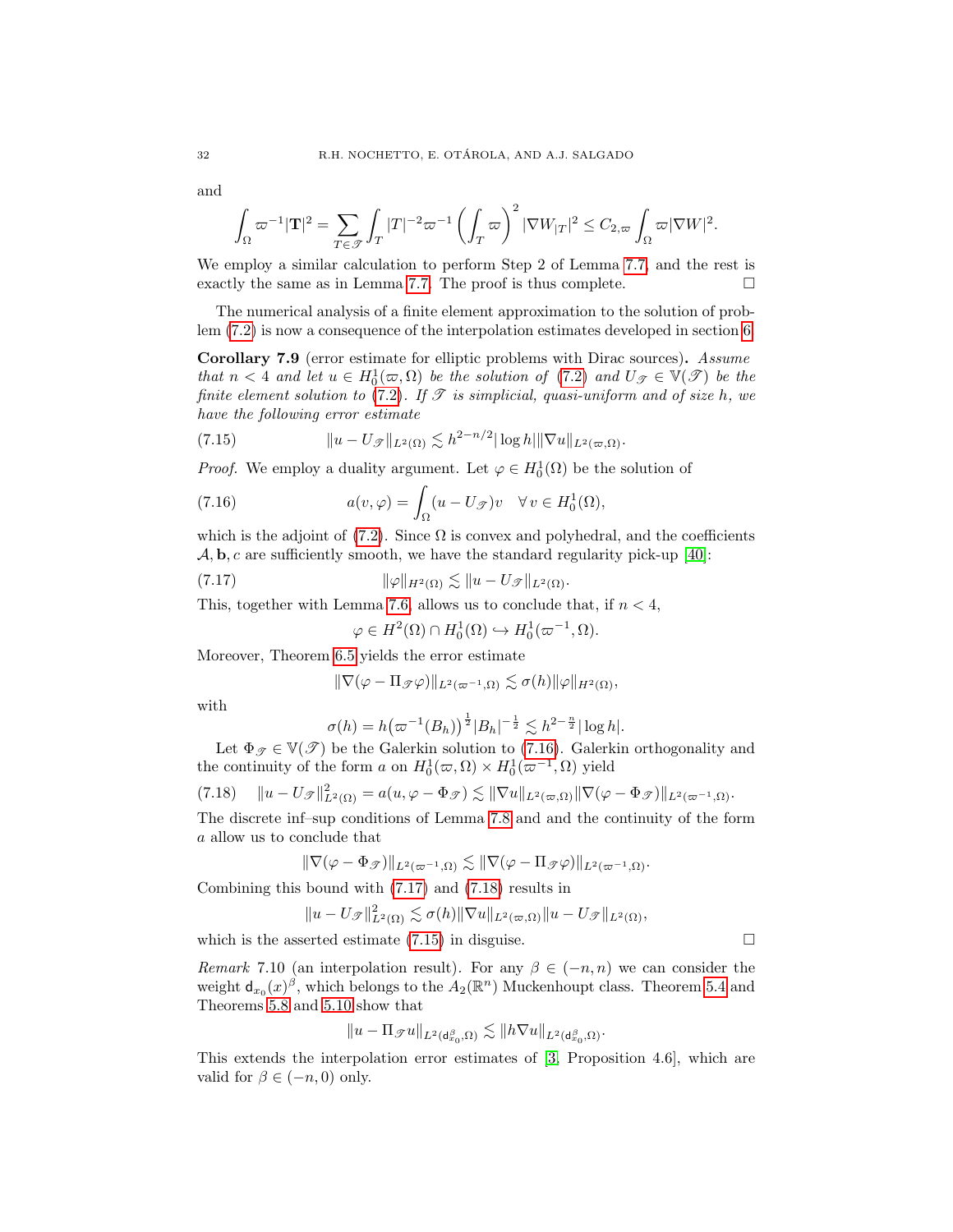and

$$\int_\Omega \varpi^{-1}|\mathbf{T}|^2 = \sum_{T\in\mathscr{T}} \int_T |T|^{-2}\varpi^{-1}\left(\int_T \varpi\right)^2 |\nabla W_{|T}|^2 \leq C_{2,\varpi}\int_\Omega \varpi|\nabla W|^2.$$

We employ a similar calculation to perform Step 2 of Lemma 7.7, and the rest is exactly the same as in Lemma 7.7. The proof is thus complete. $\square$

The numerical analysis of a finite element approximation to the solution of problem (7.2) is now a consequence of the interpolation estimates developed in section 6.

**Corollary 7.9** (error estimate for elliptic problems with Dirac sources)**.** *Assume that $n < 4$ and let $u \in H_0^1(\varpi,\Omega)$ be the solution of (7.2) and $U_{\mathscr{T}} \in \mathbb{V}(\mathscr{T})$ be the finite element solution to (7.2). If $\mathscr{T}$ is simplicial, quasi-uniform and of size $h$, we have the following error estimate*

$$\|u - U_{\mathscr{T}}\|_{L^2(\Omega)} \lesssim h^{2-n/2}|\log h|\|\nabla u\|_{L^2(\varpi,\Omega)}. \tag{7.15}$$

*Proof.* We employ a duality argument. Let $\varphi \in H_0^1(\Omega)$ be the solution of

$$a(v,\varphi) = \int_\Omega (u - U_{\mathscr{T}})v \quad \forall\, v \in H_0^1(\Omega), \tag{7.16}$$

which is the adjoint of (7.2). Since $\Omega$ is convex and polyhedral, and the coefficients $\mathcal{A}, \mathbf{b}, c$ are sufficiently smooth, we have the standard regularity pick-up [40]:

$$\|\varphi\|_{H^2(\Omega)} \lesssim \|u - U_{\mathscr{T}}\|_{L^2(\Omega)}. \tag{7.17}$$

This, together with Lemma 7.6, allows us to conclude that, if $n < 4$,

$$\varphi \in H^2(\Omega) \cap H_0^1(\Omega) \hookrightarrow H_0^1(\varpi^{-1},\Omega).$$

Moreover, Theorem 6.5 yields the error estimate

$$\|\nabla(\varphi - \Pi_{\mathscr{T}}\varphi)\|_{L^2(\varpi^{-1},\Omega)} \lesssim \sigma(h)\|\varphi\|_{H^2(\Omega)},$$

with

$$\sigma(h) = h\big(\varpi^{-1}(B_h)\big)^{\frac12}|B_h|^{-\frac12} \lesssim h^{2-\frac{n}{2}}|\log h|.$$

Let $\Phi_{\mathscr{T}} \in \mathbb{V}(\mathscr{T})$ be the Galerkin solution to (7.16). Galerkin orthogonality and the continuity of the form $a$ on $H_0^1(\varpi,\Omega)\times H_0^1(\varpi^{-1},\Omega)$ yield

$$\|u - U_{\mathscr{T}}\|_{L^2(\Omega)}^2 = a(u, \varphi - \Phi_{\mathscr{T}}) \lesssim \|\nabla u\|_{L^2(\varpi,\Omega)}\|\nabla(\varphi - \Phi_{\mathscr{T}})\|_{L^2(\varpi^{-1},\Omega)}. \tag{7.18}$$

The discrete inf–sup conditions of Lemma 7.8 and and the continuity of the form $a$ allow us to conclude that

$$\|\nabla(\varphi - \Phi_{\mathscr{T}})\|_{L^2(\varpi^{-1},\Omega)} \lesssim \|\nabla(\varphi - \Pi_{\mathscr{T}}\varphi)\|_{L^2(\varpi^{-1},\Omega)}.$$

Combining this bound with (7.17) and (7.18) results in

$$\|u - U_{\mathscr{T}}\|_{L^2(\Omega)}^2 \lesssim \sigma(h)\|\nabla u\|_{L^2(\varpi,\Omega)}\|u - U_{\mathscr{T}}\|_{L^2(\Omega)},$$

which is the asserted estimate (7.15) in disguise. $\square$

*Remark* 7.10 (an interpolation result). For any $\beta \in (-n,n)$ we can consider the weight $\mathsf{d}_{x_0}(x)^\beta$, which belongs to the $A_2(\mathbb{R}^n)$ Muckenhoupt class. Theorem 5.4 and Theorems 5.8 and 5.10 show that

$$\|u - \Pi_{\mathscr{T}}u\|_{L^2(\mathsf{d}_{x_0}^\beta,\Omega)} \lesssim \|h\nabla u\|_{L^2(\mathsf{d}_{x_0}^\beta,\Omega)}.$$

This extends the interpolation error estimates of [3, Proposition 4.6], which are valid for $\beta \in (-n, 0)$ only.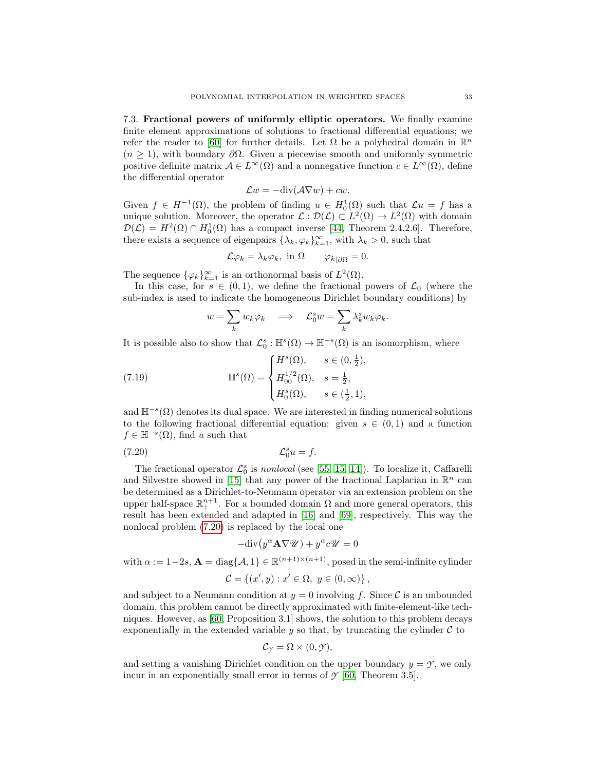**7.3. Fractional powers of uniformly elliptic operators.** We finally examine finite element approximations of solutions to fractional differential equations; we refer the reader to [60] for further details. Let $\Omega$ be a polyhedral domain in $\mathbb{R}^n$ ($n \geq 1$), with boundary $\partial\Omega$. Given a piecewise smooth and uniformly symmetric positive definite matrix $\mathcal{A} \in L^\infty(\Omega)$ and a nonnegative function $c \in L^\infty(\Omega)$, define the differential operator

$$\mathcal{L}w = -\text{div}(\mathcal{A}\nabla w) + cw.$$

Given $f \in H^{-1}(\Omega)$, the problem of finding $u \in H_0^1(\Omega)$ such that $\mathcal{L}u = f$ has a unique solution. Moreover, the operator $\mathcal{L} : \mathcal{D}(\mathcal{L}) \subset L^2(\Omega) \to L^2(\Omega)$ with domain $\mathcal{D}(\mathcal{L}) = H^2(\Omega) \cap H_0^1(\Omega)$ has a compact inverse [44, Theorem 2.4.2.6]. Therefore, there exists a sequence of eigenpairs $\{\lambda_k, \varphi_k\}_{k=1}^\infty$, with $\lambda_k > 0$, such that

$$\mathcal{L}\varphi_k = \lambda_k \varphi_k, \text{ in } \Omega \qquad \varphi_{k|\partial\Omega} = 0.$$

The sequence $\{\varphi_k\}_{k=1}^\infty$ is an orthonormal basis of $L^2(\Omega)$.

In this case, for $s \in (0, 1)$, we define the fractional powers of $\mathcal{L}_0$ (where the sub-index is used to indicate the homogeneous Dirichlet boundary conditions) by

$$w = \sum_k w_k \varphi_k \quad \implies \quad \mathcal{L}_0^s w = \sum_k \lambda_k^s w_k \varphi_k.$$

It is possible also to show that $\mathcal{L}_0^s : \mathbb{H}^s(\Omega) \to \mathbb{H}^{-s}(\Omega)$ is an isomorphism, where

$$\mathbb{H}^s(\Omega) = \begin{cases} H^s(\Omega), & s \in (0, \frac{1}{2}), \\ H_{00}^{1/2}(\Omega), & s = \frac{1}{2}, \\ H_0^s(\Omega), & s \in (\frac{1}{2}, 1), \end{cases} \tag{7.19}$$

and $\mathbb{H}^{-s}(\Omega)$ denotes its dual space. We are interested in finding numerical solutions to the following fractional differential equation: given $s \in (0, 1)$ and a function $f \in \mathbb{H}^{-s}(\Omega)$, find $u$ such that

$$\mathcal{L}_0^s u = f. \tag{7.20}$$

The fractional operator $\mathcal{L}_0^s$ is *nonlocal* (see [55, 15, 14]). To localize it, Caffarelli and Silvestre showed in [15] that any power of the fractional Laplacian in $\mathbb{R}^n$ can be determined as a Dirichlet-to-Neumann operator via an extension problem on the upper half-space $\mathbb{R}_+^{n+1}$. For a bounded domain $\Omega$ and more general operators, this result has been extended and adapted in [16] and [69], respectively. This way the nonlocal problem (7.20) is replaced by the local one

$$-\text{div}\big(y^\alpha \mathbf{A} \nabla \mathscr{U}\big) + y^\alpha c \mathscr{U} = 0$$

with $\alpha := 1-2s$, $\mathbf{A} = \text{diag}\{\mathcal{A}, 1\} \in \mathbb{R}^{(n+1)\times(n+1)}$, posed in the semi-infinite cylinder

$$\mathcal{C} = \{(x', y) : x' \in \Omega, \; y \in (0, \infty)\},$$

and subject to a Neumann condition at $y = 0$ involving $f$. Since $\mathcal{C}$ is an unbounded domain, this problem cannot be directly approximated with finite-element-like techniques. However, as [60, Proposition 3.1] shows, the solution to this problem decays exponentially in the extended variable $y$ so that, by truncating the cylinder $\mathcal{C}$ to

$$\mathcal{C}_\mathscr{Y} = \Omega \times (0, \mathscr{Y}),$$

and setting a vanishing Dirichlet condition on the upper boundary $y = \mathscr{Y}$, we only incur in an exponentially small error in terms of $\mathscr{Y}$ [60, Theorem 3.5].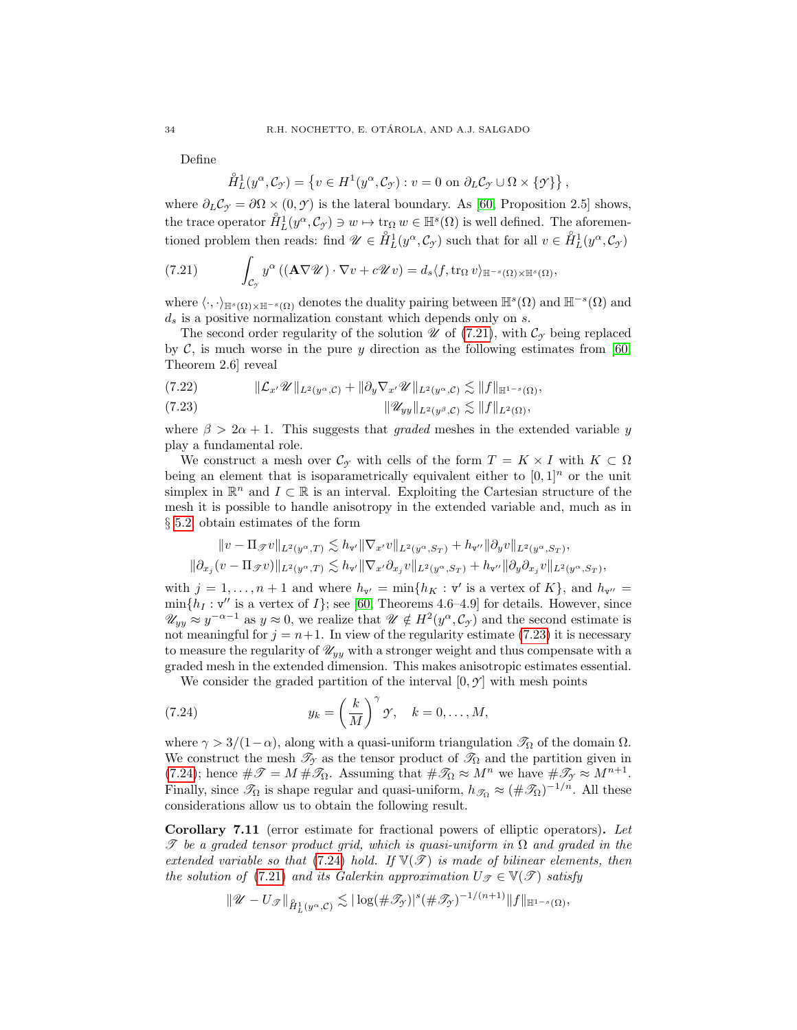Define

$$\mathring{H}^1_L(y^\alpha, \mathcal{C}_\mathcal{Y}) = \left\{ v \in H^1(y^\alpha, \mathcal{C}_\mathcal{Y}) : v = 0 \text{ on } \partial_L \mathcal{C}_\mathcal{Y} \cup \Omega \times \{\mathcal{Y}\} \right\},$$

where $\partial_L \mathcal{C}_\mathcal{Y} = \partial\Omega \times (0, \mathcal{Y})$ is the lateral boundary. As [60, Proposition 2.5] shows, the trace operator $\mathring{H}^1_L(y^\alpha, \mathcal{C}_\mathcal{Y}) \ni w \mapsto \operatorname{tr}_\Omega w \in \mathbb{H}^s(\Omega)$ is well defined. The aforementioned problem then reads: find $\mathscr{U} \in \mathring{H}^1_L(y^\alpha, \mathcal{C}_\mathcal{Y})$ such that for all $v \in \mathring{H}^1_L(y^\alpha, \mathcal{C}_\mathcal{Y})$

$$\int_{\mathcal{C}_\mathcal{Y}} y^\alpha \left( (\mathbf{A} \nabla \mathscr{U}) \cdot \nabla v + c \mathscr{U} v \right) = d_s \langle f, \operatorname{tr}_\Omega v \rangle_{\mathbb{H}^{-s}(\Omega) \times \mathbb{H}^s(\Omega)}, \tag{7.21}$$

where $\langle \cdot, \cdot \rangle_{\mathbb{H}^s(\Omega) \times \mathbb{H}^{-s}(\Omega)}$ denotes the duality pairing between $\mathbb{H}^s(\Omega)$ and $\mathbb{H}^{-s}(\Omega)$ and $d_s$ is a positive normalization constant which depends only on $s$.

The second order regularity of the solution $\mathscr{U}$ of (7.21), with $\mathcal{C}_\mathcal{Y}$ being replaced by $\mathcal{C}$, is much worse in the pure $y$ direction as the following estimates from [60, Theorem 2.6] reveal

$$\|\mathcal{L}_{x'} \mathscr{U}\|_{L^2(y^\alpha, \mathcal{C})} + \|\partial_y \nabla_{x'} \mathscr{U}\|_{L^2(y^\alpha, \mathcal{C})} \lesssim \|f\|_{\mathbb{H}^{1-s}(\Omega)}, \tag{7.22}$$

$$\|\mathscr{U}_{yy}\|_{L^2(y^\beta, \mathcal{C})} \lesssim \|f\|_{L^2(\Omega)}, \tag{7.23}$$

where $\beta > 2\alpha + 1$. This suggests that *graded* meshes in the extended variable $y$ play a fundamental role.

We construct a mesh over $\mathcal{C}_\mathcal{Y}$ with cells of the form $T = K \times I$ with $K \subset \Omega$ being an element that is isoparametrically equivalent either to $[0,1]^n$ or the unit simplex in $\mathbb{R}^n$ and $I \subset \mathbb{R}$ is an interval. Exploiting the Cartesian structure of the mesh it is possible to handle anisotropy in the extended variable and, much as in § 5.2, obtain estimates of the form

$$\|v - \Pi_\mathscr{T} v\|_{L^2(y^\alpha, T)} \lesssim h_{\mathtt{v}'} \|\nabla_{x'} v\|_{L^2(y^\alpha, S_T)} + h_{\mathtt{v}''} \|\partial_y v\|_{L^2(y^\alpha, S_T)},$$

$$\|\partial_{x_j}(v - \Pi_\mathscr{T} v)\|_{L^2(y^\alpha, T)} \lesssim h_{\mathtt{v}'} \|\nabla_{x'} \partial_{x_j} v\|_{L^2(y^\alpha, S_T)} + h_{\mathtt{v}''} \|\partial_y \partial_{x_j} v\|_{L^2(y^\alpha, S_T)},$$

with $j = 1, \ldots, n+1$ and where $h_{\mathtt{v}'} = \min\{h_K : \mathtt{v}' \text{ is a vertex of } K\}$, and $h_{\mathtt{v}''} = \min\{h_I : \mathtt{v}'' \text{ is a vertex of } I\}$; see [60, Theorems 4.6–4.9] for details. However, since $\mathscr{U}_{yy} \approx y^{-\alpha-1}$ as $y \approx 0$, we realize that $\mathscr{U} \notin H^2(y^\alpha, \mathcal{C}_\mathcal{Y})$ and the second estimate is not meaningful for $j = n+1$. In view of the regularity estimate (7.23) it is necessary to measure the regularity of $\mathscr{U}_{yy}$ with a stronger weight and thus compensate with a graded mesh in the extended dimension. This makes anisotropic estimates essential.

We consider the graded partition of the interval $[0, \mathcal{Y}]$ with mesh points

$$y_k = \left( \frac{k}{M} \right)^\gamma \mathcal{Y}, \quad k = 0, \ldots, M, \tag{7.24}$$

where $\gamma > 3/(1-\alpha)$, along with a quasi-uniform triangulation $\mathscr{T}_\Omega$ of the domain $\Omega$. We construct the mesh $\mathscr{T}_\mathcal{Y}$ as the tensor product of $\mathscr{T}_\Omega$ and the partition given in (7.24); hence $\#\mathscr{T} = M \, \#\mathscr{T}_\Omega$. Assuming that $\#\mathscr{T}_\Omega \approx M^n$ we have $\#\mathscr{T}_\mathcal{Y} \approx M^{n+1}$. Finally, since $\mathscr{T}_\Omega$ is shape regular and quasi-uniform, $h_{\mathscr{T}_\Omega} \approx (\#\mathscr{T}_\Omega)^{-1/n}$. All these considerations allow us to obtain the following result.

**Corollary 7.11** (error estimate for fractional powers of elliptic operators)**.** *Let $\mathscr{T}$ be a graded tensor product grid, which is quasi-uniform in $\Omega$ and graded in the extended variable so that (7.24) hold. If $\mathbb{V}(\mathscr{T})$ is made of bilinear elements, then the solution of (7.21) and its Galerkin approximation $U_\mathscr{T} \in \mathbb{V}(\mathscr{T})$ satisfy*

$$\|\mathscr{U} - U_\mathscr{T}\|_{\mathring{H}^1_L(y^\alpha, \mathcal{C})} \lesssim |\log(\#\mathscr{T}_\mathcal{Y})|^s (\#\mathscr{T}_\mathcal{Y})^{-1/(n+1)} \|f\|_{\mathbb{H}^{1-s}(\Omega)},$$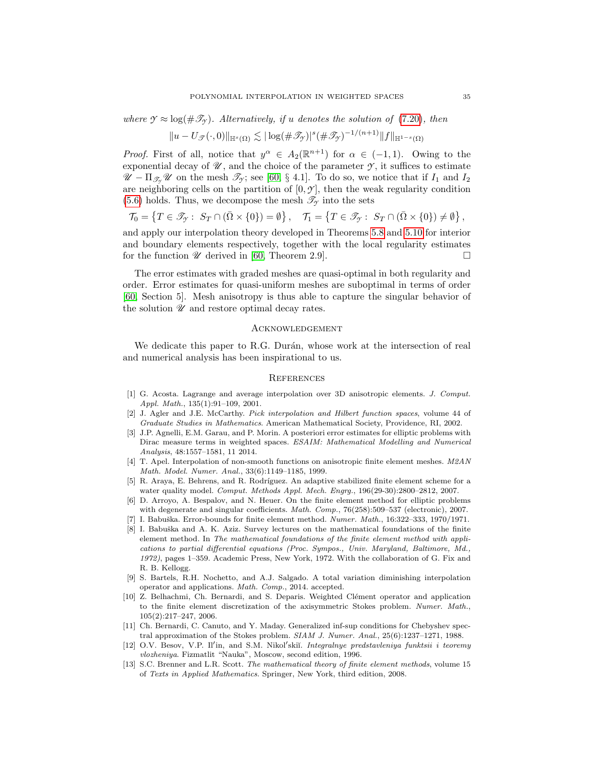*where* $\mathscr{Y} \approx \log(\#\mathscr{T}_{\mathscr{Y}})$. *Alternatively, if* $u$ *denotes the solution of* (7.20)*, then*

$$\|u - U_{\mathscr{T}}(\cdot, 0)\|_{\mathbb{H}^s(\Omega)} \lesssim |\log(\#\mathscr{T}_{\mathscr{Y}})|^s (\#\mathscr{T}_{\mathscr{Y}})^{-1/(n+1)} \|f\|_{\mathbb{H}^{1-s}(\Omega)}$$

*Proof.* First of all, notice that $y^\alpha \in A_2(\mathbb{R}^{n+1})$ for $\alpha \in (-1, 1)$. Owing to the exponential decay of $\mathscr{U}$, and the choice of the parameter $\mathscr{Y}$, it suffices to estimate $\mathscr{U} - \Pi_{\mathscr{T}_{\mathscr{Y}}} \mathscr{U}$ on the mesh $\mathscr{T}_{\mathscr{Y}}$; see [60, § 4.1]. To do so, we notice that if $I_1$ and $I_2$ are neighboring cells on the partition of $[0, \mathscr{Y}]$, then the weak regularity condition (5.6) holds. Thus, we decompose the mesh $\mathscr{T}_{\mathscr{Y}}$ into the sets

$$\mathcal{T}_0 = \left\{ T \in \mathscr{T}_{\mathscr{Y}} : \ S_T \cap (\bar{\Omega} \times \{0\}) = \emptyset \right\}, \quad \mathcal{T}_1 = \left\{ T \in \mathscr{T}_{\mathscr{Y}} : \ S_T \cap (\bar{\Omega} \times \{0\}) \neq \emptyset \right\},$$

and apply our interpolation theory developed in Theorems 5.8 and 5.10 for interior and boundary elements respectively, together with the local regularity estimates for the function $\mathscr{U}$ derived in [60, Theorem 2.9]. □

The error estimates with graded meshes are quasi-optimal in both regularity and order. Error estimates for quasi-uniform meshes are suboptimal in terms of order [60, Section 5]. Mesh anisotropy is thus able to capture the singular behavior of the solution $\mathscr{U}$ and restore optimal decay rates.

## Acknowledgement

We dedicate this paper to R.G. Durán, whose work at the intersection of real and numerical analysis has been inspirational to us.

## References

[1] G. Acosta. Lagrange and average interpolation over 3D anisotropic elements. *J. Comput. Appl. Math.*, 135(1):91–109, 2001.

[2] J. Agler and J.E. McCarthy. *Pick interpolation and Hilbert function spaces*, volume 44 of *Graduate Studies in Mathematics*. American Mathematical Society, Providence, RI, 2002.

[3] J.P. Agnelli, E.M. Garau, and P. Morin. A posteriori error estimates for elliptic problems with Dirac measure terms in weighted spaces. *ESAIM: Mathematical Modelling and Numerical Analysis*, 48:1557–1581, 11 2014.

[4] T. Apel. Interpolation of non-smooth functions on anisotropic finite element meshes. *M2AN Math. Model. Numer. Anal.*, 33(6):1149–1185, 1999.

[5] R. Araya, E. Behrens, and R. Rodríguez. An adaptive stabilized finite element scheme for a water quality model. *Comput. Methods Appl. Mech. Engrg.*, 196(29-30):2800–2812, 2007.

[6] D. Arroyo, A. Bespalov, and N. Heuer. On the finite element method for elliptic problems with degenerate and singular coefficients. *Math. Comp.*, 76(258):509–537 (electronic), 2007.

[7] I. Babuška. Error-bounds for finite element method. *Numer. Math.*, 16:322–333, 1970/1971.

[8] I. Babuška and A. K. Aziz. Survey lectures on the mathematical foundations of the finite element method. In *The mathematical foundations of the finite element method with applications to partial differential equations (Proc. Sympos., Univ. Maryland, Baltimore, Md., 1972)*, pages 1–359. Academic Press, New York, 1972. With the collaboration of G. Fix and R. B. Kellogg.

[9] S. Bartels, R.H. Nochetto, and A.J. Salgado. A total variation diminishing interpolation operator and applications. *Math. Comp.*, 2014. accepted.

[10] Z. Belhachmi, Ch. Bernardi, and S. Deparis. Weighted Clément operator and application to the finite element discretization of the axisymmetric Stokes problem. *Numer. Math.*, 105(2):217–247, 2006.

[11] Ch. Bernardi, C. Canuto, and Y. Maday. Generalized inf-sup conditions for Chebyshev spectral approximation of the Stokes problem. *SIAM J. Numer. Anal.*, 25(6):1237–1271, 1988.

[12] O.V. Besov, V.P. Il′in, and S.M. Nikol′skiĭ. *Integralnye predstavleniya funktsii i teoremy vlozheniya*. Fizmatlit "Nauka", Moscow, second edition, 1996.

[13] S.C. Brenner and L.R. Scott. *The mathematical theory of finite element methods*, volume 15 of *Texts in Applied Mathematics*. Springer, New York, third edition, 2008.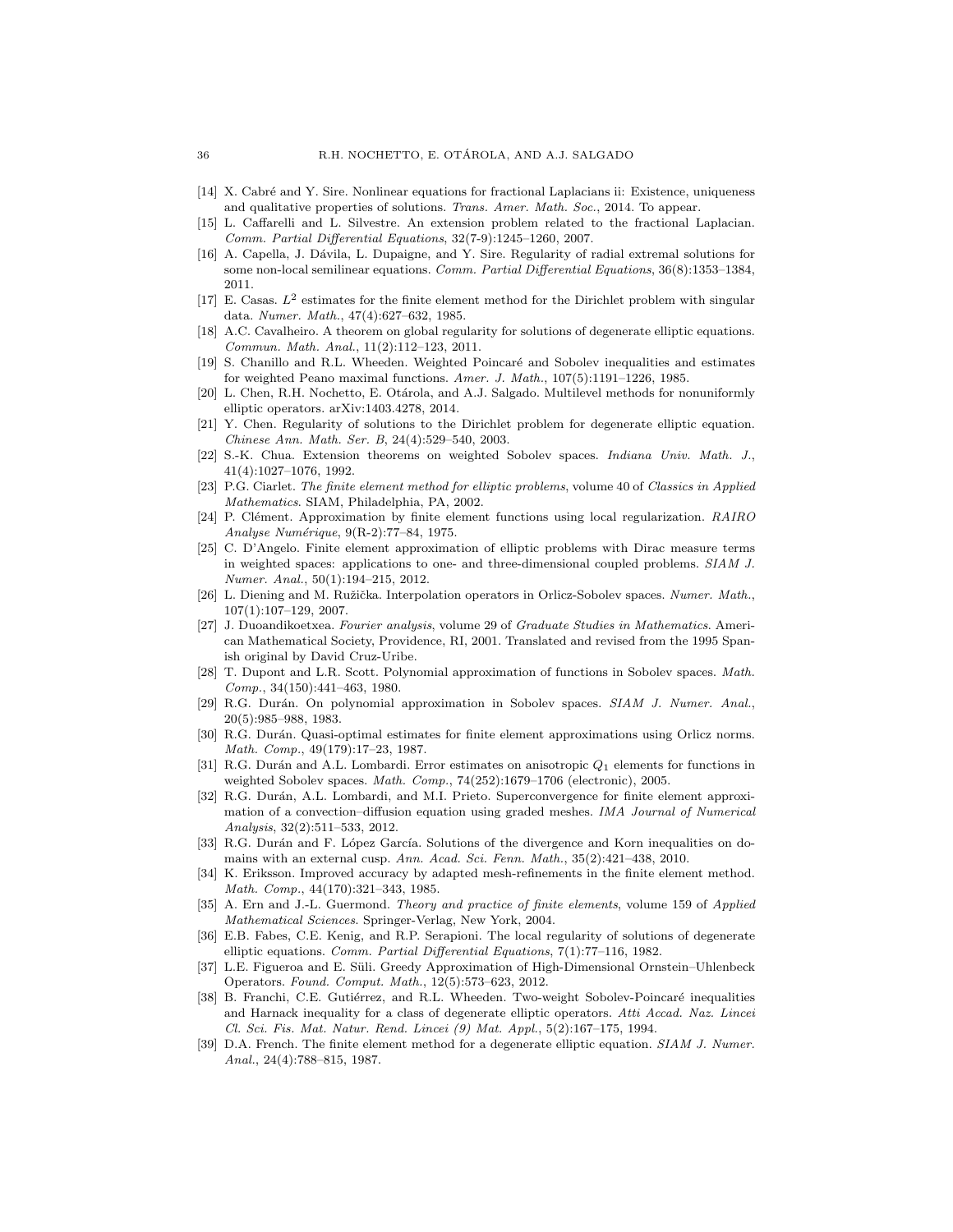[14] X. Cabré and Y. Sire. Nonlinear equations for fractional Laplacians ii: Existence, uniqueness and qualitative properties of solutions. *Trans. Amer. Math. Soc.*, 2014. To appear.

[15] L. Caffarelli and L. Silvestre. An extension problem related to the fractional Laplacian. *Comm. Partial Differential Equations*, 32(7-9):1245–1260, 2007.

[16] A. Capella, J. Dávila, L. Dupaigne, and Y. Sire. Regularity of radial extremal solutions for some non-local semilinear equations. *Comm. Partial Differential Equations*, 36(8):1353–1384, 2011.

[17] E. Casas. $L^2$ estimates for the finite element method for the Dirichlet problem with singular data. *Numer. Math.*, 47(4):627–632, 1985.

[18] A.C. Cavalheiro. A theorem on global regularity for solutions of degenerate elliptic equations. *Commun. Math. Anal.*, 11(2):112–123, 2011.

[19] S. Chanillo and R.L. Wheeden. Weighted Poincaré and Sobolev inequalities and estimates for weighted Peano maximal functions. *Amer. J. Math.*, 107(5):1191–1226, 1985.

[20] L. Chen, R.H. Nochetto, E. Otárola, and A.J. Salgado. Multilevel methods for nonuniformly elliptic operators. arXiv:1403.4278, 2014.

[21] Y. Chen. Regularity of solutions to the Dirichlet problem for degenerate elliptic equation. *Chinese Ann. Math. Ser. B*, 24(4):529–540, 2003.

[22] S.-K. Chua. Extension theorems on weighted Sobolev spaces. *Indiana Univ. Math. J.*, 41(4):1027–1076, 1992.

[23] P.G. Ciarlet. *The finite element method for elliptic problems*, volume 40 of *Classics in Applied Mathematics*. SIAM, Philadelphia, PA, 2002.

[24] P. Clément. Approximation by finite element functions using local regularization. *RAIRO Analyse Numérique*, 9(R-2):77–84, 1975.

[25] C. D'Angelo. Finite element approximation of elliptic problems with Dirac measure terms in weighted spaces: applications to one- and three-dimensional coupled problems. *SIAM J. Numer. Anal.*, 50(1):194–215, 2012.

[26] L. Diening and M. Růžička. Interpolation operators in Orlicz-Sobolev spaces. *Numer. Math.*, 107(1):107–129, 2007.

[27] J. Duoandikoetxea. *Fourier analysis*, volume 29 of *Graduate Studies in Mathematics*. American Mathematical Society, Providence, RI, 2001. Translated and revised from the 1995 Spanish original by David Cruz-Uribe.

[28] T. Dupont and L.R. Scott. Polynomial approximation of functions in Sobolev spaces. *Math. Comp.*, 34(150):441–463, 1980.

[29] R.G. Durán. On polynomial approximation in Sobolev spaces. *SIAM J. Numer. Anal.*, 20(5):985–988, 1983.

[30] R.G. Durán. Quasi-optimal estimates for finite element approximations using Orlicz norms. *Math. Comp.*, 49(179):17–23, 1987.

[31] R.G. Durán and A.L. Lombardi. Error estimates on anisotropic $Q_1$ elements for functions in weighted Sobolev spaces. *Math. Comp.*, 74(252):1679–1706 (electronic), 2005.

[32] R.G. Durán, A.L. Lombardi, and M.I. Prieto. Superconvergence for finite element approximation of a convection–diffusion equation using graded meshes. *IMA Journal of Numerical Analysis*, 32(2):511–533, 2012.

[33] R.G. Durán and F. López García. Solutions of the divergence and Korn inequalities on domains with an external cusp. *Ann. Acad. Sci. Fenn. Math.*, 35(2):421–438, 2010.

[34] K. Eriksson. Improved accuracy by adapted mesh-refinements in the finite element method. *Math. Comp.*, 44(170):321–343, 1985.

[35] A. Ern and J.-L. Guermond. *Theory and practice of finite elements*, volume 159 of *Applied Mathematical Sciences*. Springer-Verlag, New York, 2004.

[36] E.B. Fabes, C.E. Kenig, and R.P. Serapioni. The local regularity of solutions of degenerate elliptic equations. *Comm. Partial Differential Equations*, 7(1):77–116, 1982.

[37] L.E. Figueroa and E. Süli. Greedy Approximation of High-Dimensional Ornstein–Uhlenbeck Operators. *Found. Comput. Math.*, 12(5):573–623, 2012.

[38] B. Franchi, C.E. Gutiérrez, and R.L. Wheeden. Two-weight Sobolev-Poincaré inequalities and Harnack inequality for a class of degenerate elliptic operators. *Atti Accad. Naz. Lincei Cl. Sci. Fis. Mat. Natur. Rend. Lincei (9) Mat. Appl.*, 5(2):167–175, 1994.

[39] D.A. French. The finite element method for a degenerate elliptic equation. *SIAM J. Numer. Anal.*, 24(4):788–815, 1987.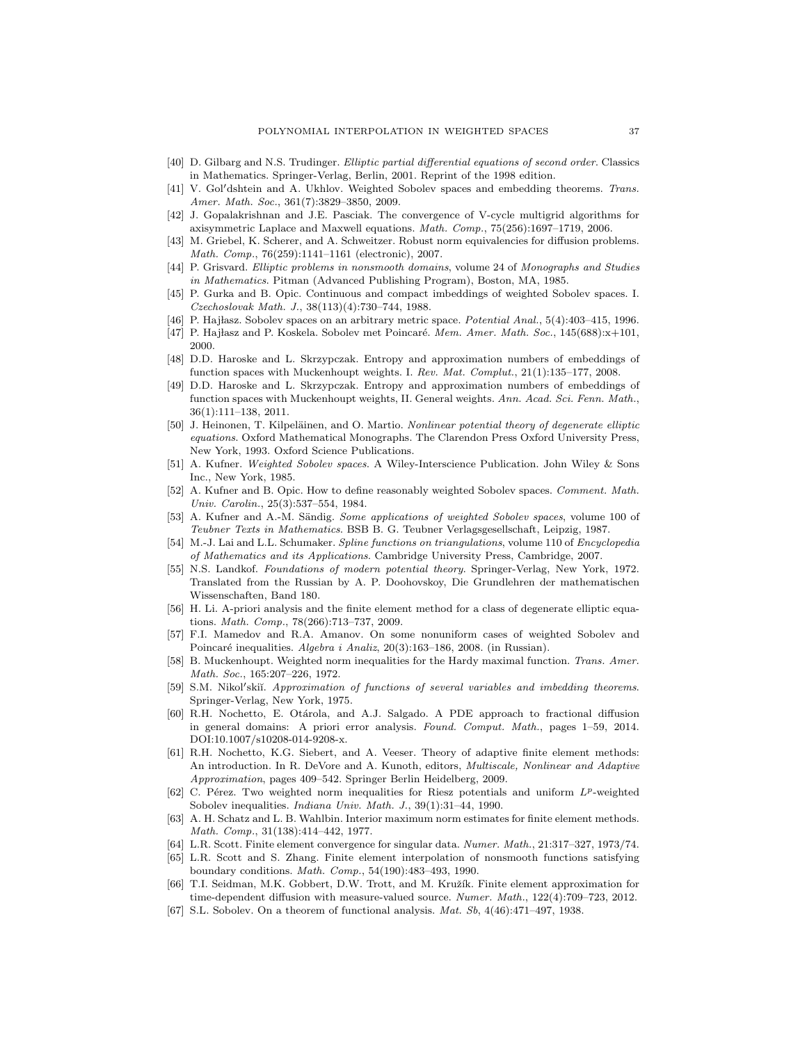[40] D. Gilbarg and N.S. Trudinger. *Elliptic partial differential equations of second order*. Classics in Mathematics. Springer-Verlag, Berlin, 2001. Reprint of the 1998 edition.

[41] V. Gol′dshtein and A. Ukhlov. Weighted Sobolev spaces and embedding theorems. *Trans. Amer. Math. Soc.*, 361(7):3829–3850, 2009.

[42] J. Gopalakrishnan and J.E. Pasciak. The convergence of V-cycle multigrid algorithms for axisymmetric Laplace and Maxwell equations. *Math. Comp.*, 75(256):1697–1719, 2006.

[43] M. Griebel, K. Scherer, and A. Schweitzer. Robust norm equivalencies for diffusion problems. *Math. Comp.*, 76(259):1141–1161 (electronic), 2007.

[44] P. Grisvard. *Elliptic problems in nonsmooth domains*, volume 24 of *Monographs and Studies in Mathematics*. Pitman (Advanced Publishing Program), Boston, MA, 1985.

[45] P. Gurka and B. Opic. Continuous and compact imbeddings of weighted Sobolev spaces. I. *Czechoslovak Math. J.*, 38(113)(4):730–744, 1988.

[46] P. Hajłasz. Sobolev spaces on an arbitrary metric space. *Potential Anal.*, 5(4):403–415, 1996.

[47] P. Hajłasz and P. Koskela. Sobolev met Poincaré. *Mem. Amer. Math. Soc.*, 145(688):x+101, 2000.

[48] D.D. Haroske and L. Skrzypczak. Entropy and approximation numbers of embeddings of function spaces with Muckenhoupt weights. I. *Rev. Mat. Complut.*, 21(1):135–177, 2008.

[49] D.D. Haroske and L. Skrzypczak. Entropy and approximation numbers of embeddings of function spaces with Muckenhoupt weights, II. General weights. *Ann. Acad. Sci. Fenn. Math.*, 36(1):111–138, 2011.

[50] J. Heinonen, T. Kilpeläinen, and O. Martio. *Nonlinear potential theory of degenerate elliptic equations*. Oxford Mathematical Monographs. The Clarendon Press Oxford University Press, New York, 1993. Oxford Science Publications.

[51] A. Kufner. *Weighted Sobolev spaces*. A Wiley-Interscience Publication. John Wiley & Sons Inc., New York, 1985.

[52] A. Kufner and B. Opic. How to define reasonably weighted Sobolev spaces. *Comment. Math. Univ. Carolin.*, 25(3):537–554, 1984.

[53] A. Kufner and A.-M. Sändig. *Some applications of weighted Sobolev spaces*, volume 100 of *Teubner Texts in Mathematics*. BSB B. G. Teubner Verlagsgesellschaft, Leipzig, 1987.

[54] M.-J. Lai and L.L. Schumaker. *Spline functions on triangulations*, volume 110 of *Encyclopedia of Mathematics and its Applications*. Cambridge University Press, Cambridge, 2007.

[55] N.S. Landkof. *Foundations of modern potential theory*. Springer-Verlag, New York, 1972. Translated from the Russian by A. P. Doohovskoy, Die Grundlehren der mathematischen Wissenschaften, Band 180.

[56] H. Li. A-priori analysis and the finite element method for a class of degenerate elliptic equations. *Math. Comp.*, 78(266):713–737, 2009.

[57] F.I. Mamedov and R.A. Amanov. On some nonuniform cases of weighted Sobolev and Poincaré inequalities. *Algebra i Analiz*, 20(3):163–186, 2008. (in Russian).

[58] B. Muckenhoupt. Weighted norm inequalities for the Hardy maximal function. *Trans. Amer. Math. Soc.*, 165:207–226, 1972.

[59] S.M. Nikol′skiĭ. *Approximation of functions of several variables and imbedding theorems*. Springer-Verlag, New York, 1975.

[60] R.H. Nochetto, E. Otárola, and A.J. Salgado. A PDE approach to fractional diffusion in general domains: A priori error analysis. *Found. Comput. Math.*, pages 1–59, 2014. DOI:10.1007/s10208-014-9208-x.

[61] R.H. Nochetto, K.G. Siebert, and A. Veeser. Theory of adaptive finite element methods: An introduction. In R. DeVore and A. Kunoth, editors, *Multiscale, Nonlinear and Adaptive Approximation*, pages 409–542. Springer Berlin Heidelberg, 2009.

[62] C. Pérez. Two weighted norm inequalities for Riesz potentials and uniform $L^p$-weighted Sobolev inequalities. *Indiana Univ. Math. J.*, 39(1):31–44, 1990.

[63] A. H. Schatz and L. B. Wahlbin. Interior maximum norm estimates for finite element methods. *Math. Comp.*, 31(138):414–442, 1977.

[64] L.R. Scott. Finite element convergence for singular data. *Numer. Math.*, 21:317–327, 1973/74.

[65] L.R. Scott and S. Zhang. Finite element interpolation of nonsmooth functions satisfying boundary conditions. *Math. Comp.*, 54(190):483–493, 1990.

[66] T.I. Seidman, M.K. Gobbert, D.W. Trott, and M. Kružík. Finite element approximation for time-dependent diffusion with measure-valued source. *Numer. Math.*, 122(4):709–723, 2012.

[67] S.L. Sobolev. On a theorem of functional analysis. *Mat. Sb*, 4(46):471–497, 1938.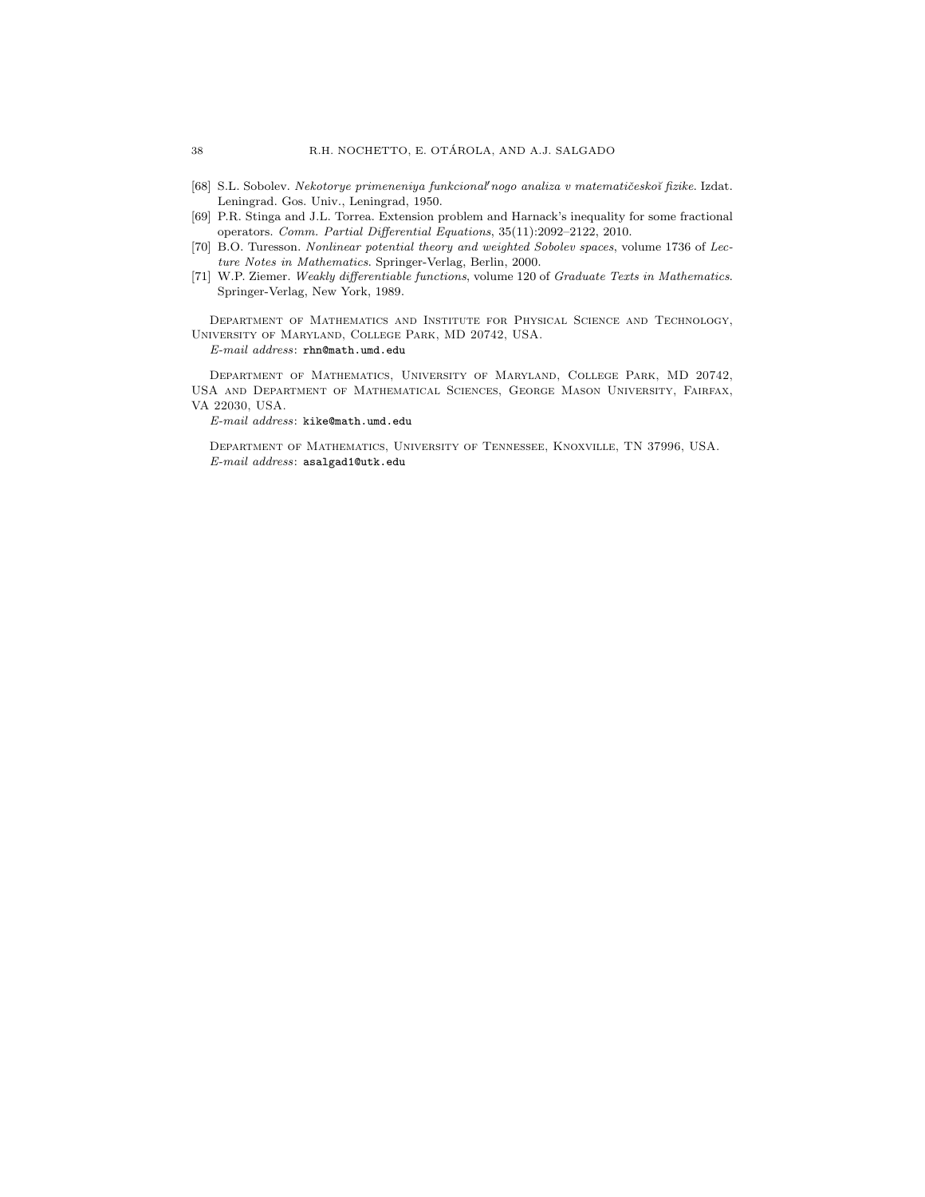[68] S.L. Sobolev. *Nekotorye primeneniya funkcional′nogo analiza v matematičeskoĭ fizike*. Izdat. Leningrad. Gos. Univ., Leningrad, 1950.

[69] P.R. Stinga and J.L. Torrea. Extension problem and Harnack's inequality for some fractional operators. *Comm. Partial Differential Equations*, 35(11):2092–2122, 2010.

[70] B.O. Turesson. *Nonlinear potential theory and weighted Sobolev spaces*, volume 1736 of *Lecture Notes in Mathematics*. Springer-Verlag, Berlin, 2000.

[71] W.P. Ziemer. *Weakly differentiable functions*, volume 120 of *Graduate Texts in Mathematics*. Springer-Verlag, New York, 1989.

Department of Mathematics and Institute for Physical Science and Technology, University of Maryland, College Park, MD 20742, USA.
*E-mail address*: rhn@math.umd.edu

Department of Mathematics, University of Maryland, College Park, MD 20742, USA and Department of Mathematical Sciences, George Mason University, Fairfax, VA 22030, USA.
*E-mail address*: kike@math.umd.edu

Department of Mathematics, University of Tennessee, Knoxville, TN 37996, USA.
*E-mail address*: asalgad1@utk.edu